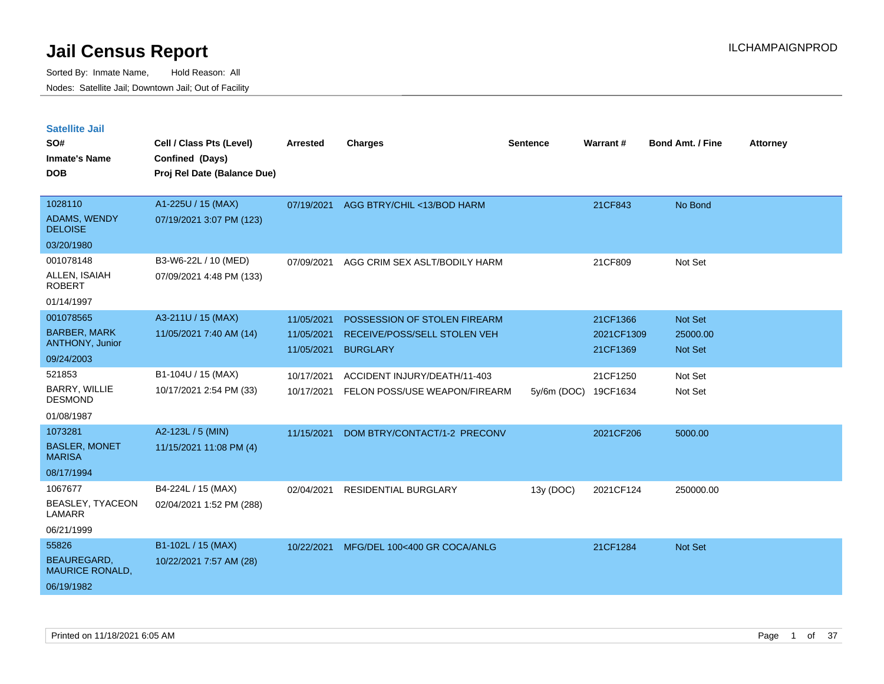# Jail Census Report

ILCHAMPAIGNPROD

Sorted By: Inmate Name, Hold Reason: All

Nodes: Satellite Jail; Downtown Jail; Out of Facility

## Satellite Jail

| SO# / Inmate's Name / DOB | Cell / Class Pts (Level) / Confined (Days) / Proj Rel Date (Balance Due) | Arrested | Charges | Sentence | Warrant # | Bond Amt. / Fine | Attorney |
|---|---|---|---|---|---|---|---|
| 1028110<br>ADAMS, WENDY DELOISE<br>03/20/1980 | A1-225U / 15 (MAX)<br>07/19/2021 3:07 PM (123) | 07/19/2021 | AGG BTRY/CHIL <13/BOD HARM | | 21CF843 | No Bond | |
| 001078148<br>ALLEN, ISAIAH ROBERT<br>01/14/1997 | B3-W6-22L / 10 (MED)<br>07/09/2021 4:48 PM (133) | 07/09/2021 | AGG CRIM SEX ASLT/BODILY HARM | | 21CF809 | Not Set | |
| 001078565<br>BARBER, MARK ANTHONY, Junior<br>09/24/2003 | A3-211U / 15 (MAX)<br>11/05/2021 7:40 AM (14) | 11/05/2021 | POSSESSION OF STOLEN FIREARM | | 21CF1366 | Not Set | |
| | | 11/05/2021 | RECEIVE/POSS/SELL STOLEN VEH | | 2021CF1309 | 25000.00 | |
| | | 11/05/2021 | BURGLARY | | 21CF1369 | Not Set | |
| 521853<br>BARRY, WILLIE DESMOND<br>01/08/1987 | B1-104U / 15 (MAX)<br>10/17/2021 2:54 PM (33) | 10/17/2021 | ACCIDENT INJURY/DEATH/11-403 | | 21CF1250 | Not Set | |
| | | 10/17/2021 | FELON POSS/USE WEAPON/FIREARM | 5y/6m (DOC) | 19CF1634 | Not Set | |
| 1073281<br>BASLER, MONET MARISA<br>08/17/1994 | A2-123L / 5 (MIN)<br>11/15/2021 11:08 PM (4) | 11/15/2021 | DOM BTRY/CONTACT/1-2 PRECONV | | 2021CF206 | 5000.00 | |
| 1067677<br>BEASLEY, TYACEON LAMARR<br>06/21/1999 | B4-224L / 15 (MAX)<br>02/04/2021 1:52 PM (288) | 02/04/2021 | RESIDENTIAL BURGLARY | 13y (DOC) | 2021CF124 | 250000.00 | |
| 55826<br>BEAUREGARD, MAURICE RONALD,<br>06/19/1982 | B1-102L / 15 (MAX)<br>10/22/2021 7:57 AM (28) | 10/22/2021 | MFG/DEL 100<400 GR COCA/ANLG | | 21CF1284 | Not Set | |

Printed on 11/18/2021 6:05 AM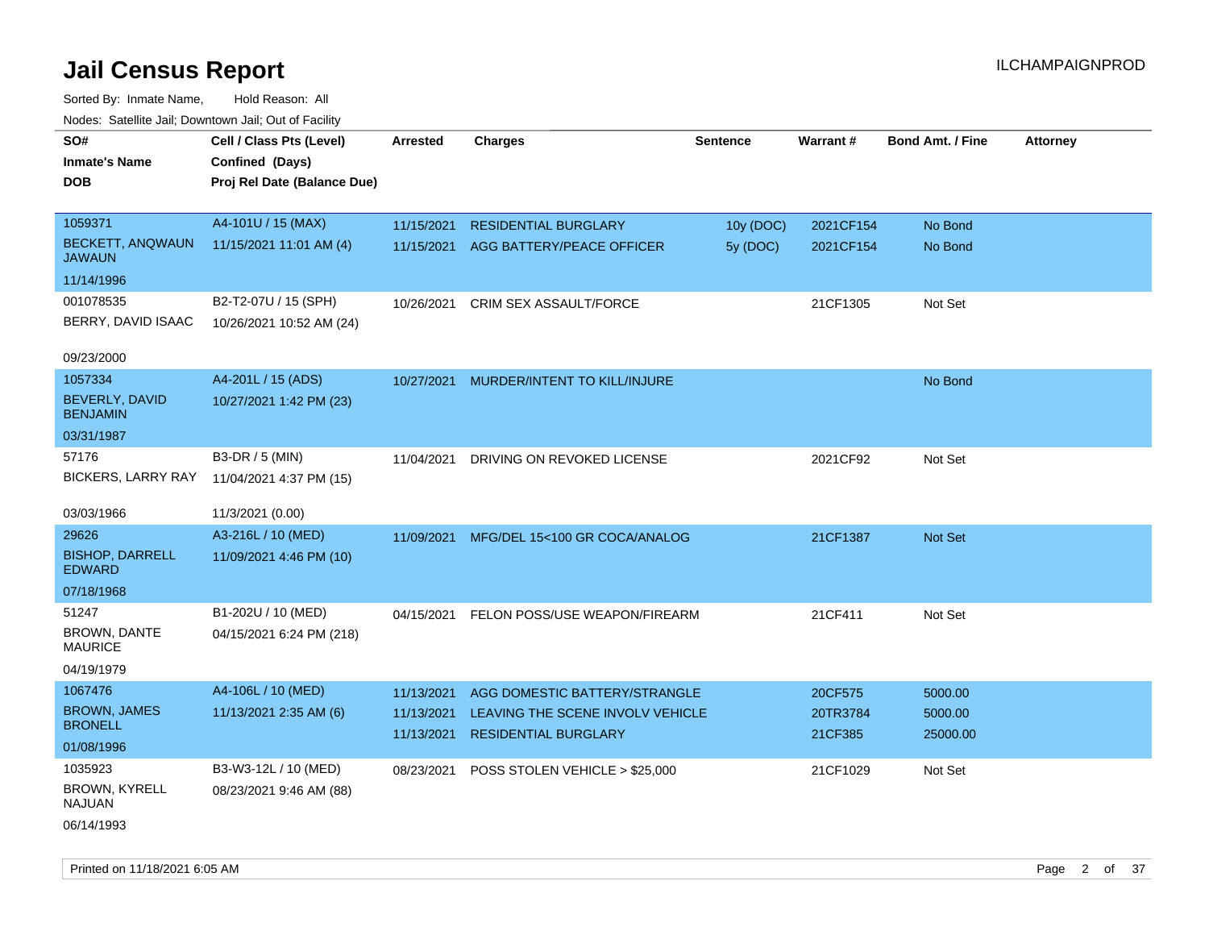# Jail Census Report

Sorted By: Inmate Name, Hold Reason: All

Nodes: Satellite Jail; Downtown Jail; Out of Facility

| SO# / Inmate's Name / DOB | Cell / Class Pts (Level) / Confined (Days) / Proj Rel Date (Balance Due) | Arrested | Charges | Sentence | Warrant # | Bond Amt. / Fine | Attorney |
|---|---|---|---|---|---|---|---|
| 1059371<br>BECKETT, ANQWAUN JAWAUN<br>11/14/1996 | A4-101U / 15 (MAX)<br>11/15/2021 11:01 AM (4) | 11/15/2021<br>11/15/2021 | RESIDENTIAL BURGLARY<br>AGG BATTERY/PEACE OFFICER | 10y (DOC)<br>5y (DOC) | 2021CF154<br>2021CF154 | No Bond<br>No Bond | |
| 001078535<br>BERRY, DAVID ISAAC<br>09/23/2000 | B2-T2-07U / 15 (SPH)<br>10/26/2021 10:52 AM (24) | 10/26/2021 | CRIM SEX ASSAULT/FORCE | | 21CF1305 | Not Set | |
| 1057334<br>BEVERLY, DAVID BENJAMIN<br>03/31/1987 | A4-201L / 15 (ADS)<br>10/27/2021 1:42 PM (23) | 10/27/2021 | MURDER/INTENT TO KILL/INJURE | | | No Bond | |
| 57176<br>BICKERS, LARRY RAY<br>03/03/1966 | B3-DR / 5 (MIN)<br>11/04/2021 4:37 PM (15)<br>11/3/2021 (0.00) | 11/04/2021 | DRIVING ON REVOKED LICENSE | | 2021CF92 | Not Set | |
| 29626<br>BISHOP, DARRELL EDWARD<br>07/18/1968 | A3-216L / 10 (MED)<br>11/09/2021 4:46 PM (10) | 11/09/2021 | MFG/DEL 15<100 GR COCA/ANALOG | | 21CF1387 | Not Set | |
| 51247<br>BROWN, DANTE MAURICE<br>04/19/1979 | B1-202U / 10 (MED)<br>04/15/2021 6:24 PM (218) | 04/15/2021 | FELON POSS/USE WEAPON/FIREARM | | 21CF411 | Not Set | |
| 1067476<br>BROWN, JAMES BRONELL<br>01/08/1996 | A4-106L / 10 (MED)<br>11/13/2021 2:35 AM (6) | 11/13/2021<br>11/13/2021<br>11/13/2021 | AGG DOMESTIC BATTERY/STRANGLE<br>LEAVING THE SCENE INVOLV VEHICLE<br>RESIDENTIAL BURGLARY | | 20CF575<br>20TR3784<br>21CF385 | 5000.00<br>5000.00<br>25000.00 | |
| 1035923<br>BROWN, KYRELL NAJUAN<br>06/14/1993 | B3-W3-12L / 10 (MED)<br>08/23/2021 9:46 AM (88) | 08/23/2021 | POSS STOLEN VEHICLE > $25,000 | | 21CF1029 | Not Set | |

Printed on 11/18/2021 6:05 AM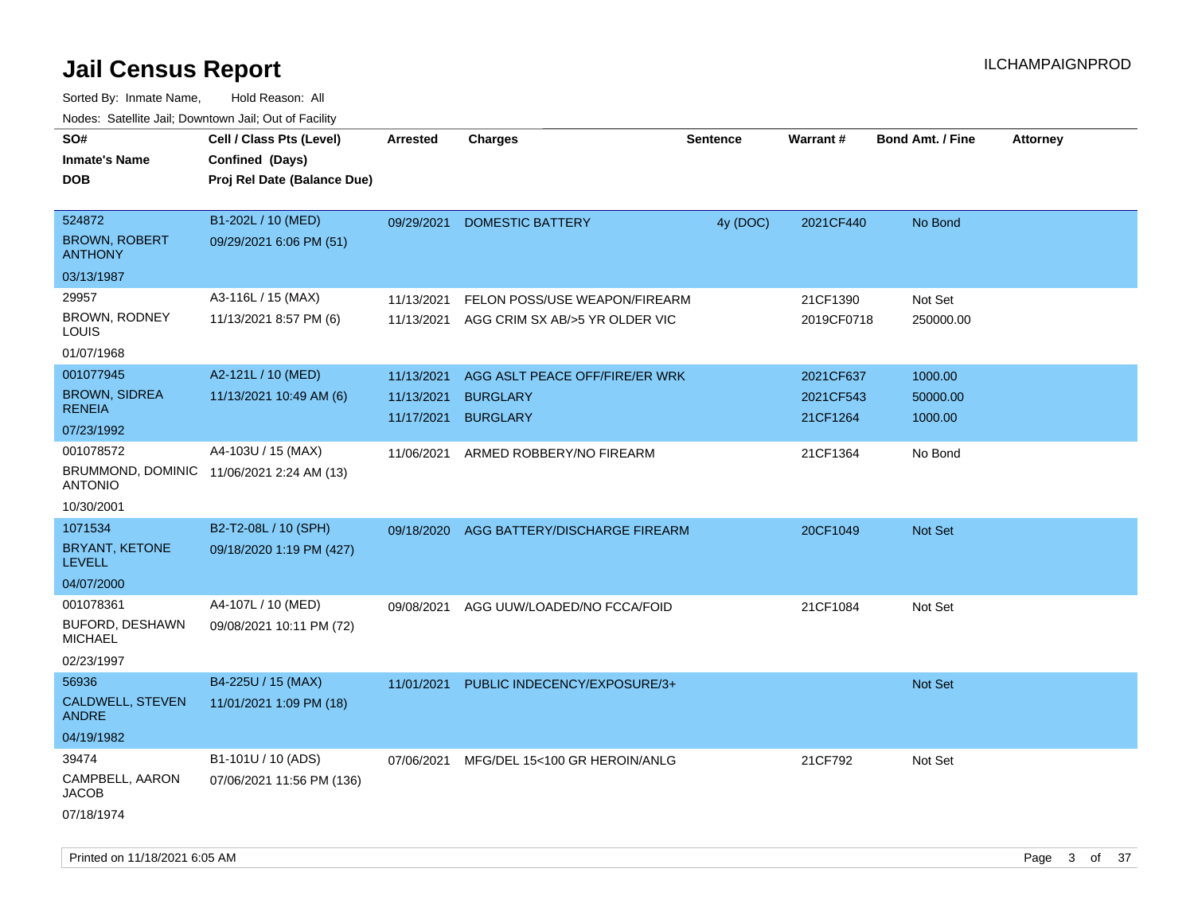# Jail Census Report

ILCHAMPAIGNPROD

Sorted By: Inmate Name, Hold Reason: All

Nodes: Satellite Jail; Downtown Jail; Out of Facility

| SO# / Inmate's Name / DOB | Cell / Class Pts (Level) / Confined (Days) / Proj Rel Date (Balance Due) | Arrested | Charges | Sentence | Warrant # | Bond Amt. / Fine | Attorney |
|---|---|---|---|---|---|---|---|
| 524872<br>BROWN, ROBERT ANTHONY<br>03/13/1987 | B1-202L / 10 (MED)<br>09/29/2021 6:06 PM (51) | 09/29/2021 | DOMESTIC BATTERY | 4y (DOC) | 2021CF440 | No Bond | |
| 29957<br>BROWN, RODNEY LOUIS<br>01/07/1968 | A3-116L / 15 (MAX)<br>11/13/2021 8:57 PM (6) | 11/13/2021<br>11/13/2021 | FELON POSS/USE WEAPON/FIREARM<br>AGG CRIM SX AB/>5 YR OLDER VIC | | 21CF1390<br>2019CF0718 | Not Set<br>250000.00 | |
| 001077945<br>BROWN, SIDREA RENEIA<br>07/23/1992 | A2-121L / 10 (MED)<br>11/13/2021 10:49 AM (6) | 11/13/2021<br>11/13/2021<br>11/17/2021 | AGG ASLT PEACE OFF/FIRE/ER WRK<br>BURGLARY<br>BURGLARY | | 2021CF637<br>2021CF543<br>21CF1264 | 1000.00<br>50000.00<br>1000.00 | |
| 001078572<br>BRUMMOND, DOMINIC ANTONIO<br>10/30/2001 | A4-103U / 15 (MAX)<br>11/06/2021 2:24 AM (13) | 11/06/2021 | ARMED ROBBERY/NO FIREARM | | 21CF1364 | No Bond | |
| 1071534<br>BRYANT, KETONE LEVELL<br>04/07/2000 | B2-T2-08L / 10 (SPH)<br>09/18/2020 1:19 PM (427) | 09/18/2020 | AGG BATTERY/DISCHARGE FIREARM | | 20CF1049 | Not Set | |
| 001078361<br>BUFORD, DESHAWN MICHAEL<br>02/23/1997 | A4-107L / 10 (MED)<br>09/08/2021 10:11 PM (72) | 09/08/2021 | AGG UUW/LOADED/NO FCCA/FOID | | 21CF1084 | Not Set | |
| 56936<br>CALDWELL, STEVEN ANDRE<br>04/19/1982 | B4-225U / 15 (MAX)<br>11/01/2021 1:09 PM (18) | 11/01/2021 | PUBLIC INDECENCY/EXPOSURE/3+ | | | Not Set | |
| 39474<br>CAMPBELL, AARON JACOB<br>07/18/1974 | B1-101U / 10 (ADS)<br>07/06/2021 11:56 PM (136) | 07/06/2021 | MFG/DEL 15<100 GR HEROIN/ANLG | | 21CF792 | Not Set | |

Printed on 11/18/2021 6:05 AM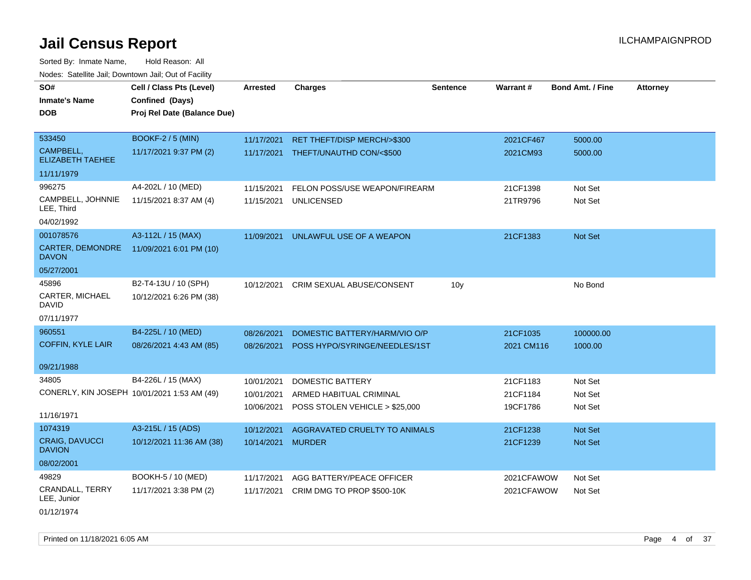# Jail Census Report

ILCHAMPAIGNPROD

Sorted By: Inmate Name, Hold Reason: All

Nodes: Satellite Jail; Downtown Jail; Out of Facility

| SO# / Inmate's Name / DOB | Cell / Class Pts (Level) / Confined (Days) / Proj Rel Date (Balance Due) | Arrested | Charges | Sentence | Warrant # | Bond Amt. / Fine | Attorney |
|---|---|---|---|---|---|---|---|
| 533450<br>CAMPBELL, ELIZABETH TAEHEE<br>11/11/1979 | BOOKF-2 / 5 (MIN)<br>11/17/2021 9:37 PM (2) | 11/17/2021<br>11/17/2021 | RET THEFT/DISP MERCH/>$300<br>THEFT/UNAUTHD CON/<$500 | | 2021CF467<br>2021CM93 | 5000.00<br>5000.00 | |
| 996275<br>CAMPBELL, JOHNNIE LEE, Third<br>04/02/1992 | A4-202L / 10 (MED)<br>11/15/2021 8:37 AM (4) | 11/15/2021<br>11/15/2021 | FELON POSS/USE WEAPON/FIREARM<br>UNLICENSED | | 21CF1398<br>21TR9796 | Not Set<br>Not Set | |
| 001078576<br>CARTER, DEMONDRE DAVON<br>05/27/2001 | A3-112L / 15 (MAX)<br>11/09/2021 6:01 PM (10) | 11/09/2021 | UNLAWFUL USE OF A WEAPON | | 21CF1383 | Not Set | |
| 45896<br>CARTER, MICHAEL DAVID<br>07/11/1977 | B2-T4-13U / 10 (SPH)<br>10/12/2021 6:26 PM (38) | 10/12/2021 | CRIM SEXUAL ABUSE/CONSENT | 10y | | No Bond | |
| 960551<br>COFFIN, KYLE LAIR<br>09/21/1988 | B4-225L / 10 (MED)<br>08/26/2021 4:43 AM (85) | 08/26/2021<br>08/26/2021 | DOMESTIC BATTERY/HARM/VIO O/P<br>POSS HYPO/SYRINGE/NEEDLES/1ST | | 21CF1035<br>2021 CM116 | 100000.00<br>1000.00 | |
| 34805<br>CONERLY, KIN JOSEPH<br>11/16/1971 | B4-226L / 15 (MAX)<br>10/01/2021 1:53 AM (49) | 10/01/2021<br>10/01/2021<br>10/06/2021 | DOMESTIC BATTERY<br>ARMED HABITUAL CRIMINAL<br>POSS STOLEN VEHICLE > $25,000 | | 21CF1183<br>21CF1184<br>19CF1786 | Not Set<br>Not Set<br>Not Set | |
| 1074319<br>CRAIG, DAVUCCI DAVION<br>08/02/2001 | A3-215L / 15 (ADS)<br>10/12/2021 11:36 AM (38) | 10/12/2021<br>10/14/2021 | AGGRAVATED CRUELTY TO ANIMALS<br>MURDER | | 21CF1238<br>21CF1239 | Not Set<br>Not Set | |
| 49829<br>CRANDALL, TERRY LEE, Junior<br>01/12/1974 | BOOKH-5 / 10 (MED)<br>11/17/2021 3:38 PM (2) | 11/17/2021<br>11/17/2021 | AGG BATTERY/PEACE OFFICER<br>CRIM DMG TO PROP $500-10K | | 2021CFAWOW<br>2021CFAWOW | Not Set<br>Not Set | |

Printed on 11/18/2021 6:05 AM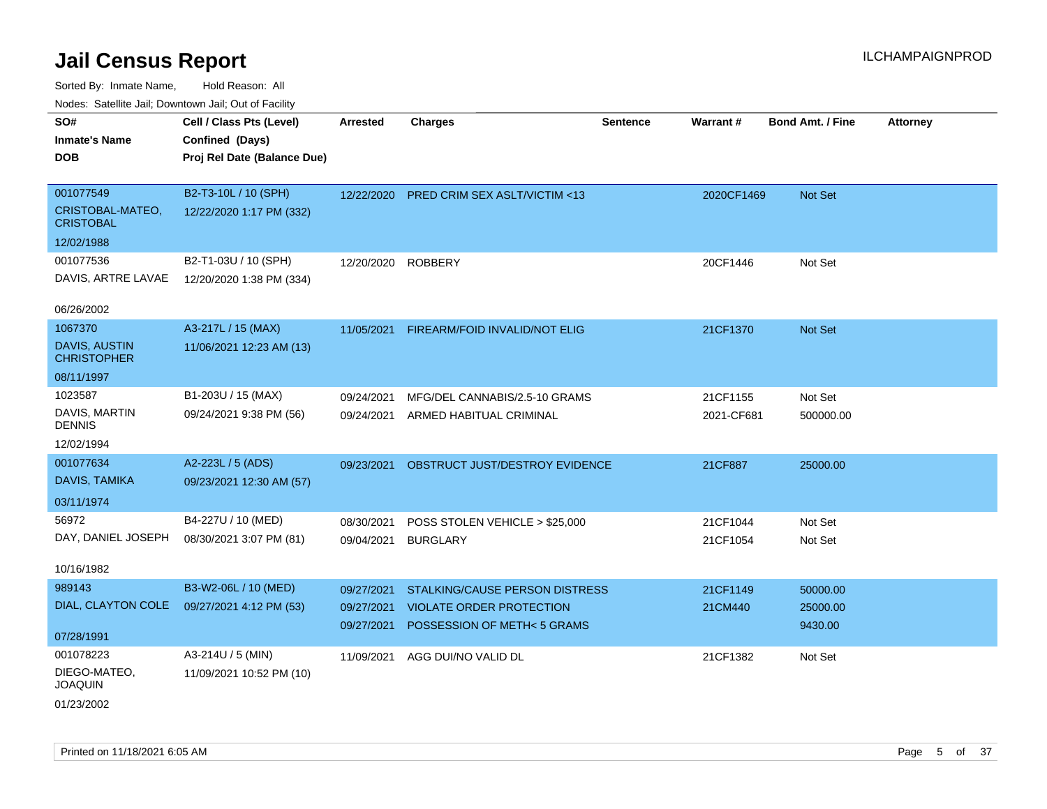# Jail Census Report

Sorted By: Inmate Name, Hold Reason: All

Nodes: Satellite Jail; Downtown Jail; Out of Facility

| SO# / Inmate's Name / DOB | Cell / Class Pts (Level) / Confined (Days) / Proj Rel Date (Balance Due) | Arrested | Charges | Sentence | Warrant # | Bond Amt. / Fine | Attorney |
|---|---|---|---|---|---|---|---|
| 001077549<br>CRISTOBAL-MATEO, CRISTOBAL<br>12/02/1988 | B2-T3-10L / 10 (SPH)<br>12/22/2020 1:17 PM (332) | 12/22/2020 | PRED CRIM SEX ASLT/VICTIM <13 | | 2020CF1469 | Not Set | |
| 001077536<br>DAVIS, ARTRE LAVAE<br>06/26/2002 | B2-T1-03U / 10 (SPH)<br>12/20/2020 1:38 PM (334) | 12/20/2020 | ROBBERY | | 20CF1446 | Not Set | |
| 1067370<br>DAVIS, AUSTIN CHRISTOPHER<br>08/11/1997 | A3-217L / 15 (MAX)<br>11/06/2021 12:23 AM (13) | 11/05/2021 | FIREARM/FOID INVALID/NOT ELIG | | 21CF1370 | Not Set | |
| 1023587<br>DAVIS, MARTIN DENNIS<br>12/02/1994 | B1-203U / 15 (MAX)<br>09/24/2021 9:38 PM (56) | 09/24/2021<br>09/24/2021 | MFG/DEL CANNABIS/2.5-10 GRAMS<br>ARMED HABITUAL CRIMINAL | | 21CF1155<br>2021-CF681 | Not Set<br>500000.00 | |
| 001077634<br>DAVIS, TAMIKA<br>03/11/1974 | A2-223L / 5 (ADS)<br>09/23/2021 12:30 AM (57) | 09/23/2021 | OBSTRUCT JUST/DESTROY EVIDENCE | | 21CF887 | 25000.00 | |
| 56972<br>DAY, DANIEL JOSEPH<br>10/16/1982 | B4-227U / 10 (MED)<br>08/30/2021 3:07 PM (81) | 08/30/2021<br>09/04/2021 | POSS STOLEN VEHICLE > $25,000<br>BURGLARY | | 21CF1044<br>21CF1054 | Not Set<br>Not Set | |
| 989143<br>DIAL, CLAYTON COLE<br>07/28/1991 | B3-W2-06L / 10 (MED)<br>09/27/2021 4:12 PM (53) | 09/27/2021<br>09/27/2021<br>09/27/2021 | STALKING/CAUSE PERSON DISTRESS<br>VIOLATE ORDER PROTECTION<br>POSSESSION OF METH< 5 GRAMS | | 21CF1149<br>21CM440 | 50000.00<br>25000.00<br>9430.00 | |
| 001078223<br>DIEGO-MATEO, JOAQUIN<br>01/23/2002 | A3-214U / 5 (MIN)<br>11/09/2021 10:52 PM (10) | 11/09/2021 | AGG DUI/NO VALID DL | | 21CF1382 | Not Set | |

Printed on 11/18/2021 6:05 AM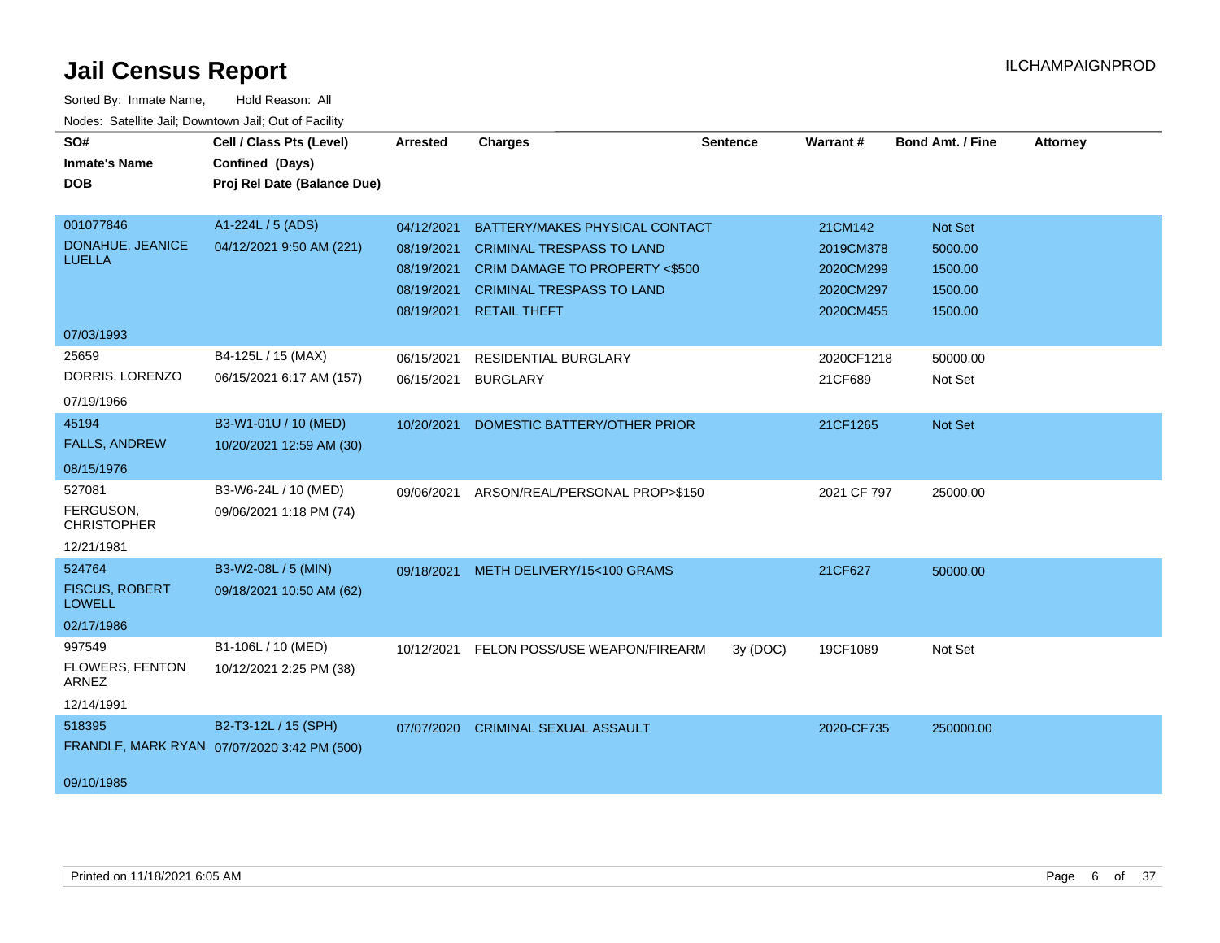# Jail Census Report

ILCHAMPAIGNPROD

Sorted By: Inmate Name, Hold Reason: All

Nodes: Satellite Jail; Downtown Jail; Out of Facility

| SO# / Inmate's Name / DOB | Cell / Class Pts (Level) / Confined (Days) / Proj Rel Date (Balance Due) | Arrested | Charges | Sentence | Warrant # | Bond Amt. / Fine | Attorney |
|---|---|---|---|---|---|---|---|
| 001077846 DONAHUE, JEANICE LUELLA 07/03/1993 | A1-224L / 5 (ADS) 04/12/2021 9:50 AM (221) | 04/12/2021 | BATTERY/MAKES PHYSICAL CONTACT | | 21CM142 | Not Set | |
| | | 08/19/2021 | CRIMINAL TRESPASS TO LAND | | 2019CM378 | 5000.00 | |
| | | 08/19/2021 | CRIM DAMAGE TO PROPERTY <$500 | | 2020CM299 | 1500.00 | |
| | | 08/19/2021 | CRIMINAL TRESPASS TO LAND | | 2020CM297 | 1500.00 | |
| | | 08/19/2021 | RETAIL THEFT | | 2020CM455 | 1500.00 | |
| 25659 DORRIS, LORENZO 07/19/1966 | B4-125L / 15 (MAX) 06/15/2021 6:17 AM (157) | 06/15/2021 | RESIDENTIAL BURGLARY | | 2020CF1218 | 50000.00 | |
| | | 06/15/2021 | BURGLARY | | 21CF689 | Not Set | |
| 45194 FALLS, ANDREW 08/15/1976 | B3-W1-01U / 10 (MED) 10/20/2021 12:59 AM (30) | 10/20/2021 | DOMESTIC BATTERY/OTHER PRIOR | | 21CF1265 | Not Set | |
| 527081 FERGUSON, CHRISTOPHER 12/21/1981 | B3-W6-24L / 10 (MED) 09/06/2021 1:18 PM (74) | 09/06/2021 | ARSON/REAL/PERSONAL PROP>$150 | | 2021 CF 797 | 25000.00 | |
| 524764 FISCUS, ROBERT LOWELL 02/17/1986 | B3-W2-08L / 5 (MIN) 09/18/2021 10:50 AM (62) | 09/18/2021 | METH DELIVERY/15<100 GRAMS | | 21CF627 | 50000.00 | |
| 997549 FLOWERS, FENTON ARNEZ 12/14/1991 | B1-106L / 10 (MED) 10/12/2021 2:25 PM (38) | 10/12/2021 | FELON POSS/USE WEAPON/FIREARM | 3y (DOC) | 19CF1089 | Not Set | |
| 518395 FRANDLE, MARK RYAN 09/10/1985 | B2-T3-12L / 15 (SPH) 07/07/2020 3:42 PM (500) | 07/07/2020 | CRIMINAL SEXUAL ASSAULT | | 2020-CF735 | 250000.00 | |

Printed on 11/18/2021 6:05 AM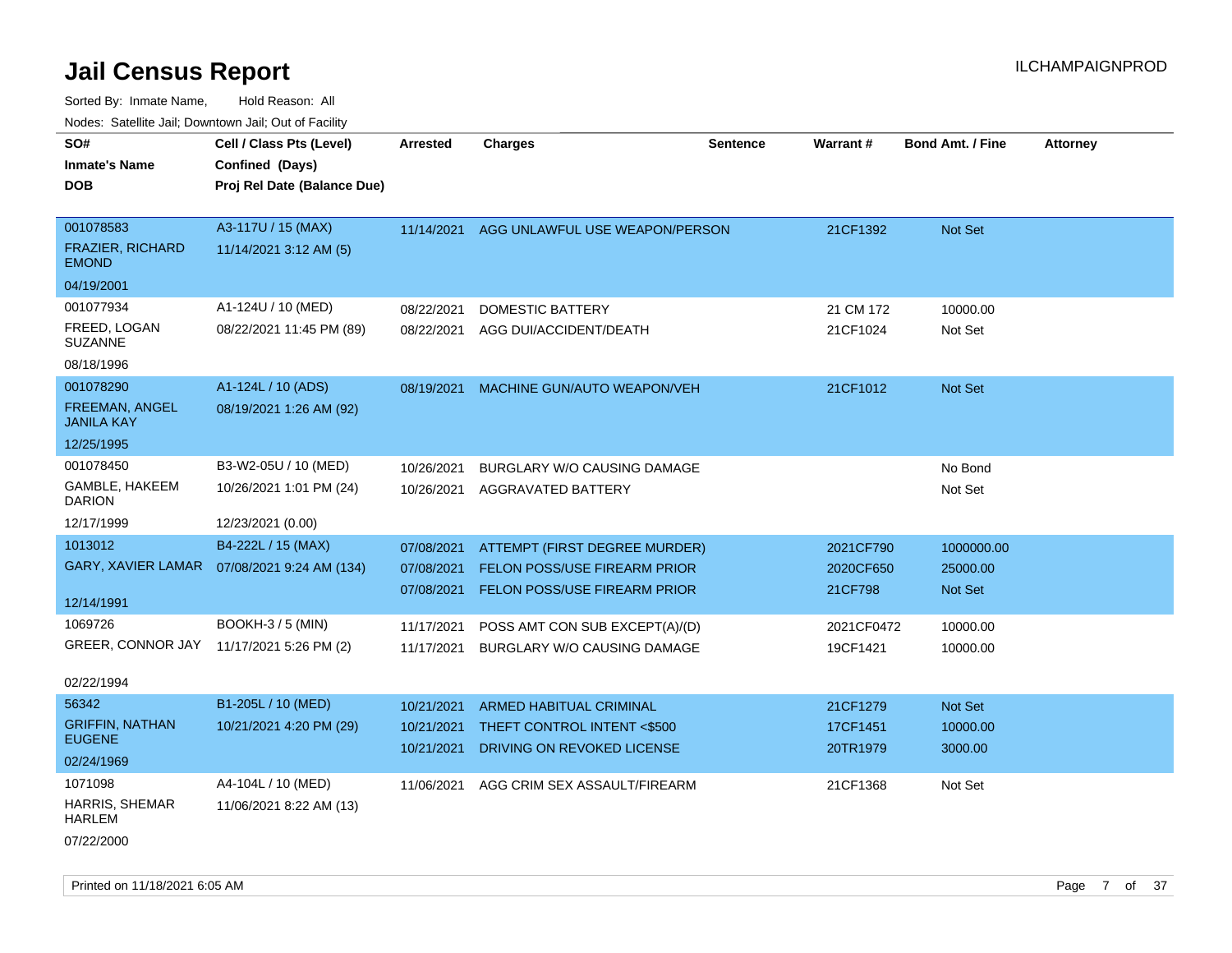# Jail Census Report

ILCHAMPAIGNPROD

Sorted By: Inmate Name,     Hold Reason: All

Nodes: Satellite Jail; Downtown Jail; Out of Facility

| SO# / Inmate's Name / DOB | Cell / Class Pts (Level) / Confined (Days) / Proj Rel Date (Balance Due) | Arrested | Charges | Sentence | Warrant # | Bond Amt. / Fine | Attorney |
|---|---|---|---|---|---|---|---|
| 001078583<br>FRAZIER, RICHARD EMOND<br>04/19/2001 | A3-117U / 15 (MAX)<br>11/14/2021 3:12 AM (5) | 11/14/2021 | AGG UNLAWFUL USE WEAPON/PERSON | | 21CF1392 | Not Set | |
| 001077934<br>FREED, LOGAN SUZANNE<br>08/18/1996 | A1-124U / 10 (MED)<br>08/22/2021 11:45 PM (89) | 08/22/2021 | DOMESTIC BATTERY | | 21 CM 172 | 10000.00 | |
| | | 08/22/2021 | AGG DUI/ACCIDENT/DEATH | | 21CF1024 | Not Set | |
| 001078290<br>FREEMAN, ANGEL JANILA KAY<br>12/25/1995 | A1-124L / 10 (ADS)<br>08/19/2021 1:26 AM (92) | 08/19/2021 | MACHINE GUN/AUTO WEAPON/VEH | | 21CF1012 | Not Set | |
| 001078450<br>GAMBLE, HAKEEM DARION<br>12/17/1999 | B3-W2-05U / 10 (MED)<br>10/26/2021 1:01 PM (24)<br>12/23/2021 (0.00) | 10/26/2021 | BURGLARY W/O CAUSING DAMAGE | | | No Bond | |
| | | 10/26/2021 | AGGRAVATED BATTERY | | | Not Set | |
| 1013012<br>GARY, XAVIER LAMAR<br>12/14/1991 | B4-222L / 15 (MAX)<br>07/08/2021 9:24 AM (134) | 07/08/2021 | ATTEMPT (FIRST DEGREE MURDER) | | 2021CF790 | 1000000.00 | |
| | | 07/08/2021 | FELON POSS/USE FIREARM PRIOR | | 2020CF650 | 25000.00 | |
| | | 07/08/2021 | FELON POSS/USE FIREARM PRIOR | | 21CF798 | Not Set | |
| 1069726<br>GREER, CONNOR JAY<br>02/22/1994 | BOOKH-3 / 5 (MIN)<br>11/17/2021 5:26 PM (2) | 11/17/2021 | POSS AMT CON SUB EXCEPT(A)/(D) | | 2021CF0472 | 10000.00 | |
| | | 11/17/2021 | BURGLARY W/O CAUSING DAMAGE | | 19CF1421 | 10000.00 | |
| 56342<br>GRIFFIN, NATHAN EUGENE<br>02/24/1969 | B1-205L / 10 (MED)<br>10/21/2021 4:20 PM (29) | 10/21/2021 | ARMED HABITUAL CRIMINAL | | 21CF1279 | Not Set | |
| | | 10/21/2021 | THEFT CONTROL INTENT <$500 | | 17CF1451 | 10000.00 | |
| | | 10/21/2021 | DRIVING ON REVOKED LICENSE | | 20TR1979 | 3000.00 | |
| 1071098<br>HARRIS, SHEMAR HARLEM<br>07/22/2000 | A4-104L / 10 (MED)<br>11/06/2021 8:22 AM (13) | 11/06/2021 | AGG CRIM SEX ASSAULT/FIREARM | | 21CF1368 | Not Set | |

Printed on 11/18/2021 6:05 AM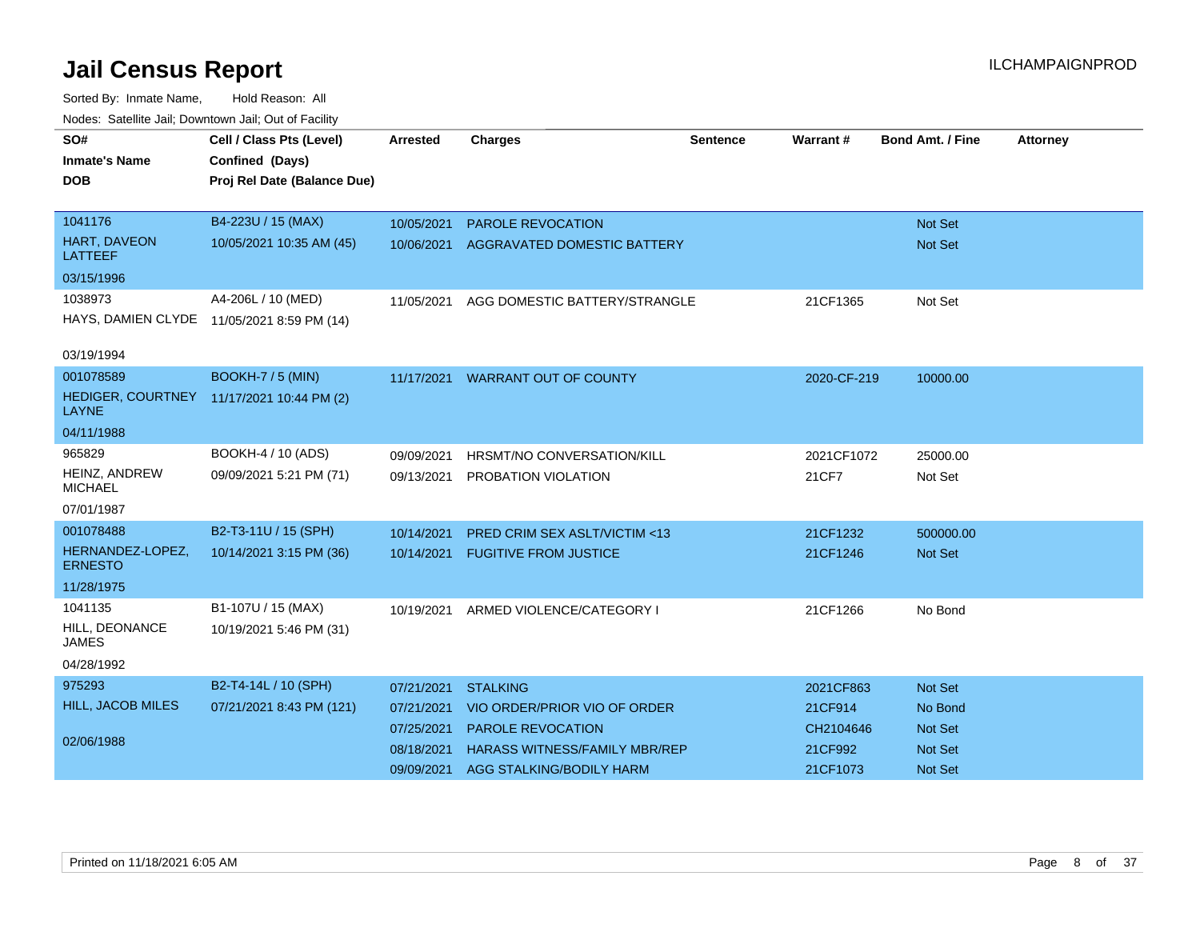# Jail Census Report

ILCHAMPAIGNPROD

Sorted By: Inmate Name, Hold Reason: All

Nodes: Satellite Jail; Downtown Jail; Out of Facility

| SO# / Inmate's Name / DOB | Cell / Class Pts (Level) / Confined (Days) / Proj Rel Date (Balance Due) | Arrested | Charges | Sentence | Warrant # | Bond Amt. / Fine | Attorney |
|---|---|---|---|---|---|---|---|
| 1041176<br>HART, DAVEON LATTEEF<br>03/15/1996 | B4-223U / 15 (MAX)<br>10/05/2021 10:35 AM (45) | 10/05/2021 | PAROLE REVOCATION | | | Not Set | |
| | | 10/06/2021 | AGGRAVATED DOMESTIC BATTERY | | | Not Set | |
| 1038973<br>HAYS, DAMIEN CLYDE<br>03/19/1994 | A4-206L / 10 (MED)<br>11/05/2021 8:59 PM (14) | 11/05/2021 | AGG DOMESTIC BATTERY/STRANGLE | | 21CF1365 | Not Set | |
| 001078589<br>HEDIGER, COURTNEY LAYNE<br>04/11/1988 | BOOKH-7 / 5 (MIN)<br>11/17/2021 10:44 PM (2) | 11/17/2021 | WARRANT OUT OF COUNTY | | 2020-CF-219 | 10000.00 | |
| 965829<br>HEINZ, ANDREW MICHAEL<br>07/01/1987 | BOOKH-4 / 10 (ADS)<br>09/09/2021 5:21 PM (71) | 09/09/2021 | HRSMT/NO CONVERSATION/KILL | | 2021CF1072 | 25000.00 | |
| | | 09/13/2021 | PROBATION VIOLATION | | 21CF7 | Not Set | |
| 001078488<br>HERNANDEZ-LOPEZ, ERNESTO<br>11/28/1975 | B2-T3-11U / 15 (SPH)<br>10/14/2021 3:15 PM (36) | 10/14/2021 | PRED CRIM SEX ASLT/VICTIM <13 | | 21CF1232 | 500000.00 | |
| | | 10/14/2021 | FUGITIVE FROM JUSTICE | | 21CF1246 | Not Set | |
| 1041135<br>HILL, DEONANCE JAMES<br>04/28/1992 | B1-107U / 15 (MAX)<br>10/19/2021 5:46 PM (31) | 10/19/2021 | ARMED VIOLENCE/CATEGORY I | | 21CF1266 | No Bond | |
| 975293<br>HILL, JACOB MILES<br>02/06/1988 | B2-T4-14L / 10 (SPH)<br>07/21/2021 8:43 PM (121) | 07/21/2021 | STALKING | | 2021CF863 | Not Set | |
| | | 07/21/2021 | VIO ORDER/PRIOR VIO OF ORDER | | 21CF914 | No Bond | |
| | | 07/25/2021 | PAROLE REVOCATION | | CH2104646 | Not Set | |
| | | 08/18/2021 | HARASS WITNESS/FAMILY MBR/REP | | 21CF992 | Not Set | |
| | | 09/09/2021 | AGG STALKING/BODILY HARM | | 21CF1073 | Not Set | |

Printed on 11/18/2021 6:05 AM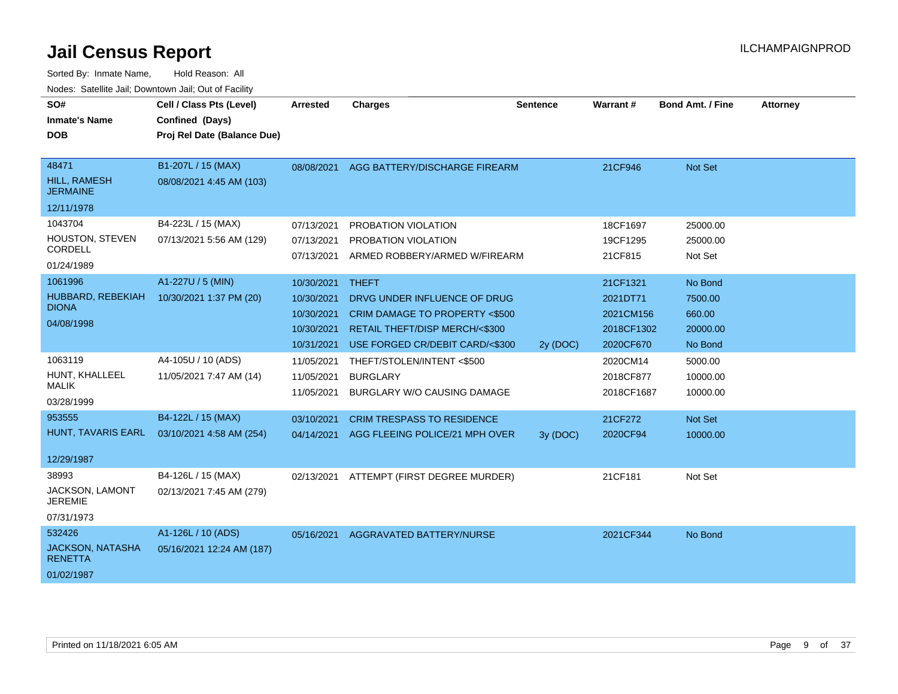# Jail Census Report

ILCHAMPAIGNPROD

Sorted By: Inmate Name, Hold Reason: All

Nodes: Satellite Jail; Downtown Jail; Out of Facility

| SO# / Inmate's Name / DOB | Cell / Class Pts (Level) / Confined (Days) / Proj Rel Date (Balance Due) | Arrested | Charges | Sentence | Warrant # | Bond Amt. / Fine | Attorney |
|---|---|---|---|---|---|---|---|
| 48471 HILL, RAMESH JERMAINE 12/11/1978 | B1-207L / 15 (MAX) 08/08/2021 4:45 AM (103) | 08/08/2021 | AGG BATTERY/DISCHARGE FIREARM | | 21CF946 | Not Set | |
| 1043704 HOUSTON, STEVEN CORDELL 01/24/1989 | B4-223L / 15 (MAX) 07/13/2021 5:56 AM (129) | 07/13/2021 | PROBATION VIOLATION | | 18CF1697 | 25000.00 | |
| | | 07/13/2021 | PROBATION VIOLATION | | 19CF1295 | 25000.00 | |
| | | 07/13/2021 | ARMED ROBBERY/ARMED W/FIREARM | | 21CF815 | Not Set | |
| 1061996 HUBBARD, REBEKIAH DIONA 04/08/1998 | A1-227U / 5 (MIN) 10/30/2021 1:37 PM (20) | 10/30/2021 | THEFT | | 21CF1321 | No Bond | |
| | | 10/30/2021 | DRVG UNDER INFLUENCE OF DRUG | | 2021DT71 | 7500.00 | |
| | | 10/30/2021 | CRIM DAMAGE TO PROPERTY <$500 | | 2021CM156 | 660.00 | |
| | | 10/30/2021 | RETAIL THEFT/DISP MERCH/<$300 | | 2018CF1302 | 20000.00 | |
| | | 10/31/2021 | USE FORGED CR/DEBIT CARD/<$300 | 2y (DOC) | 2020CF670 | No Bond | |
| 1063119 HUNT, KHALLEEL MALIK 03/28/1999 | A4-105U / 10 (ADS) 11/05/2021 7:47 AM (14) | 11/05/2021 | THEFT/STOLEN/INTENT <$500 | | 2020CM14 | 5000.00 | |
| | | 11/05/2021 | BURGLARY | | 2018CF877 | 10000.00 | |
| | | 11/05/2021 | BURGLARY W/O CAUSING DAMAGE | | 2018CF1687 | 10000.00 | |
| 953555 HUNT, TAVARIS EARL 12/29/1987 | B4-122L / 15 (MAX) 03/10/2021 4:58 AM (254) | 03/10/2021 | CRIM TRESPASS TO RESIDENCE | | 21CF272 | Not Set | |
| | | 04/14/2021 | AGG FLEEING POLICE/21 MPH OVER | 3y (DOC) | 2020CF94 | 10000.00 | |
| 38993 JACKSON, LAMONT JEREMIE 07/31/1973 | B4-126L / 15 (MAX) 02/13/2021 7:45 AM (279) | 02/13/2021 | ATTEMPT (FIRST DEGREE MURDER) | | 21CF181 | Not Set | |
| 532426 JACKSON, NATASHA RENETTA 01/02/1987 | A1-126L / 10 (ADS) 05/16/2021 12:24 AM (187) | 05/16/2021 | AGGRAVATED BATTERY/NURSE | | 2021CF344 | No Bond | |

Printed on 11/18/2021 6:05 AM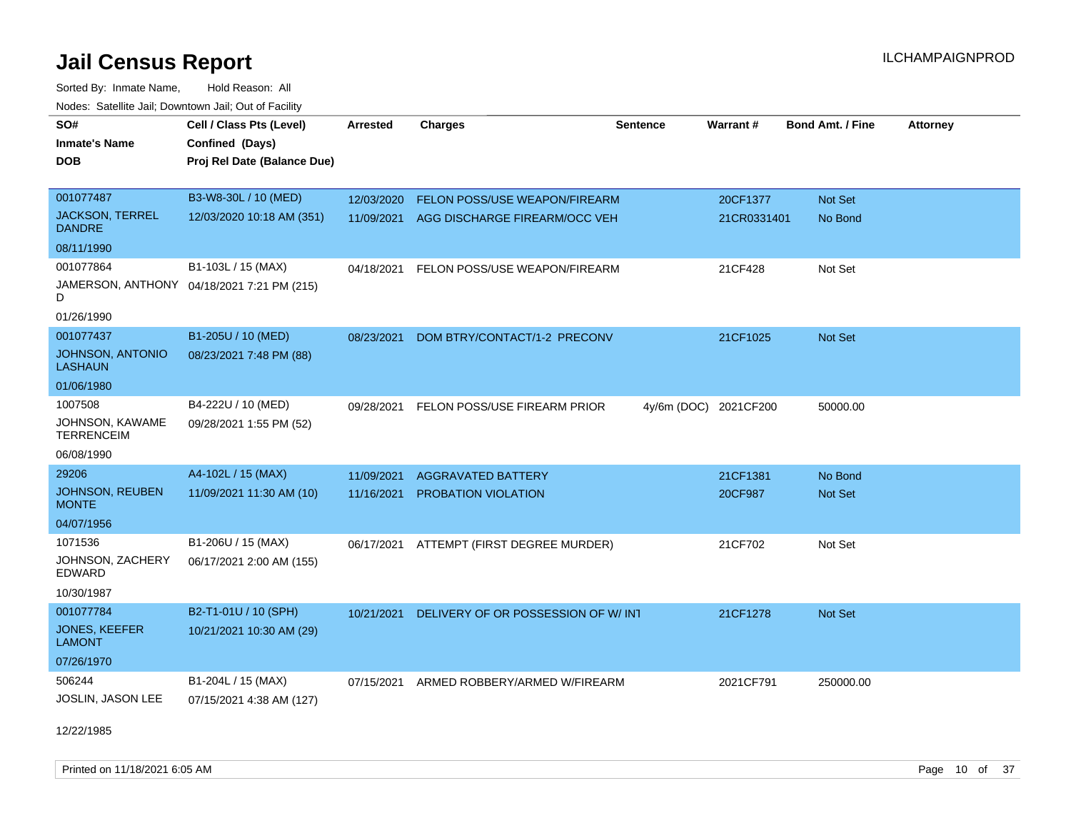# Jail Census Report

ILCHAMPAIGNPROD

Sorted By: Inmate Name, Hold Reason: All

Nodes: Satellite Jail; Downtown Jail; Out of Facility

| SO# / Inmate's Name / DOB | Cell / Class Pts (Level) / Confined (Days) / Proj Rel Date (Balance Due) | Arrested | Charges | Sentence | Warrant # | Bond Amt. / Fine | Attorney |
|---|---|---|---|---|---|---|---|
| 001077487 JACKSON, TERREL DANDRE 08/11/1990 | B3-W8-30L / 10 (MED) 12/03/2020 10:18 AM (351) | 12/03/2020 | FELON POSS/USE WEAPON/FIREARM | | 20CF1377 | Not Set | |
| | | 11/09/2021 | AGG DISCHARGE FIREARM/OCC VEH | | 21CR0331401 | No Bond | |
| 001077864 JAMERSON, ANTHONY D 01/26/1990 | B1-103L / 15 (MAX) 04/18/2021 7:21 PM (215) | 04/18/2021 | FELON POSS/USE WEAPON/FIREARM | | 21CF428 | Not Set | |
| 001077437 JOHNSON, ANTONIO LASHAUN 01/06/1980 | B1-205U / 10 (MED) 08/23/2021 7:48 PM (88) | 08/23/2021 | DOM BTRY/CONTACT/1-2 PRECONV | | 21CF1025 | Not Set | |
| 1007508 JOHNSON, KAWAME TERRENCEIM 06/08/1990 | B4-222U / 10 (MED) 09/28/2021 1:55 PM (52) | 09/28/2021 | FELON POSS/USE FIREARM PRIOR | 4y/6m (DOC) | 2021CF200 | 50000.00 | |
| 29206 JOHNSON, REUBEN MONTE 04/07/1956 | A4-102L / 15 (MAX) 11/09/2021 11:30 AM (10) | 11/09/2021 | AGGRAVATED BATTERY | | 21CF1381 | No Bond | |
| | | 11/16/2021 | PROBATION VIOLATION | | 20CF987 | Not Set | |
| 1071536 JOHNSON, ZACHERY EDWARD 10/30/1987 | B1-206U / 15 (MAX) 06/17/2021 2:00 AM (155) | 06/17/2021 | ATTEMPT (FIRST DEGREE MURDER) | | 21CF702 | Not Set | |
| 001077784 JONES, KEEFER LAMONT 07/26/1970 | B2-T1-01U / 10 (SPH) 10/21/2021 10:30 AM (29) | 10/21/2021 | DELIVERY OF OR POSSESSION OF W/ INT | | 21CF1278 | Not Set | |
| 506244 JOSLIN, JASON LEE 12/22/1985 | B1-204L / 15 (MAX) 07/15/2021 4:38 AM (127) | 07/15/2021 | ARMED ROBBERY/ARMED W/FIREARM | | 2021CF791 | 250000.00 | |

Printed on 11/18/2021 6:05 AM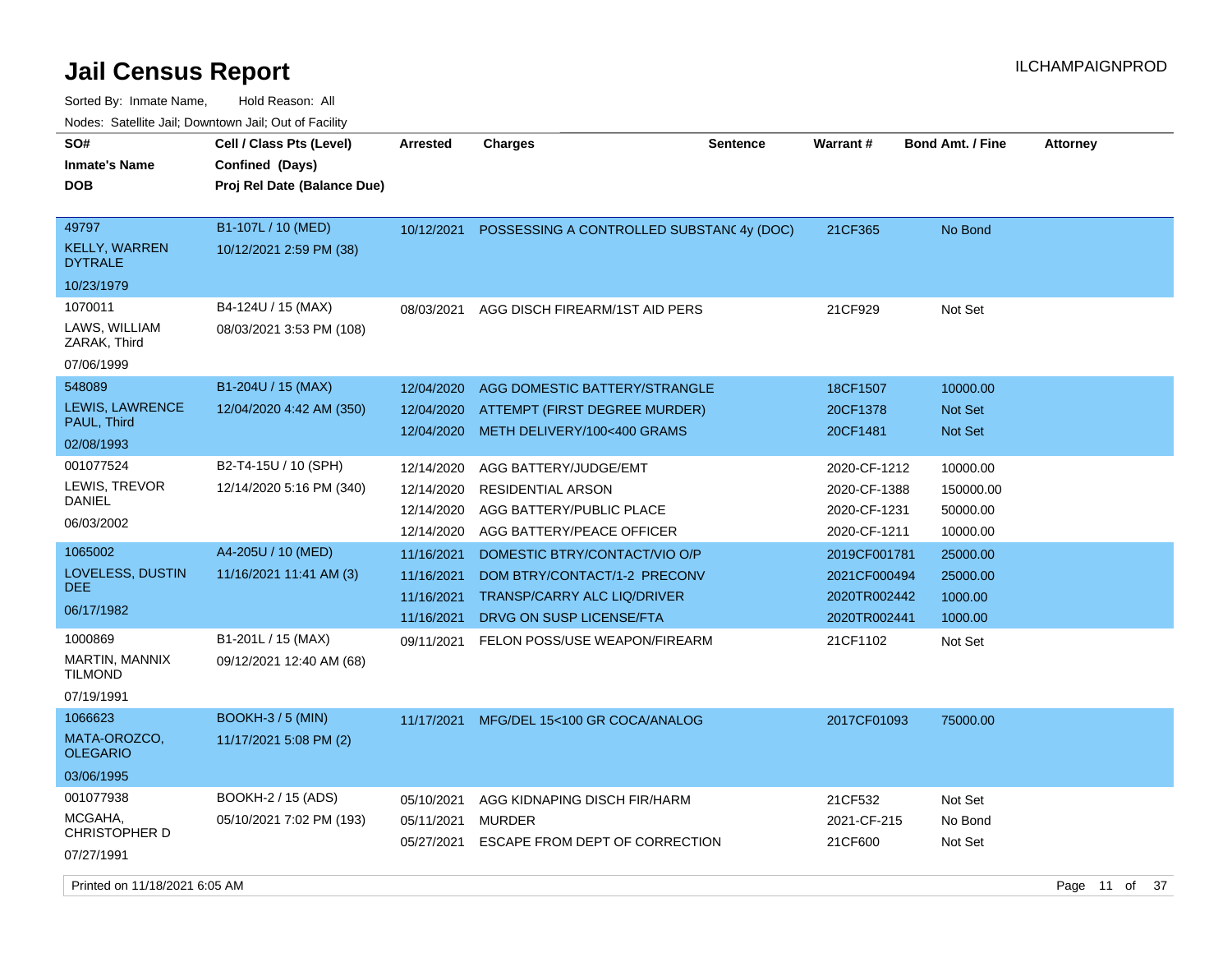# Jail Census Report

ILCHAMPAIGNPROD

Sorted By: Inmate Name, Hold Reason: All

Nodes: Satellite Jail; Downtown Jail; Out of Facility

| SO# / Inmate's Name / DOB | Cell / Class Pts (Level) / Confined (Days) / Proj Rel Date (Balance Due) | Arrested | Charges | Sentence | Warrant # | Bond Amt. / Fine | Attorney |
|---|---|---|---|---|---|---|---|
| 49797<br>KELLY, WARREN DYTRALE<br>10/23/1979 | B1-107L / 10 (MED)<br>10/12/2021 2:59 PM (38) | 10/12/2021 | POSSESSING A CONTROLLED SUBSTANC | 4y (DOC) | 21CF365 | No Bond | |
| 1070011<br>LAWS, WILLIAM ZARAK, Third<br>07/06/1999 | B4-124U / 15 (MAX)<br>08/03/2021 3:53 PM (108) | 08/03/2021 | AGG DISCH FIREARM/1ST AID PERS | | 21CF929 | Not Set | |
| 548089<br>LEWIS, LAWRENCE PAUL, Third<br>02/08/1993 | B1-204U / 15 (MAX)<br>12/04/2020 4:42 AM (350) | 12/04/2020 | AGG DOMESTIC BATTERY/STRANGLE | | 18CF1507 | 10000.00 | |
| | | 12/04/2020 | ATTEMPT (FIRST DEGREE MURDER) | | 20CF1378 | Not Set | |
| | | 12/04/2020 | METH DELIVERY/100<400 GRAMS | | 20CF1481 | Not Set | |
| 001077524<br>LEWIS, TREVOR DANIEL<br>06/03/2002 | B2-T4-15U / 10 (SPH)<br>12/14/2020 5:16 PM (340) | 12/14/2020 | AGG BATTERY/JUDGE/EMT | | 2020-CF-1212 | 10000.00 | |
| | | 12/14/2020 | RESIDENTIAL ARSON | | 2020-CF-1388 | 150000.00 | |
| | | 12/14/2020 | AGG BATTERY/PUBLIC PLACE | | 2020-CF-1231 | 50000.00 | |
| | | 12/14/2020 | AGG BATTERY/PEACE OFFICER | | 2020-CF-1211 | 10000.00 | |
| 1065002<br>LOVELESS, DUSTIN DEE<br>06/17/1982 | A4-205U / 10 (MED)<br>11/16/2021 11:41 AM (3) | 11/16/2021 | DOMESTIC BTRY/CONTACT/VIO O/P | | 2019CF001781 | 25000.00 | |
| | | 11/16/2021 | DOM BTRY/CONTACT/1-2 PRECONV | | 2021CF000494 | 25000.00 | |
| | | 11/16/2021 | TRANSP/CARRY ALC LIQ/DRIVER | | 2020TR002442 | 1000.00 | |
| | | 11/16/2021 | DRVG ON SUSP LICENSE/FTA | | 2020TR002441 | 1000.00 | |
| 1000869<br>MARTIN, MANNIX TILMOND<br>07/19/1991 | B1-201L / 15 (MAX)<br>09/12/2021 12:40 AM (68) | 09/11/2021 | FELON POSS/USE WEAPON/FIREARM | | 21CF1102 | Not Set | |
| 1066623<br>MATA-OROZCO, OLEGARIO<br>03/06/1995 | BOOKH-3 / 5 (MIN)<br>11/17/2021 5:08 PM (2) | 11/17/2021 | MFG/DEL 15<100 GR COCA/ANALOG | | 2017CF01093 | 75000.00 | |
| 001077938<br>MCGAHA, CHRISTOPHER D<br>07/27/1991 | BOOKH-2 / 15 (ADS)<br>05/10/2021 7:02 PM (193) | 05/10/2021 | AGG KIDNAPING DISCH FIR/HARM | | 21CF532 | Not Set | |
| | | 05/11/2021 | MURDER | | 2021-CF-215 | No Bond | |
| | | 05/27/2021 | ESCAPE FROM DEPT OF CORRECTION | | 21CF600 | Not Set | |

Printed on 11/18/2021 6:05 AM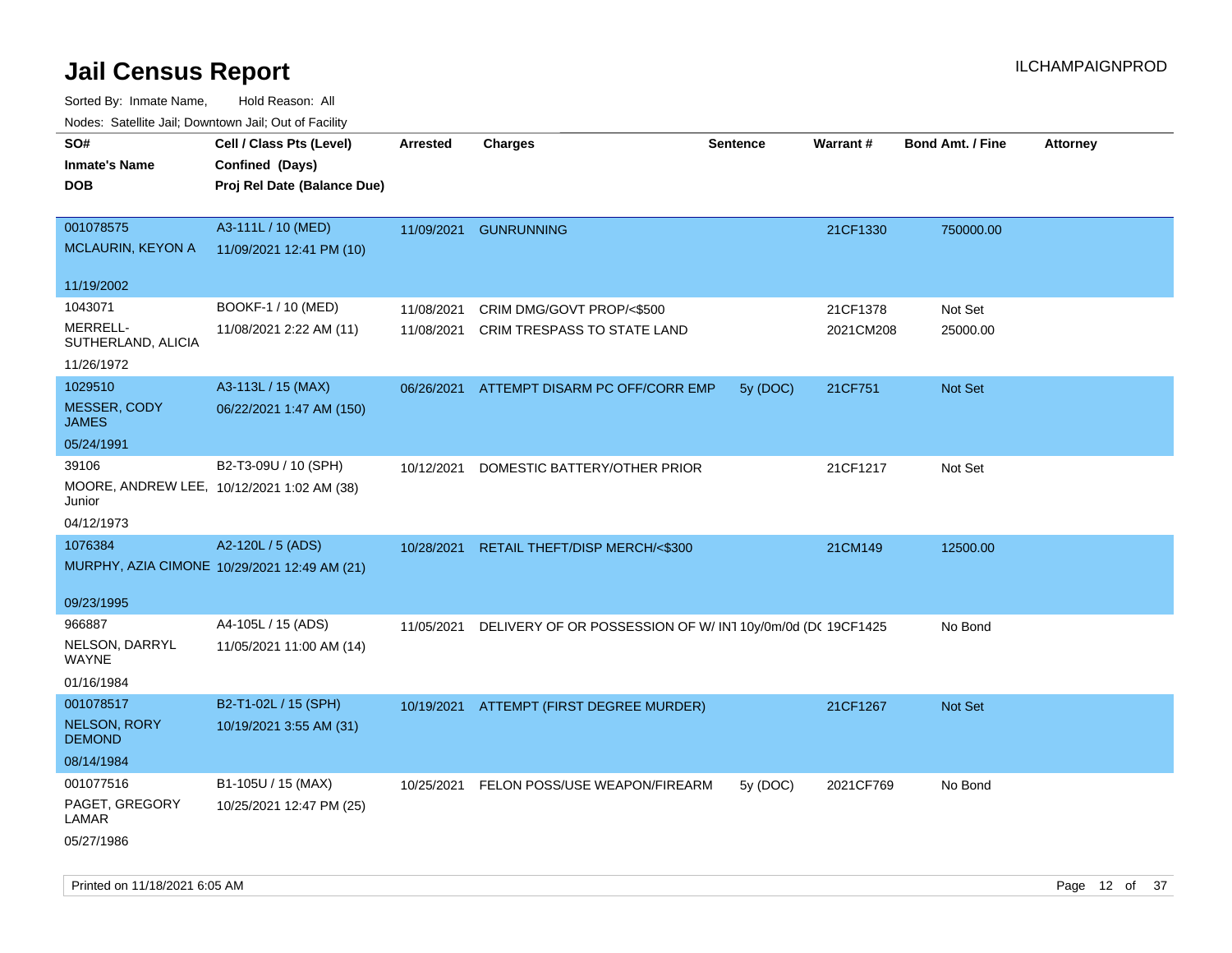# Jail Census Report

Sorted By: Inmate Name, Hold Reason: All

Nodes: Satellite Jail; Downtown Jail; Out of Facility

| SO# / Inmate's Name / DOB | Cell / Class Pts (Level) / Confined (Days) / Proj Rel Date (Balance Due) | Arrested | Charges | Sentence | Warrant # | Bond Amt. / Fine | Attorney |
|---|---|---|---|---|---|---|---|
| 001078575 MCLAURIN, KEYON A 11/19/2002 | A3-111L / 10 (MED) 11/09/2021 12:41 PM (10) | 11/09/2021 | GUNRUNNING | | 21CF1330 | 750000.00 | |
| 1043071 MERRELL-SUTHERLAND, ALICIA 11/26/1972 | BOOKF-1 / 10 (MED) 11/08/2021 2:22 AM (11) | 11/08/2021 | CRIM DMG/GOVT PROP/<$500 | | 21CF1378 | Not Set | |
| | | 11/08/2021 | CRIM TRESPASS TO STATE LAND | | 2021CM208 | 25000.00 | |
| 1029510 MESSER, CODY JAMES 05/24/1991 | A3-113L / 15 (MAX) 06/22/2021 1:47 AM (150) | 06/26/2021 | ATTEMPT DISARM PC OFF/CORR EMP | 5y (DOC) | 21CF751 | Not Set | |
| 39106 MOORE, ANDREW LEE, Junior 04/12/1973 | B2-T3-09U / 10 (SPH) 10/12/2021 1:02 AM (38) | 10/12/2021 | DOMESTIC BATTERY/OTHER PRIOR | | 21CF1217 | Not Set | |
| 1076384 MURPHY, AZIA CIMONE 09/23/1995 | A2-120L / 5 (ADS) 10/29/2021 12:49 AM (21) | 10/28/2021 | RETAIL THEFT/DISP MERCH/<$300 | | 21CM149 | 12500.00 | |
| 966887 NELSON, DARRYL WAYNE 01/16/1984 | A4-105L / 15 (ADS) 11/05/2021 11:00 AM (14) | 11/05/2021 | DELIVERY OF OR POSSESSION OF W/ INT | 10y/0m/0d (DC | 19CF1425 | No Bond | |
| 001078517 NELSON, RORY DEMOND 08/14/1984 | B2-T1-02L / 15 (SPH) 10/19/2021 3:55 AM (31) | 10/19/2021 | ATTEMPT (FIRST DEGREE MURDER) | | 21CF1267 | Not Set | |
| 001077516 PAGET, GREGORY LAMAR 05/27/1986 | B1-105U / 15 (MAX) 10/25/2021 12:47 PM (25) | 10/25/2021 | FELON POSS/USE WEAPON/FIREARM | 5y (DOC) | 2021CF769 | No Bond | |

Printed on 11/18/2021 6:05 AM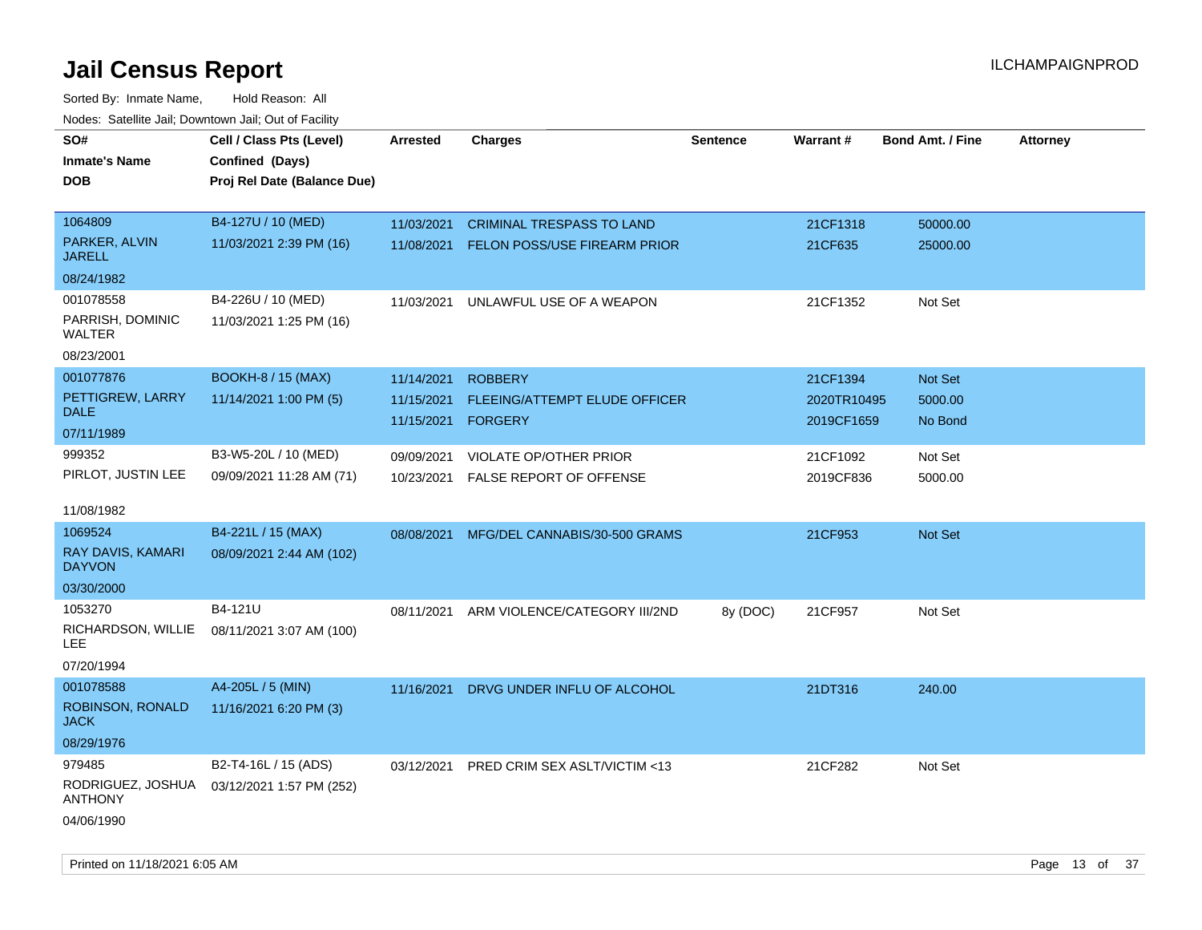# Jail Census Report

ILCHAMPAIGNPROD

Sorted By: Inmate Name, Hold Reason: All

Nodes: Satellite Jail; Downtown Jail; Out of Facility

| SO# / Inmate's Name / DOB | Cell / Class Pts (Level) / Confined (Days) / Proj Rel Date (Balance Due) | Arrested | Charges | Sentence | Warrant # | Bond Amt. / Fine | Attorney |
|---|---|---|---|---|---|---|---|
| 1064809<br>PARKER, ALVIN JARELL<br>08/24/1982 | B4-127U / 10 (MED)<br>11/03/2021 2:39 PM (16) | 11/03/2021<br>11/08/2021 | CRIMINAL TRESPASS TO LAND<br>FELON POSS/USE FIREARM PRIOR | | 21CF1318<br>21CF635 | 50000.00<br>25000.00 | |
| 001078558<br>PARRISH, DOMINIC WALTER<br>08/23/2001 | B4-226U / 10 (MED)<br>11/03/2021 1:25 PM (16) | 11/03/2021 | UNLAWFUL USE OF A WEAPON | | 21CF1352 | Not Set | |
| 001077876<br>PETTIGREW, LARRY DALE<br>07/11/1989 | BOOKH-8 / 15 (MAX)<br>11/14/2021 1:00 PM (5) | 11/14/2021<br>11/15/2021<br>11/15/2021 | ROBBERY<br>FLEEING/ATTEMPT ELUDE OFFICER<br>FORGERY | | 21CF1394<br>2020TR10495<br>2019CF1659 | Not Set<br>5000.00<br>No Bond | |
| 999352<br>PIRLOT, JUSTIN LEE<br>11/08/1982 | B3-W5-20L / 10 (MED)<br>09/09/2021 11:28 AM (71) | 09/09/2021<br>10/23/2021 | VIOLATE OP/OTHER PRIOR<br>FALSE REPORT OF OFFENSE | | 21CF1092<br>2019CF836 | Not Set<br>5000.00 | |
| 1069524<br>RAY DAVIS, KAMARI DAYVON<br>03/30/2000 | B4-221L / 15 (MAX)<br>08/09/2021 2:44 AM (102) | 08/08/2021 | MFG/DEL CANNABIS/30-500 GRAMS | | 21CF953 | Not Set | |
| 1053270<br>RICHARDSON, WILLIE LEE<br>07/20/1994 | B4-121U<br>08/11/2021 3:07 AM (100) | 08/11/2021 | ARM VIOLENCE/CATEGORY III/2ND | 8y (DOC) | 21CF957 | Not Set | |
| 001078588<br>ROBINSON, RONALD JACK<br>08/29/1976 | A4-205L / 5 (MIN)<br>11/16/2021 6:20 PM (3) | 11/16/2021 | DRVG UNDER INFLU OF ALCOHOL | | 21DT316 | 240.00 | |
| 979485<br>RODRIGUEZ, JOSHUA ANTHONY<br>04/06/1990 | B2-T4-16L / 15 (ADS)<br>03/12/2021 1:57 PM (252) | 03/12/2021 | PRED CRIM SEX ASLT/VICTIM <13 | | 21CF282 | Not Set | |

Printed on 11/18/2021 6:05 AM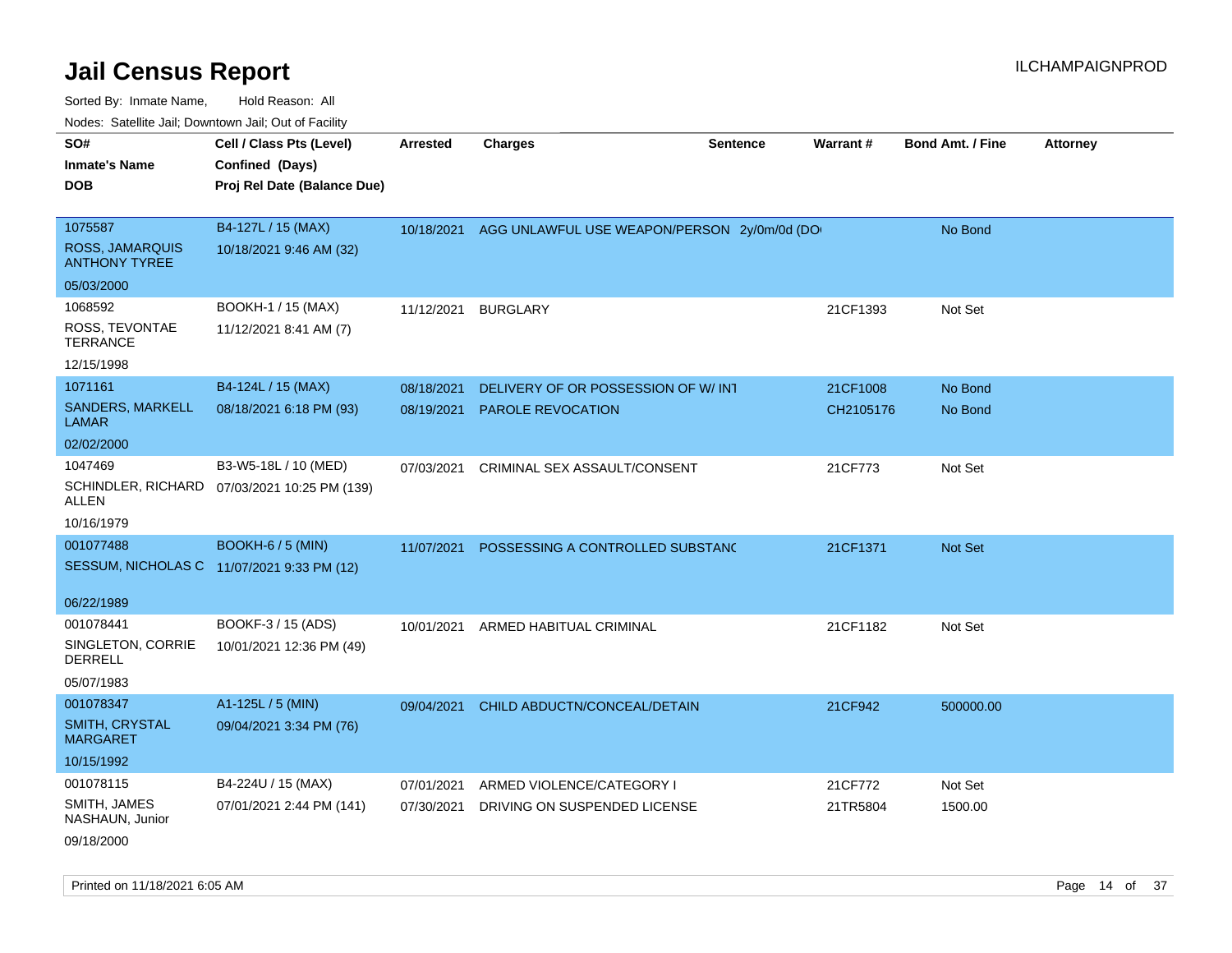# Jail Census Report

ILCHAMPAIGNPROD

Sorted By: Inmate Name, Hold Reason: All

Nodes: Satellite Jail; Downtown Jail; Out of Facility

| SO# / Inmate's Name / DOB | Cell / Class Pts (Level) / Confined (Days) / Proj Rel Date (Balance Due) | Arrested | Charges | Sentence | Warrant # | Bond Amt. / Fine | Attorney |
|---|---|---|---|---|---|---|---|
| 1075587<br>ROSS, JAMARQUIS ANTHONY TYREE<br>05/03/2000 | B4-127L / 15 (MAX)<br>10/18/2021 9:46 AM (32) | 10/18/2021 | AGG UNLAWFUL USE WEAPON/PERSON | 2y/0m/0d (DO | | No Bond | |
| 1068592<br>ROSS, TEVONTAE TERRANCE<br>12/15/1998 | BOOKH-1 / 15 (MAX)<br>11/12/2021 8:41 AM (7) | 11/12/2021 | BURGLARY | | 21CF1393 | Not Set | |
| 1071161<br>SANDERS, MARKELL LAMAR<br>02/02/2000 | B4-124L / 15 (MAX)<br>08/18/2021 6:18 PM (93) | 08/18/2021<br>08/19/2021 | DELIVERY OF OR POSSESSION OF W/ INT<br>PAROLE REVOCATION | | 21CF1008<br>CH2105176 | No Bond<br>No Bond | |
| 1047469<br>SCHINDLER, RICHARD ALLEN<br>10/16/1979 | B3-W5-18L / 10 (MED)<br>07/03/2021 10:25 PM (139) | 07/03/2021 | CRIMINAL SEX ASSAULT/CONSENT | | 21CF773 | Not Set | |
| 001077488<br>SESSUM, NICHOLAS C<br>06/22/1989 | BOOKH-6 / 5 (MIN)<br>11/07/2021 9:33 PM (12) | 11/07/2021 | POSSESSING A CONTROLLED SUBSTANC | | 21CF1371 | Not Set | |
| 001078441<br>SINGLETON, CORRIE DERRELL<br>05/07/1983 | BOOKF-3 / 15 (ADS)<br>10/01/2021 12:36 PM (49) | 10/01/2021 | ARMED HABITUAL CRIMINAL | | 21CF1182 | Not Set | |
| 001078347<br>SMITH, CRYSTAL MARGARET<br>10/15/1992 | A1-125L / 5 (MIN)<br>09/04/2021 3:34 PM (76) | 09/04/2021 | CHILD ABDUCTN/CONCEAL/DETAIN | | 21CF942 | 500000.00 | |
| 001078115<br>SMITH, JAMES NASHAUN, Junior<br>09/18/2000 | B4-224U / 15 (MAX)<br>07/01/2021 2:44 PM (141) | 07/01/2021<br>07/30/2021 | ARMED VIOLENCE/CATEGORY I<br>DRIVING ON SUSPENDED LICENSE | | 21CF772<br>21TR5804 | Not Set<br>1500.00 | |

Printed on 11/18/2021 6:05 AM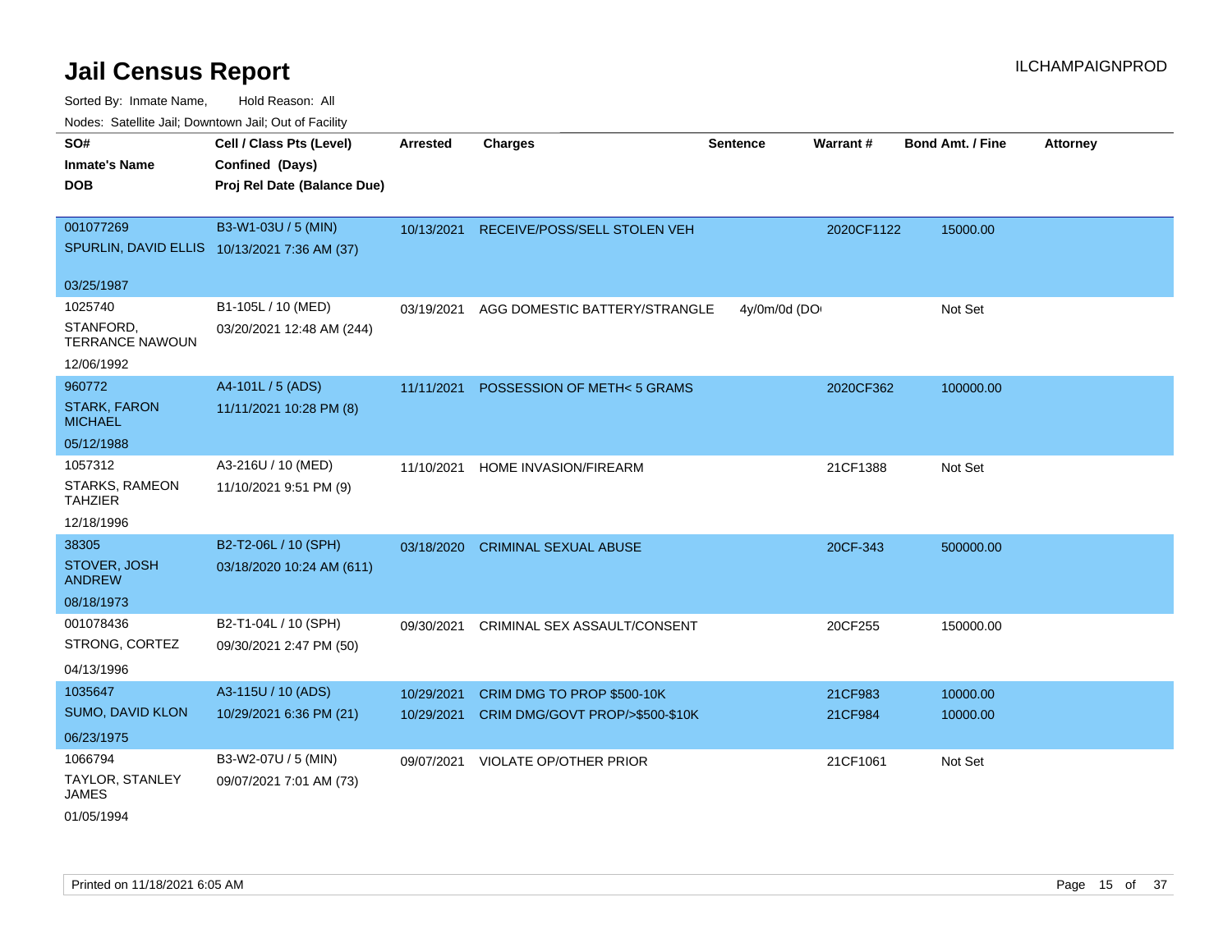# Jail Census Report

ILCHAMPAIGNPROD

Sorted By: Inmate Name, Hold Reason: All

Nodes: Satellite Jail; Downtown Jail; Out of Facility

| SO# / Inmate's Name / DOB | Cell / Class Pts (Level) / Confined (Days) / Proj Rel Date (Balance Due) | Arrested | Charges | Sentence | Warrant # | Bond Amt. / Fine | Attorney |
|---|---|---|---|---|---|---|---|
| 001077269<br>SPURLIN, DAVID ELLIS<br>03/25/1987 | B3-W1-03U / 5 (MIN)<br>10/13/2021 7:36 AM (37) | 10/13/2021 | RECEIVE/POSS/SELL STOLEN VEH | | 2020CF1122 | 15000.00 | |
| 1025740<br>STANFORD, TERRANCE NAWOUN<br>12/06/1992 | B1-105L / 10 (MED)<br>03/20/2021 12:48 AM (244) | 03/19/2021 | AGG DOMESTIC BATTERY/STRANGLE | 4y/0m/0d (DO | | Not Set | |
| 960772<br>STARK, FARON MICHAEL<br>05/12/1988 | A4-101L / 5 (ADS)<br>11/11/2021 10:28 PM (8) | 11/11/2021 | POSSESSION OF METH< 5 GRAMS | | 2020CF362 | 100000.00 | |
| 1057312<br>STARKS, RAMEON TAHZIER<br>12/18/1996 | A3-216U / 10 (MED)<br>11/10/2021 9:51 PM (9) | 11/10/2021 | HOME INVASION/FIREARM | | 21CF1388 | Not Set | |
| 38305<br>STOVER, JOSH ANDREW<br>08/18/1973 | B2-T2-06L / 10 (SPH)<br>03/18/2020 10:24 AM (611) | 03/18/2020 | CRIMINAL SEXUAL ABUSE | | 20CF-343 | 500000.00 | |
| 001078436<br>STRONG, CORTEZ<br>04/13/1996 | B2-T1-04L / 10 (SPH)<br>09/30/2021 2:47 PM (50) | 09/30/2021 | CRIMINAL SEX ASSAULT/CONSENT | | 20CF255 | 150000.00 | |
| 1035647<br>SUMO, DAVID KLON<br>06/23/1975 | A3-115U / 10 (ADS)<br>10/29/2021 6:36 PM (21) | 10/29/2021<br>10/29/2021 | CRIM DMG TO PROP $500-10K<br>CRIM DMG/GOVT PROP/>$500-$10K | | 21CF983<br>21CF984 | 10000.00<br>10000.00 | |
| 1066794<br>TAYLOR, STANLEY JAMES<br>01/05/1994 | B3-W2-07U / 5 (MIN)<br>09/07/2021 7:01 AM (73) | 09/07/2021 | VIOLATE OP/OTHER PRIOR | | 21CF1061 | Not Set | |

Printed on 11/18/2021 6:05 AM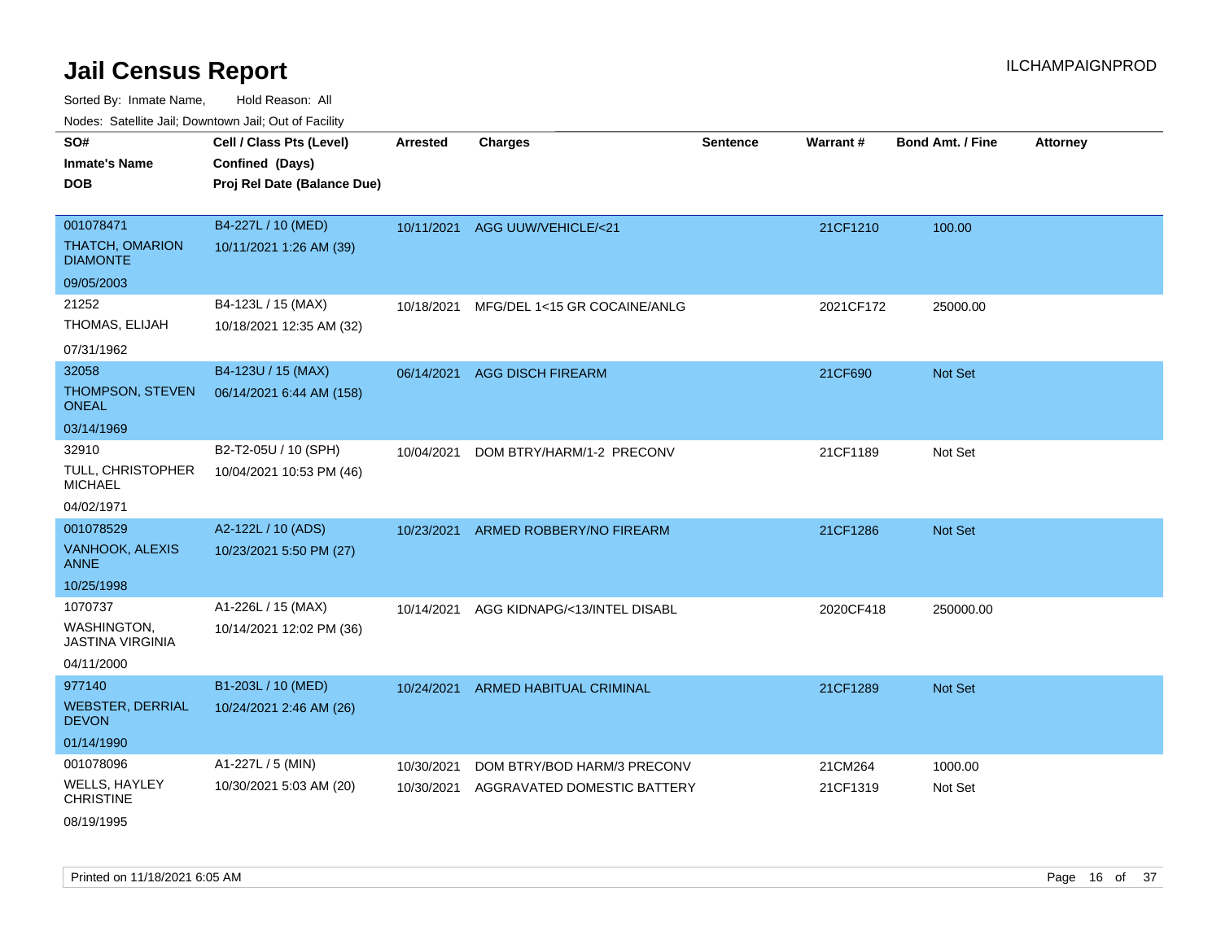# Jail Census Report

ILCHAMPAIGNPROD

Sorted By: Inmate Name, Hold Reason: All

Nodes: Satellite Jail; Downtown Jail; Out of Facility

| SO# / Inmate's Name / DOB | Cell / Class Pts (Level) / Confined (Days) / Proj Rel Date (Balance Due) | Arrested | Charges | Sentence | Warrant # | Bond Amt. / Fine | Attorney |
|---|---|---|---|---|---|---|---|
| 001078471 THATCH, OMARION DIAMONTE 09/05/2003 | B4-227L / 10 (MED) 10/11/2021 1:26 AM (39) | 10/11/2021 | AGG UUW/VEHICLE/<21 | | 21CF1210 | 100.00 | |
| 21252 THOMAS, ELIJAH 07/31/1962 | B4-123L / 15 (MAX) 10/18/2021 12:35 AM (32) | 10/18/2021 | MFG/DEL 1<15 GR COCAINE/ANLG | | 2021CF172 | 25000.00 | |
| 32058 THOMPSON, STEVEN ONEAL 03/14/1969 | B4-123U / 15 (MAX) 06/14/2021 6:44 AM (158) | 06/14/2021 | AGG DISCH FIREARM | | 21CF690 | Not Set | |
| 32910 TULL, CHRISTOPHER MICHAEL 04/02/1971 | B2-T2-05U / 10 (SPH) 10/04/2021 10:53 PM (46) | 10/04/2021 | DOM BTRY/HARM/1-2 PRECONV | | 21CF1189 | Not Set | |
| 001078529 VANHOOK, ALEXIS ANNE 10/25/1998 | A2-122L / 10 (ADS) 10/23/2021 5:50 PM (27) | 10/23/2021 | ARMED ROBBERY/NO FIREARM | | 21CF1286 | Not Set | |
| 1070737 WASHINGTON, JASTINA VIRGINIA 04/11/2000 | A1-226L / 15 (MAX) 10/14/2021 12:02 PM (36) | 10/14/2021 | AGG KIDNAPG/<13/INTEL DISABL | | 2020CF418 | 250000.00 | |
| 977140 WEBSTER, DERRIAL DEVON 01/14/1990 | B1-203L / 10 (MED) 10/24/2021 2:46 AM (26) | 10/24/2021 | ARMED HABITUAL CRIMINAL | | 21CF1289 | Not Set | |
| 001078096 WELLS, HAYLEY CHRISTINE 08/19/1995 | A1-227L / 5 (MIN) 10/30/2021 5:03 AM (20) | 10/30/2021 | DOM BTRY/BOD HARM/3 PRECONV | | 21CM264 | 1000.00 | |
| | | 10/30/2021 | AGGRAVATED DOMESTIC BATTERY | | 21CF1319 | Not Set | |

Printed on 11/18/2021 6:05 AM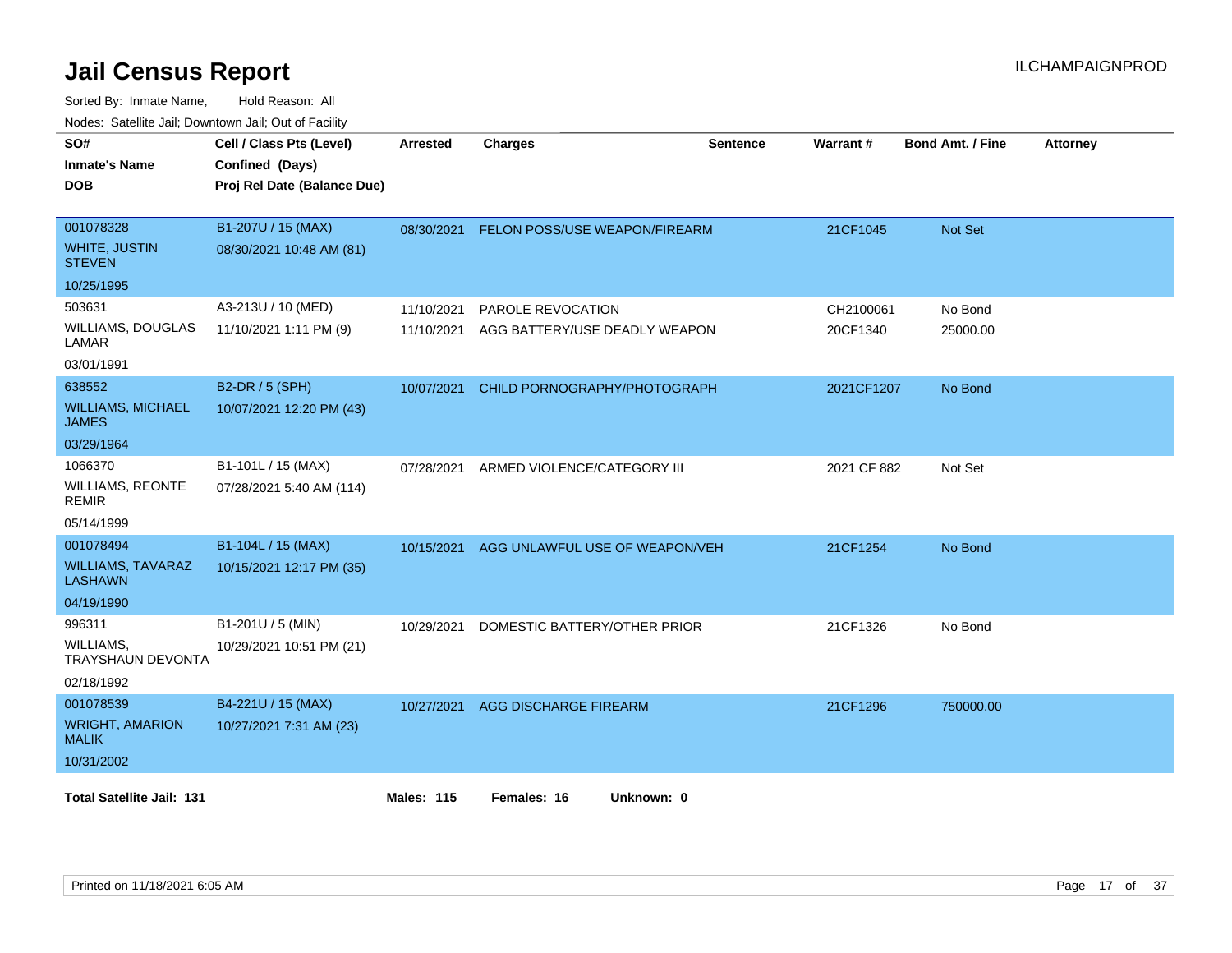# Jail Census Report

ILCHAMPAIGNPROD

Sorted By: Inmate Name, Hold Reason: All

Nodes: Satellite Jail; Downtown Jail; Out of Facility

| SO# / Inmate's Name / DOB | Cell / Class Pts (Level) / Confined (Days) / Proj Rel Date (Balance Due) | Arrested | Charges | Sentence | Warrant # | Bond Amt. / Fine | Attorney |
|---|---|---|---|---|---|---|---|
| 001078328<br>WHITE, JUSTIN STEVEN<br>10/25/1995 | B1-207U / 15 (MAX)<br>08/30/2021 10:48 AM (81) | 08/30/2021 | FELON POSS/USE WEAPON/FIREARM | | 21CF1045 | Not Set | |
| 503631<br>WILLIAMS, DOUGLAS LAMAR<br>03/01/1991 | A3-213U / 10 (MED)<br>11/10/2021 1:11 PM (9) | 11/10/2021<br>11/10/2021 | PAROLE REVOCATION<br>AGG BATTERY/USE DEADLY WEAPON | | CH2100061<br>20CF1340 | No Bond<br>25000.00 | |
| 638552<br>WILLIAMS, MICHAEL JAMES<br>03/29/1964 | B2-DR / 5 (SPH)<br>10/07/2021 12:20 PM (43) | 10/07/2021 | CHILD PORNOGRAPHY/PHOTOGRAPH | | 2021CF1207 | No Bond | |
| 1066370<br>WILLIAMS, REONTE REMIR<br>05/14/1999 | B1-101L / 15 (MAX)<br>07/28/2021 5:40 AM (114) | 07/28/2021 | ARMED VIOLENCE/CATEGORY III | | 2021 CF 882 | Not Set | |
| 001078494<br>WILLIAMS, TAVARAZ LASHAWN<br>04/19/1990 | B1-104L / 15 (MAX)<br>10/15/2021 12:17 PM (35) | 10/15/2021 | AGG UNLAWFUL USE OF WEAPON/VEH | | 21CF1254 | No Bond | |
| 996311<br>WILLIAMS, TRAYSHAUN DEVONTA<br>02/18/1992 | B1-201U / 5 (MIN)<br>10/29/2021 10:51 PM (21) | 10/29/2021 | DOMESTIC BATTERY/OTHER PRIOR | | 21CF1326 | No Bond | |
| 001078539<br>WRIGHT, AMARION MALIK<br>10/31/2002 | B4-221U / 15 (MAX)<br>10/27/2021 7:31 AM (23) | 10/27/2021 | AGG DISCHARGE FIREARM | | 21CF1296 | 750000.00 | |

**Total Satellite Jail: 131** **Males: 115** **Females: 16** **Unknown: 0**

Printed on 11/18/2021 6:05 AM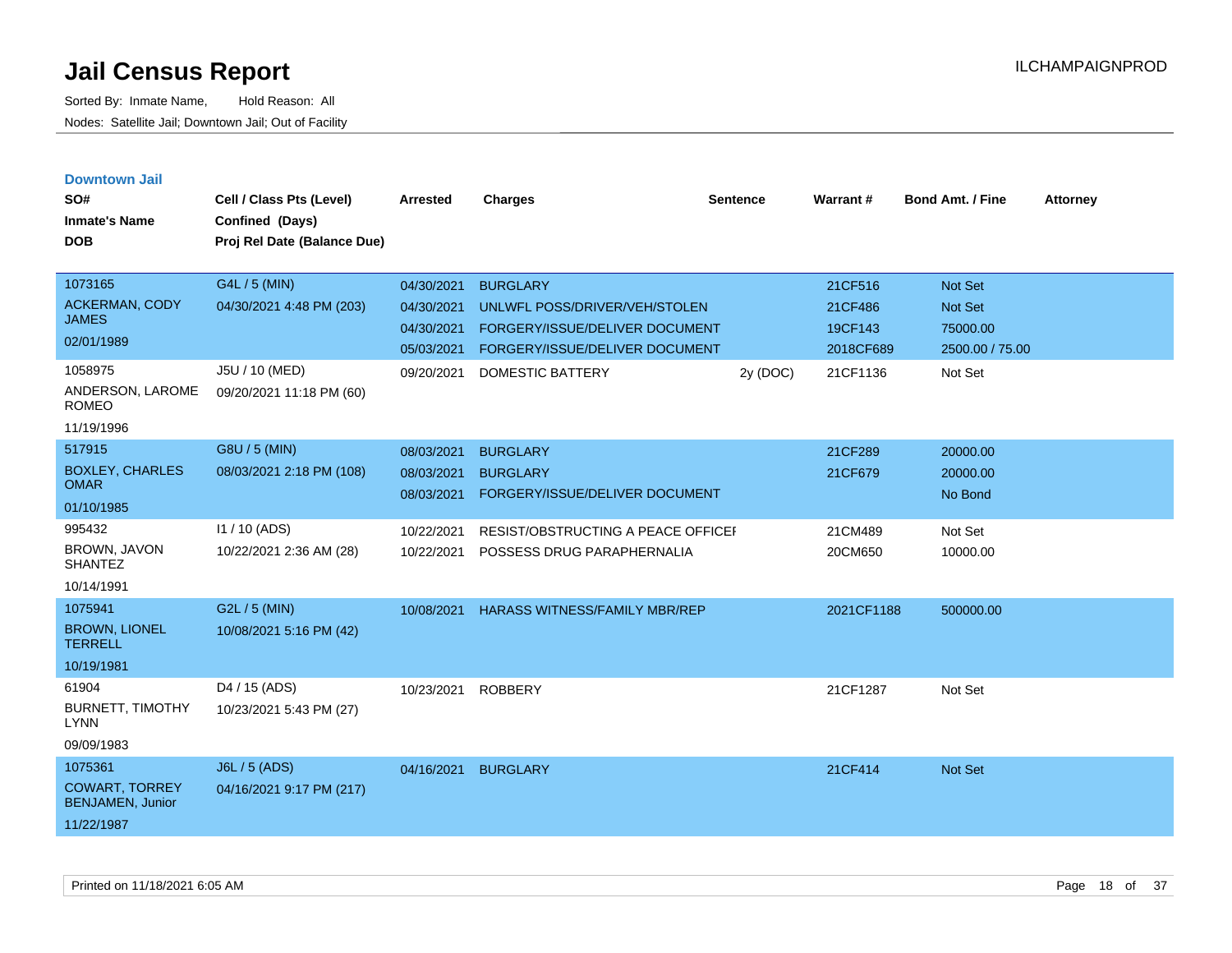# Jail Census Report

Sorted By: Inmate Name, Hold Reason: All

Nodes: Satellite Jail; Downtown Jail; Out of Facility

ILCHAMPAIGNPROD

## Downtown Jail

| SO# / Inmate's Name / DOB | Cell / Class Pts (Level) / Confined (Days) / Proj Rel Date (Balance Due) | Arrested | Charges | Sentence | Warrant # | Bond Amt. / Fine | Attorney |
|---|---|---|---|---|---|---|---|
| 1073165 ACKERMAN, CODY JAMES 02/01/1989 | G4L / 5 (MIN) 04/30/2021 4:48 PM (203) | 04/30/2021 | BURGLARY | | 21CF516 | Not Set | |
| | | 04/30/2021 | UNLWFL POSS/DRIVER/VEH/STOLEN | | 21CF486 | Not Set | |
| | | 04/30/2021 | FORGERY/ISSUE/DELIVER DOCUMENT | | 19CF143 | 75000.00 | |
| | | 05/03/2021 | FORGERY/ISSUE/DELIVER DOCUMENT | | 2018CF689 | 2500.00 / 75.00 | |
| 1058975 ANDERSON, LAROME ROMEO 11/19/1996 | J5U / 10 (MED) 09/20/2021 11:18 PM (60) | 09/20/2021 | DOMESTIC BATTERY | 2y (DOC) | 21CF1136 | Not Set | |
| 517915 BOXLEY, CHARLES OMAR 01/10/1985 | G8U / 5 (MIN) 08/03/2021 2:18 PM (108) | 08/03/2021 | BURGLARY | | 21CF289 | 20000.00 | |
| | | 08/03/2021 | BURGLARY | | 21CF679 | 20000.00 | |
| | | 08/03/2021 | FORGERY/ISSUE/DELIVER DOCUMENT | | | No Bond | |
| 995432 BROWN, JAVON SHANTEZ 10/14/1991 | I1 / 10 (ADS) 10/22/2021 2:36 AM (28) | 10/22/2021 | RESIST/OBSTRUCTING A PEACE OFFICEI | | 21CM489 | Not Set | |
| | | 10/22/2021 | POSSESS DRUG PARAPHERNALIA | | 20CM650 | 10000.00 | |
| 1075941 BROWN, LIONEL TERRELL 10/19/1981 | G2L / 5 (MIN) 10/08/2021 5:16 PM (42) | 10/08/2021 | HARASS WITNESS/FAMILY MBR/REP | | 2021CF1188 | 500000.00 | |
| 61904 BURNETT, TIMOTHY LYNN 09/09/1983 | D4 / 15 (ADS) 10/23/2021 5:43 PM (27) | 10/23/2021 | ROBBERY | | 21CF1287 | Not Set | |
| 1075361 COWART, TORREY BENJAMEN, Junior 11/22/1987 | J6L / 5 (ADS) 04/16/2021 9:17 PM (217) | 04/16/2021 | BURGLARY | | 21CF414 | Not Set | |

Printed on 11/18/2021 6:05 AM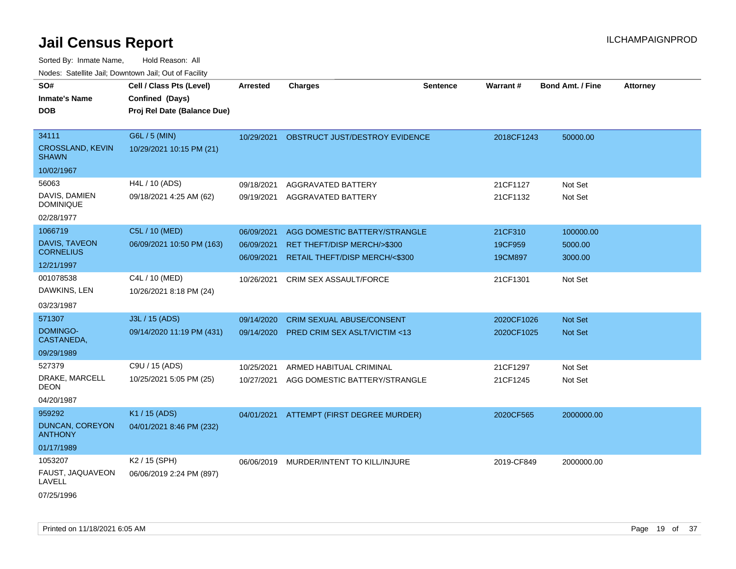# Jail Census Report

ILCHAMPAIGNPROD

Sorted By: Inmate Name, Hold Reason: All

Nodes: Satellite Jail; Downtown Jail; Out of Facility

| SO# / Inmate's Name / DOB | Cell / Class Pts (Level) / Confined (Days) / Proj Rel Date (Balance Due) | Arrested | Charges | Sentence | Warrant # | Bond Amt. / Fine | Attorney |
|---|---|---|---|---|---|---|---|
| 34111<br>CROSSLAND, KEVIN SHAWN<br>10/02/1967 | G6L / 5 (MIN)<br>10/29/2021 10:15 PM (21) | 10/29/2021 | OBSTRUCT JUST/DESTROY EVIDENCE | | 2018CF1243 | 50000.00 | |
| 56063<br>DAVIS, DAMIEN DOMINIQUE<br>02/28/1977 | H4L / 10 (ADS)<br>09/18/2021 4:25 AM (62) | 09/18/2021<br>09/19/2021 | AGGRAVATED BATTERY<br>AGGRAVATED BATTERY | | 21CF1127<br>21CF1132 | Not Set<br>Not Set | |
| 1066719<br>DAVIS, TAVEON CORNELIUS<br>12/21/1997 | C5L / 10 (MED)<br>06/09/2021 10:50 PM (163) | 06/09/2021<br>06/09/2021<br>06/09/2021 | AGG DOMESTIC BATTERY/STRANGLE<br>RET THEFT/DISP MERCH/>$300<br>RETAIL THEFT/DISP MERCH/<$300 | | 21CF310<br>19CF959<br>19CM897 | 100000.00<br>5000.00<br>3000.00 | |
| 001078538<br>DAWKINS, LEN<br>03/23/1987 | C4L / 10 (MED)<br>10/26/2021 8:18 PM (24) | 10/26/2021 | CRIM SEX ASSAULT/FORCE | | 21CF1301 | Not Set | |
| 571307<br>DOMINGO-CASTANEDA,<br>09/29/1989 | J3L / 15 (ADS)<br>09/14/2020 11:19 PM (431) | 09/14/2020<br>09/14/2020 | CRIM SEXUAL ABUSE/CONSENT<br>PRED CRIM SEX ASLT/VICTIM <13 | | 2020CF1026<br>2020CF1025 | Not Set<br>Not Set | |
| 527379<br>DRAKE, MARCELL DEON<br>04/20/1987 | C9U / 15 (ADS)<br>10/25/2021 5:05 PM (25) | 10/25/2021<br>10/27/2021 | ARMED HABITUAL CRIMINAL<br>AGG DOMESTIC BATTERY/STRANGLE | | 21CF1297<br>21CF1245 | Not Set<br>Not Set | |
| 959292<br>DUNCAN, COREYON ANTHONY<br>01/17/1989 | K1 / 15 (ADS)<br>04/01/2021 8:46 PM (232) | 04/01/2021 | ATTEMPT (FIRST DEGREE MURDER) | | 2020CF565 | 2000000.00 | |
| 1053207<br>FAUST, JAQUAVEON LAVELL<br>07/25/1996 | K2 / 15 (SPH)<br>06/06/2019 2:24 PM (897) | 06/06/2019 | MURDER/INTENT TO KILL/INJURE | | 2019-CF849 | 2000000.00 | |

Printed on 11/18/2021 6:05 AM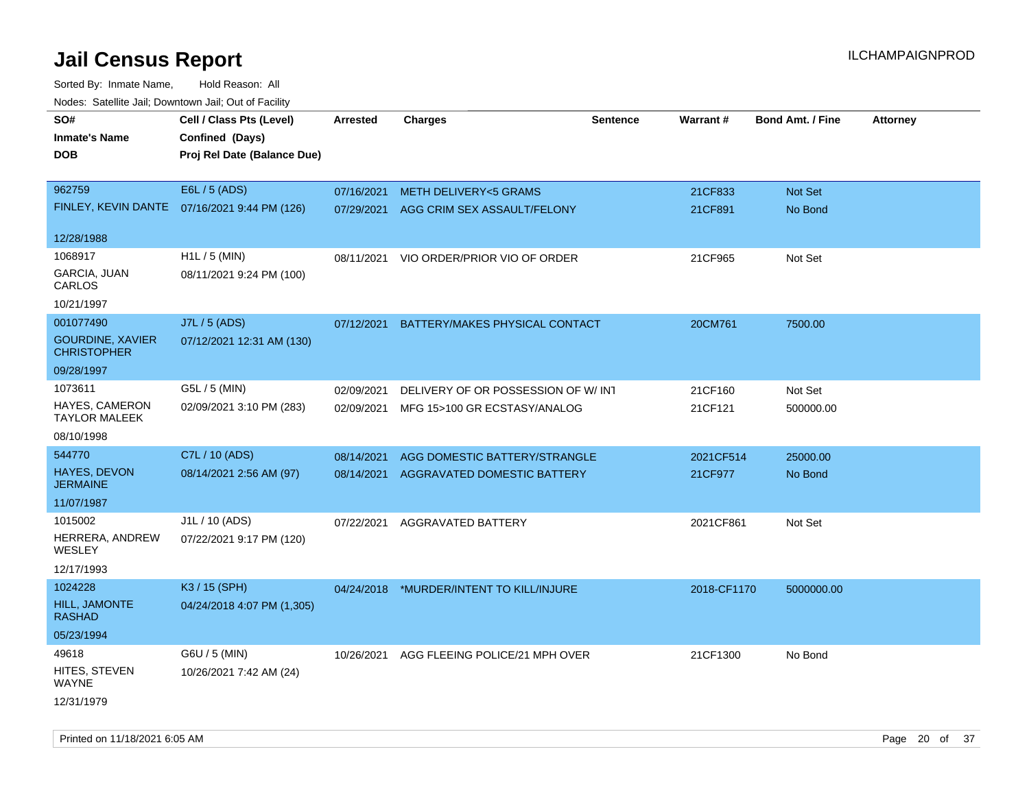# Jail Census Report

ILCHAMPAIGNPROD

Sorted By: Inmate Name, Hold Reason: All

Nodes: Satellite Jail; Downtown Jail; Out of Facility

| SO# / Inmate's Name / DOB | Cell / Class Pts (Level) / Confined (Days) / Proj Rel Date (Balance Due) | Arrested | Charges | Sentence | Warrant # | Bond Amt. / Fine | Attorney |
|---|---|---|---|---|---|---|---|
| 962759 FINLEY, KEVIN DANTE 12/28/1988 | E6L / 5 (ADS) 07/16/2021 9:44 PM (126) | 07/16/2021 | METH DELIVERY<5 GRAMS | | 21CF833 | Not Set | |
| | | 07/29/2021 | AGG CRIM SEX ASSAULT/FELONY | | 21CF891 | No Bond | |
| 1068917 GARCIA, JUAN CARLOS 10/21/1997 | H1L / 5 (MIN) 08/11/2021 9:24 PM (100) | 08/11/2021 | VIO ORDER/PRIOR VIO OF ORDER | | 21CF965 | Not Set | |
| 001077490 GOURDINE, XAVIER CHRISTOPHER 09/28/1997 | J7L / 5 (ADS) 07/12/2021 12:31 AM (130) | 07/12/2021 | BATTERY/MAKES PHYSICAL CONTACT | | 20CM761 | 7500.00 | |
| 1073611 HAYES, CAMERON TAYLOR MALEEK 08/10/1998 | G5L / 5 (MIN) 02/09/2021 3:10 PM (283) | 02/09/2021 | DELIVERY OF OR POSSESSION OF W/ INT | | 21CF160 | Not Set | |
| | | 02/09/2021 | MFG 15>100 GR ECSTASY/ANALOG | | 21CF121 | 500000.00 | |
| 544770 HAYES, DEVON JERMAINE 11/07/1987 | C7L / 10 (ADS) 08/14/2021 2:56 AM (97) | 08/14/2021 | AGG DOMESTIC BATTERY/STRANGLE | | 2021CF514 | 25000.00 | |
| | | 08/14/2021 | AGGRAVATED DOMESTIC BATTERY | | 21CF977 | No Bond | |
| 1015002 HERRERA, ANDREW WESLEY 12/17/1993 | J1L / 10 (ADS) 07/22/2021 9:17 PM (120) | 07/22/2021 | AGGRAVATED BATTERY | | 2021CF861 | Not Set | |
| 1024228 HILL, JAMONTE RASHAD 05/23/1994 | K3 / 15 (SPH) 04/24/2018 4:07 PM (1,305) | 04/24/2018 | *MURDER/INTENT TO KILL/INJURE | | 2018-CF1170 | 5000000.00 | |
| 49618 HITES, STEVEN WAYNE 12/31/1979 | G6U / 5 (MIN) 10/26/2021 7:42 AM (24) | 10/26/2021 | AGG FLEEING POLICE/21 MPH OVER | | 21CF1300 | No Bond | |

Printed on 11/18/2021 6:05 AM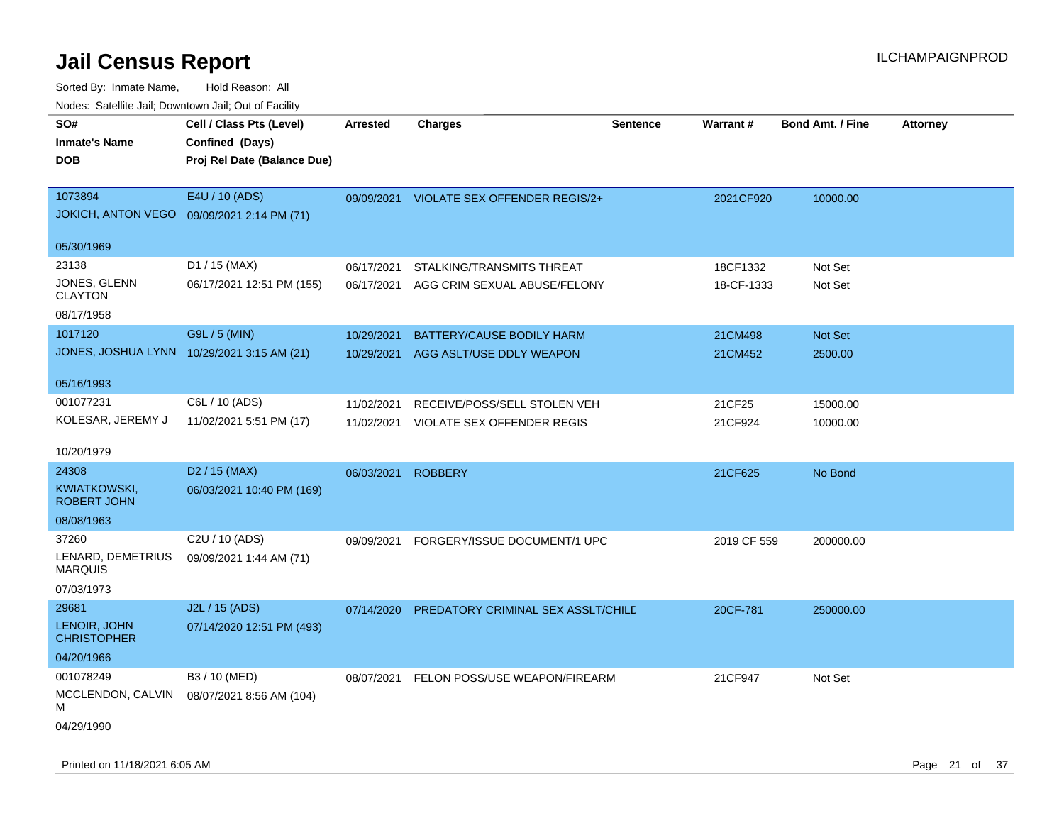# Jail Census Report

Sorted By: Inmate Name, Hold Reason: All

Nodes: Satellite Jail; Downtown Jail; Out of Facility

ILCHAMPAIGNPROD

| SO# / Inmate's Name / DOB | Cell / Class Pts (Level) / Confined (Days) / Proj Rel Date (Balance Due) | Arrested | Charges | Sentence | Warrant # | Bond Amt. / Fine | Attorney |
|---|---|---|---|---|---|---|---|
| 1073894<br>JOKICH, ANTON VEGO<br>05/30/1969 | E4U / 10 (ADS)<br>09/09/2021 2:14 PM (71) | 09/09/2021 | VIOLATE SEX OFFENDER REGIS/2+ | | 2021CF920 | 10000.00 | |
| 23138<br>JONES, GLENN CLAYTON<br>08/17/1958 | D1 / 15 (MAX)<br>06/17/2021 12:51 PM (155) | 06/17/2021<br>06/17/2021 | STALKING/TRANSMITS THREAT<br>AGG CRIM SEXUAL ABUSE/FELONY | | 18CF1332<br>18-CF-1333 | Not Set<br>Not Set | |
| 1017120<br>JONES, JOSHUA LYNN<br>05/16/1993 | G9L / 5 (MIN)<br>10/29/2021 3:15 AM (21) | 10/29/2021<br>10/29/2021 | BATTERY/CAUSE BODILY HARM<br>AGG ASLT/USE DDLY WEAPON | | 21CM498<br>21CM452 | Not Set<br>2500.00 | |
| 001077231<br>KOLESAR, JEREMY J<br>10/20/1979 | C6L / 10 (ADS)<br>11/02/2021 5:51 PM (17) | 11/02/2021<br>11/02/2021 | RECEIVE/POSS/SELL STOLEN VEH<br>VIOLATE SEX OFFENDER REGIS | | 21CF25<br>21CF924 | 15000.00<br>10000.00 | |
| 24308<br>KWIATKOWSKI, ROBERT JOHN<br>08/08/1963 | D2 / 15 (MAX)<br>06/03/2021 10:40 PM (169) | 06/03/2021 | ROBBERY | | 21CF625 | No Bond | |
| 37260<br>LENARD, DEMETRIUS MARQUIS<br>07/03/1973 | C2U / 10 (ADS)<br>09/09/2021 1:44 AM (71) | 09/09/2021 | FORGERY/ISSUE DOCUMENT/1 UPC | | 2019 CF 559 | 200000.00 | |
| 29681<br>LENOIR, JOHN CHRISTOPHER<br>04/20/1966 | J2L / 15 (ADS)<br>07/14/2020 12:51 PM (493) | 07/14/2020 | PREDATORY CRIMINAL SEX ASSLT/CHILD | | 20CF-781 | 250000.00 | |
| 001078249<br>MCCLENDON, CALVIN M<br>04/29/1990 | B3 / 10 (MED)<br>08/07/2021 8:56 AM (104) | 08/07/2021 | FELON POSS/USE WEAPON/FIREARM | | 21CF947 | Not Set | |

Printed on 11/18/2021 6:05 AM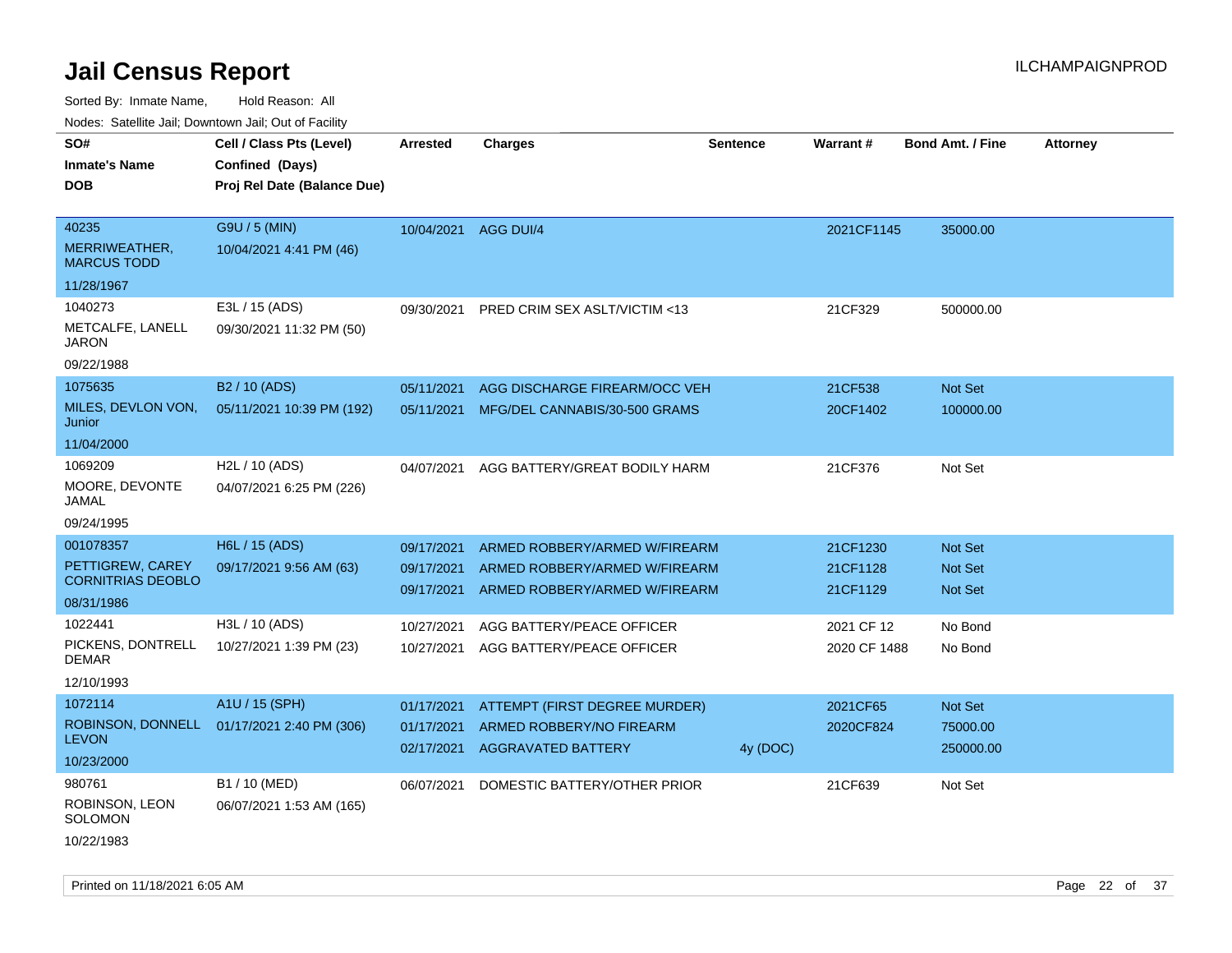# Jail Census Report

ILCHAMPAIGNPROD

Sorted By: Inmate Name, Hold Reason: All

Nodes: Satellite Jail; Downtown Jail; Out of Facility

| SO# / Inmate's Name / DOB | Cell / Class Pts (Level) / Confined (Days) / Proj Rel Date (Balance Due) | Arrested | Charges | Sentence | Warrant # | Bond Amt. / Fine | Attorney |
|---|---|---|---|---|---|---|---|
| 40235 MERRIWEATHER, MARCUS TODD 11/28/1967 | G9U / 5 (MIN) 10/04/2021 4:41 PM (46) | 10/04/2021 | AGG DUI/4 | | 2021CF1145 | 35000.00 | |
| 1040273 METCALFE, LANELL JARON 09/22/1988 | E3L / 15 (ADS) 09/30/2021 11:32 PM (50) | 09/30/2021 | PRED CRIM SEX ASLT/VICTIM <13 | | 21CF329 | 500000.00 | |
| 1075635 MILES, DEVLON VON, Junior 11/04/2000 | B2 / 10 (ADS) 05/11/2021 10:39 PM (192) | 05/11/2021 | AGG DISCHARGE FIREARM/OCC VEH | | 21CF538 | Not Set | |
| | | 05/11/2021 | MFG/DEL CANNABIS/30-500 GRAMS | | 20CF1402 | 100000.00 | |
| 1069209 MOORE, DEVONTE JAMAL 09/24/1995 | H2L / 10 (ADS) 04/07/2021 6:25 PM (226) | 04/07/2021 | AGG BATTERY/GREAT BODILY HARM | | 21CF376 | Not Set | |
| 001078357 PETTIGREW, CAREY CORNITRIAS DEOBLO 08/31/1986 | H6L / 15 (ADS) 09/17/2021 9:56 AM (63) | 09/17/2021 | ARMED ROBBERY/ARMED W/FIREARM | | 21CF1230 | Not Set | |
| | | 09/17/2021 | ARMED ROBBERY/ARMED W/FIREARM | | 21CF1128 | Not Set | |
| | | 09/17/2021 | ARMED ROBBERY/ARMED W/FIREARM | | 21CF1129 | Not Set | |
| 1022441 PICKENS, DONTRELL DEMAR 12/10/1993 | H3L / 10 (ADS) 10/27/2021 1:39 PM (23) | 10/27/2021 | AGG BATTERY/PEACE OFFICER | | 2021 CF 12 | No Bond | |
| | | 10/27/2021 | AGG BATTERY/PEACE OFFICER | | 2020 CF 1488 | No Bond | |
| 1072114 ROBINSON, DONNELL LEVON 10/23/2000 | A1U / 15 (SPH) 01/17/2021 2:40 PM (306) | 01/17/2021 | ATTEMPT (FIRST DEGREE MURDER) | | 2021CF65 | Not Set | |
| | | 01/17/2021 | ARMED ROBBERY/NO FIREARM | | 2020CF824 | 75000.00 | |
| | | 02/17/2021 | AGGRAVATED BATTERY | 4y (DOC) | | 250000.00 | |
| 980761 ROBINSON, LEON SOLOMON 10/22/1983 | B1 / 10 (MED) 06/07/2021 1:53 AM (165) | 06/07/2021 | DOMESTIC BATTERY/OTHER PRIOR | | 21CF639 | Not Set | |

Printed on 11/18/2021 6:05 AM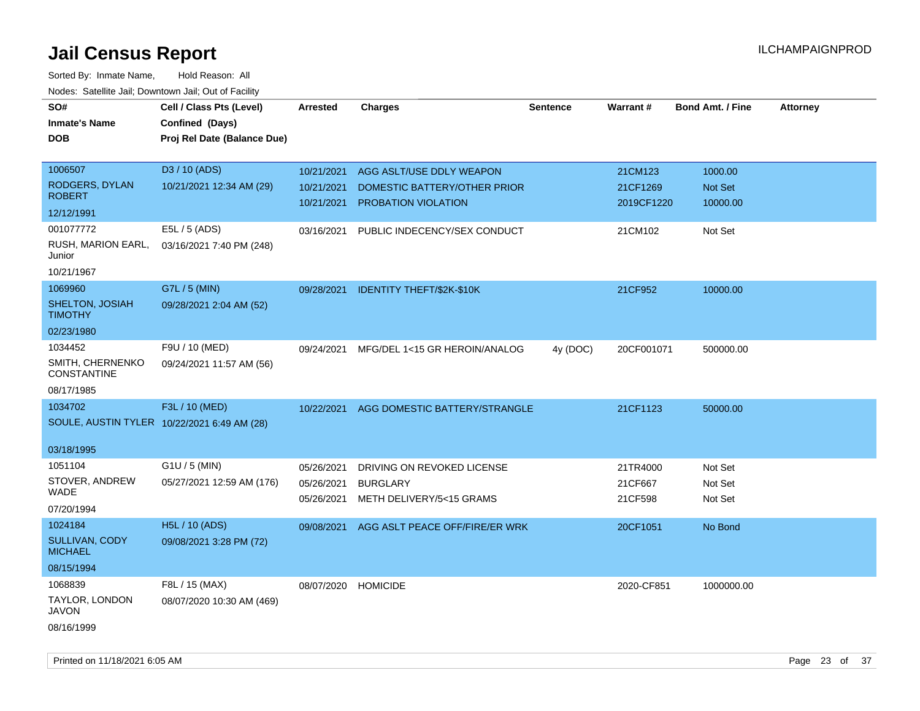# Jail Census Report

ILCHAMPAIGNPROD

Sorted By: Inmate Name, Hold Reason: All

Nodes: Satellite Jail; Downtown Jail; Out of Facility

| SO# / Inmate's Name / DOB | Cell / Class Pts (Level) / Confined (Days) / Proj Rel Date (Balance Due) | Arrested | Charges | Sentence | Warrant # | Bond Amt. / Fine | Attorney |
|---|---|---|---|---|---|---|---|
| 1006507<br>RODGERS, DYLAN ROBERT<br>12/12/1991 | D3 / 10 (ADS)<br>10/21/2021 12:34 AM (29) | 10/21/2021<br>10/21/2021<br>10/21/2021 | AGG ASLT/USE DDLY WEAPON<br>DOMESTIC BATTERY/OTHER PRIOR<br>PROBATION VIOLATION | | 21CM123<br>21CF1269<br>2019CF1220 | 1000.00<br>Not Set<br>10000.00 | |
| 001077772<br>RUSH, MARION EARL, Junior<br>10/21/1967 | E5L / 5 (ADS)<br>03/16/2021 7:40 PM (248) | 03/16/2021 | PUBLIC INDECENCY/SEX CONDUCT | | 21CM102 | Not Set | |
| 1069960<br>SHELTON, JOSIAH TIMOTHY<br>02/23/1980 | G7L / 5 (MIN)<br>09/28/2021 2:04 AM (52) | 09/28/2021 | IDENTITY THEFT/$2K-$10K | | 21CF952 | 10000.00 | |
| 1034452<br>SMITH, CHERNENKO CONSTANTINE<br>08/17/1985 | F9U / 10 (MED)<br>09/24/2021 11:57 AM (56) | 09/24/2021 | MFG/DEL 1<15 GR HEROIN/ANALOG | 4y (DOC) | 20CF001071 | 500000.00 | |
| 1034702<br>SOULE, AUSTIN TYLER<br>03/18/1995 | F3L / 10 (MED)<br>10/22/2021 6:49 AM (28) | 10/22/2021 | AGG DOMESTIC BATTERY/STRANGLE | | 21CF1123 | 50000.00 | |
| 1051104<br>STOVER, ANDREW WADE<br>07/20/1994 | G1U / 5 (MIN)<br>05/27/2021 12:59 AM (176) | 05/26/2021<br>05/26/2021<br>05/26/2021 | DRIVING ON REVOKED LICENSE<br>BURGLARY<br>METH DELIVERY/5<15 GRAMS | | 21TR4000<br>21CF667<br>21CF598 | Not Set<br>Not Set<br>Not Set | |
| 1024184<br>SULLIVAN, CODY MICHAEL<br>08/15/1994 | H5L / 10 (ADS)<br>09/08/2021 3:28 PM (72) | 09/08/2021 | AGG ASLT PEACE OFF/FIRE/ER WRK | | 20CF1051 | No Bond | |
| 1068839<br>TAYLOR, LONDON JAVON<br>08/16/1999 | F8L / 15 (MAX)<br>08/07/2020 10:30 AM (469) | 08/07/2020 | HOMICIDE | | 2020-CF851 | 1000000.00 | |

Printed on 11/18/2021 6:05 AM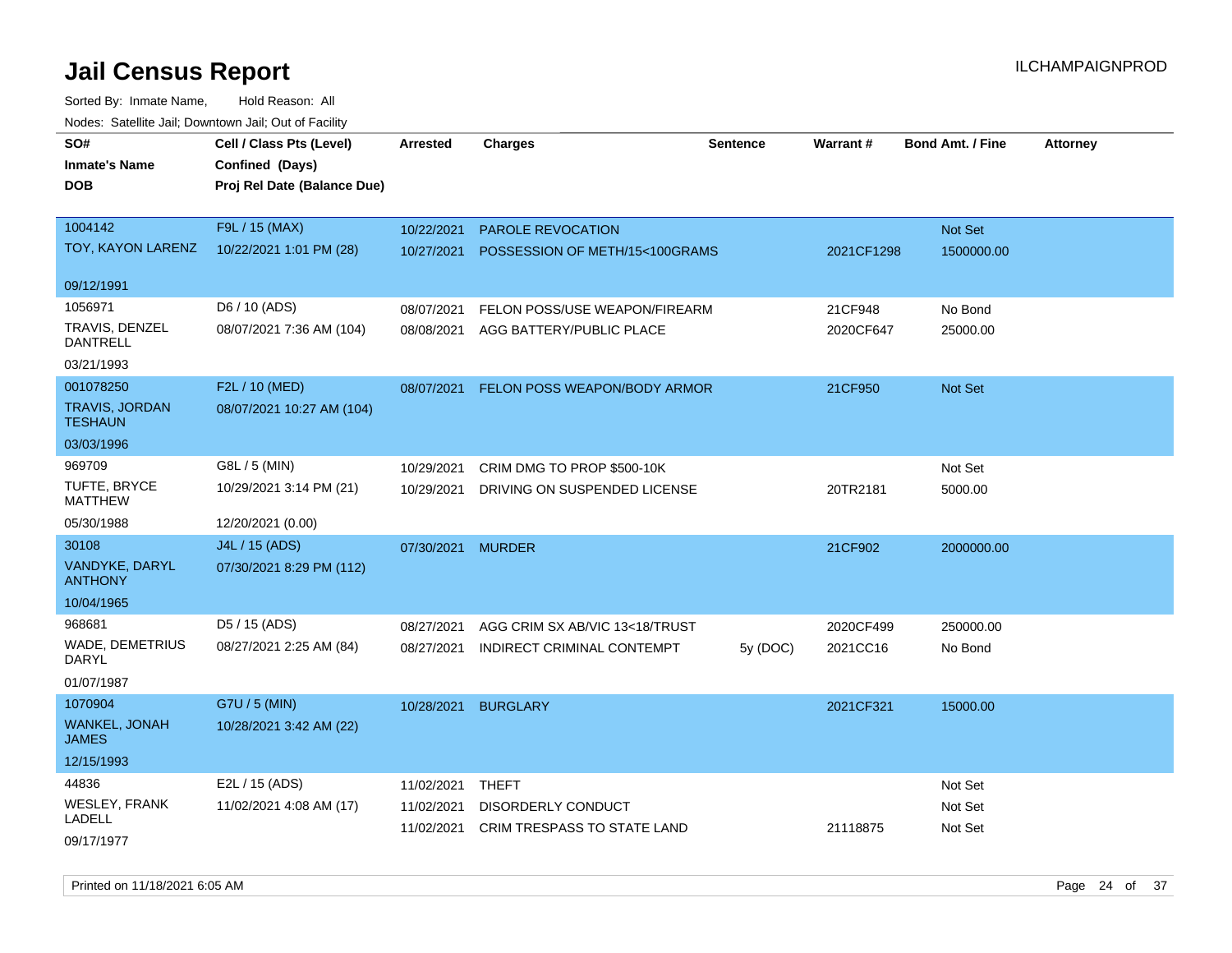# Jail Census Report

ILCHAMPAIGNPROD

Sorted By: Inmate Name,  Hold Reason: All

Nodes: Satellite Jail; Downtown Jail; Out of Facility

| SO# / Inmate's Name / DOB | Cell / Class Pts (Level) / Confined (Days) / Proj Rel Date (Balance Due) | Arrested | Charges | Sentence | Warrant # | Bond Amt. / Fine | Attorney |
|---|---|---|---|---|---|---|---|
| 1004142<br>TOY, KAYON LARENZ<br>09/12/1991 | F9L / 15 (MAX)<br>10/22/2021 1:01 PM (28) | 10/22/2021 | PAROLE REVOCATION | | | Not Set | |
| | | 10/27/2021 | POSSESSION OF METH/15<100GRAMS | | 2021CF1298 | 1500000.00 | |
| 1056971<br>TRAVIS, DENZEL DANTRELL<br>03/21/1993 | D6 / 10 (ADS)<br>08/07/2021 7:36 AM (104) | 08/07/2021 | FELON POSS/USE WEAPON/FIREARM | | 21CF948 | No Bond | |
| | | 08/08/2021 | AGG BATTERY/PUBLIC PLACE | | 2020CF647 | 25000.00 | |
| 001078250<br>TRAVIS, JORDAN TESHAUN<br>03/03/1996 | F2L / 10 (MED)<br>08/07/2021 10:27 AM (104) | 08/07/2021 | FELON POSS WEAPON/BODY ARMOR | | 21CF950 | Not Set | |
| 969709<br>TUFTE, BRYCE MATTHEW<br>05/30/1988 | G8L / 5 (MIN)<br>10/29/2021 3:14 PM (21)<br>12/20/2021 (0.00) | 10/29/2021 | CRIM DMG TO PROP $500-10K | | | Not Set | |
| | | 10/29/2021 | DRIVING ON SUSPENDED LICENSE | | 20TR2181 | 5000.00 | |
| 30108<br>VANDYKE, DARYL ANTHONY<br>10/04/1965 | J4L / 15 (ADS)<br>07/30/2021 8:29 PM (112) | 07/30/2021 | MURDER | | 21CF902 | 2000000.00 | |
| 968681<br>WADE, DEMETRIUS DARYL<br>01/07/1987 | D5 / 15 (ADS)<br>08/27/2021 2:25 AM (84) | 08/27/2021 | AGG CRIM SX AB/VIC 13<18/TRUST | | 2020CF499 | 250000.00 | |
| | | 08/27/2021 | INDIRECT CRIMINAL CONTEMPT | 5y (DOC) | 2021CC16 | No Bond | |
| 1070904<br>WANKEL, JONAH JAMES<br>12/15/1993 | G7U / 5 (MIN)<br>10/28/2021 3:42 AM (22) | 10/28/2021 | BURGLARY | | 2021CF321 | 15000.00 | |
| 44836<br>WESLEY, FRANK LADELL<br>09/17/1977 | E2L / 15 (ADS)<br>11/02/2021 4:08 AM (17) | 11/02/2021 | THEFT | | | Not Set | |
| | | 11/02/2021 | DISORDERLY CONDUCT | | | Not Set | |
| | | 11/02/2021 | CRIM TRESPASS TO STATE LAND | | 21118875 | Not Set | |

Printed on 11/18/2021 6:05 AM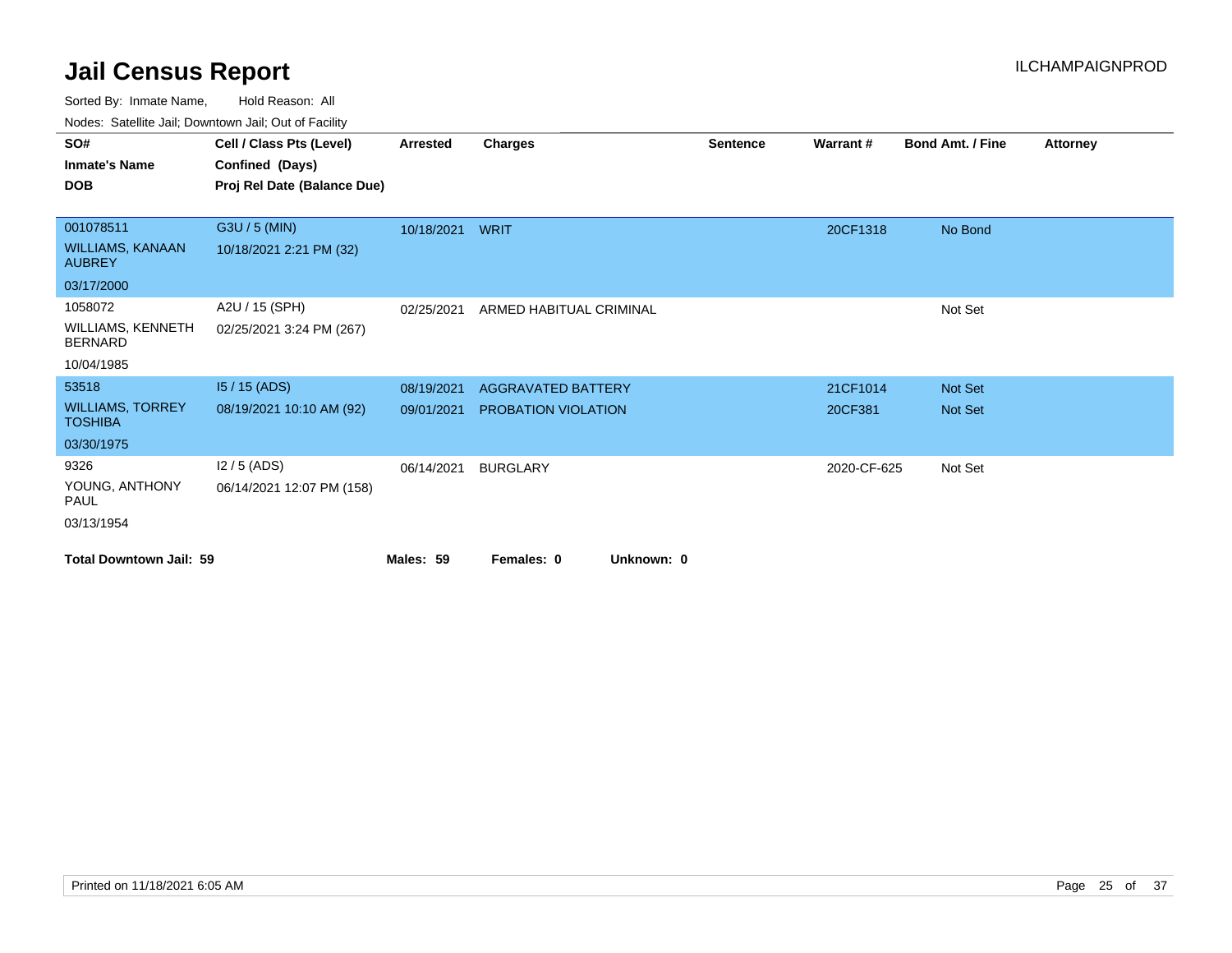# Jail Census Report

ILCHAMPAIGNPROD

Sorted By: Inmate Name, Hold Reason: All

Nodes: Satellite Jail; Downtown Jail; Out of Facility

| SO# / Inmate's Name / DOB | Cell / Class Pts (Level) / Confined (Days) / Proj Rel Date (Balance Due) | Arrested | Charges | Sentence | Warrant # | Bond Amt. / Fine | Attorney |
|---|---|---|---|---|---|---|---|
| 001078511 WILLIAMS, KANAAN AUBREY 03/17/2000 | G3U / 5 (MIN) 10/18/2021 2:21 PM (32) | 10/18/2021 | WRIT | | 20CF1318 | No Bond | |
| 1058072 WILLIAMS, KENNETH BERNARD 10/04/1985 | A2U / 15 (SPH) 02/25/2021 3:24 PM (267) | 02/25/2021 | ARMED HABITUAL CRIMINAL | | | Not Set | |
| 53518 WILLIAMS, TORREY TOSHIBA 03/30/1975 | I5 / 15 (ADS) 08/19/2021 10:10 AM (92) | 08/19/2021 | AGGRAVATED BATTERY | | 21CF1014 | Not Set | |
| | | 09/01/2021 | PROBATION VIOLATION | | 20CF381 | Not Set | |
| 9326 YOUNG, ANTHONY PAUL 03/13/1954 | I2 / 5 (ADS) 06/14/2021 12:07 PM (158) | 06/14/2021 | BURGLARY | | 2020-CF-625 | Not Set | |

**Total Downtown Jail: 59** **Males: 59** **Females: 0** **Unknown: 0**

Printed on 11/18/2021 6:05 AM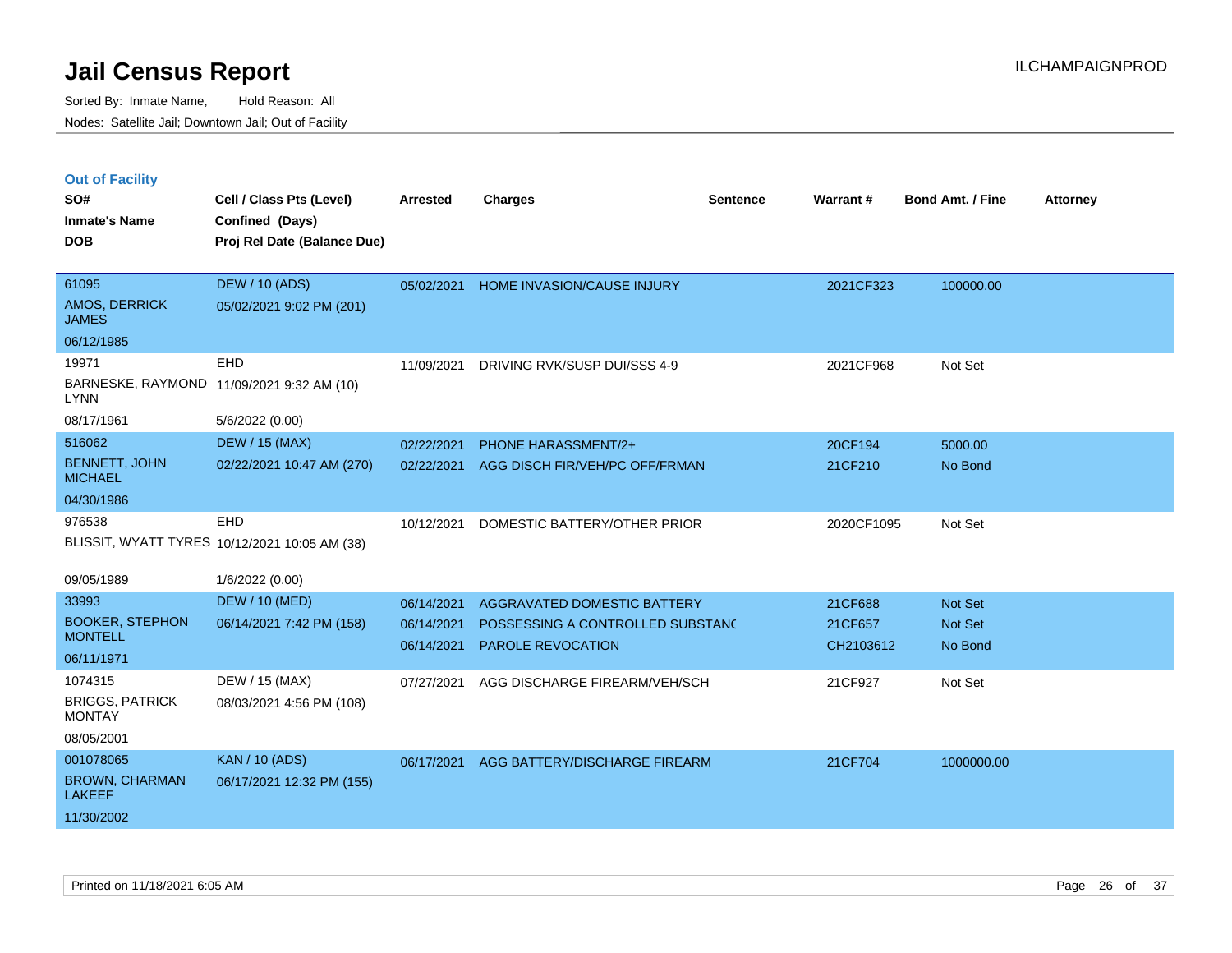# Jail Census Report

Sorted By: Inmate Name, Hold Reason: All

Nodes: Satellite Jail; Downtown Jail; Out of Facility

ILCHAMPAIGNPROD

## Out of Facility

| SO# / Inmate's Name / DOB | Cell / Class Pts (Level) / Confined (Days) / Proj Rel Date (Balance Due) | Arrested | Charges | Sentence | Warrant # | Bond Amt. / Fine | Attorney |
|---|---|---|---|---|---|---|---|
| 61095<br>AMOS, DERRICK JAMES<br>06/12/1985 | DEW / 10 (ADS)<br>05/02/2021 9:02 PM (201) | 05/02/2021 | HOME INVASION/CAUSE INJURY | | 2021CF323 | 100000.00 | |
| 19971<br>BARNESKE, RAYMOND LYNN<br>08/17/1961 | EHD<br>11/09/2021 9:32 AM (10)<br>5/6/2022 (0.00) | 11/09/2021 | DRIVING RVK/SUSP DUI/SSS 4-9 | | 2021CF968 | Not Set | |
| 516062<br>BENNETT, JOHN MICHAEL<br>04/30/1986 | DEW / 15 (MAX)<br>02/22/2021 10:47 AM (270) | 02/22/2021 | PHONE HARASSMENT/2+ | | 20CF194 | 5000.00 | |
| | | 02/22/2021 | AGG DISCH FIR/VEH/PC OFF/FRMAN | | 21CF210 | No Bond | |
| 976538<br>BLISSIT, WYATT TYRES<br>09/05/1989 | EHD<br>10/12/2021 10:05 AM (38)<br>1/6/2022 (0.00) | 10/12/2021 | DOMESTIC BATTERY/OTHER PRIOR | | 2020CF1095 | Not Set | |
| 33993<br>BOOKER, STEPHON MONTELL<br>06/11/1971 | DEW / 10 (MED)<br>06/14/2021 7:42 PM (158) | 06/14/2021 | AGGRAVATED DOMESTIC BATTERY | | 21CF688 | Not Set | |
| | | 06/14/2021 | POSSESSING A CONTROLLED SUBSTANC | | 21CF657 | Not Set | |
| | | 06/14/2021 | PAROLE REVOCATION | | CH2103612 | No Bond | |
| 1074315<br>BRIGGS, PATRICK MONTAY<br>08/05/2001 | DEW / 15 (MAX)<br>08/03/2021 4:56 PM (108) | 07/27/2021 | AGG DISCHARGE FIREARM/VEH/SCH | | 21CF927 | Not Set | |
| 001078065<br>BROWN, CHARMAN LAKEEF<br>11/30/2002 | KAN / 10 (ADS)<br>06/17/2021 12:32 PM (155) | 06/17/2021 | AGG BATTERY/DISCHARGE FIREARM | | 21CF704 | 1000000.00 | |

Printed on 11/18/2021 6:05 AM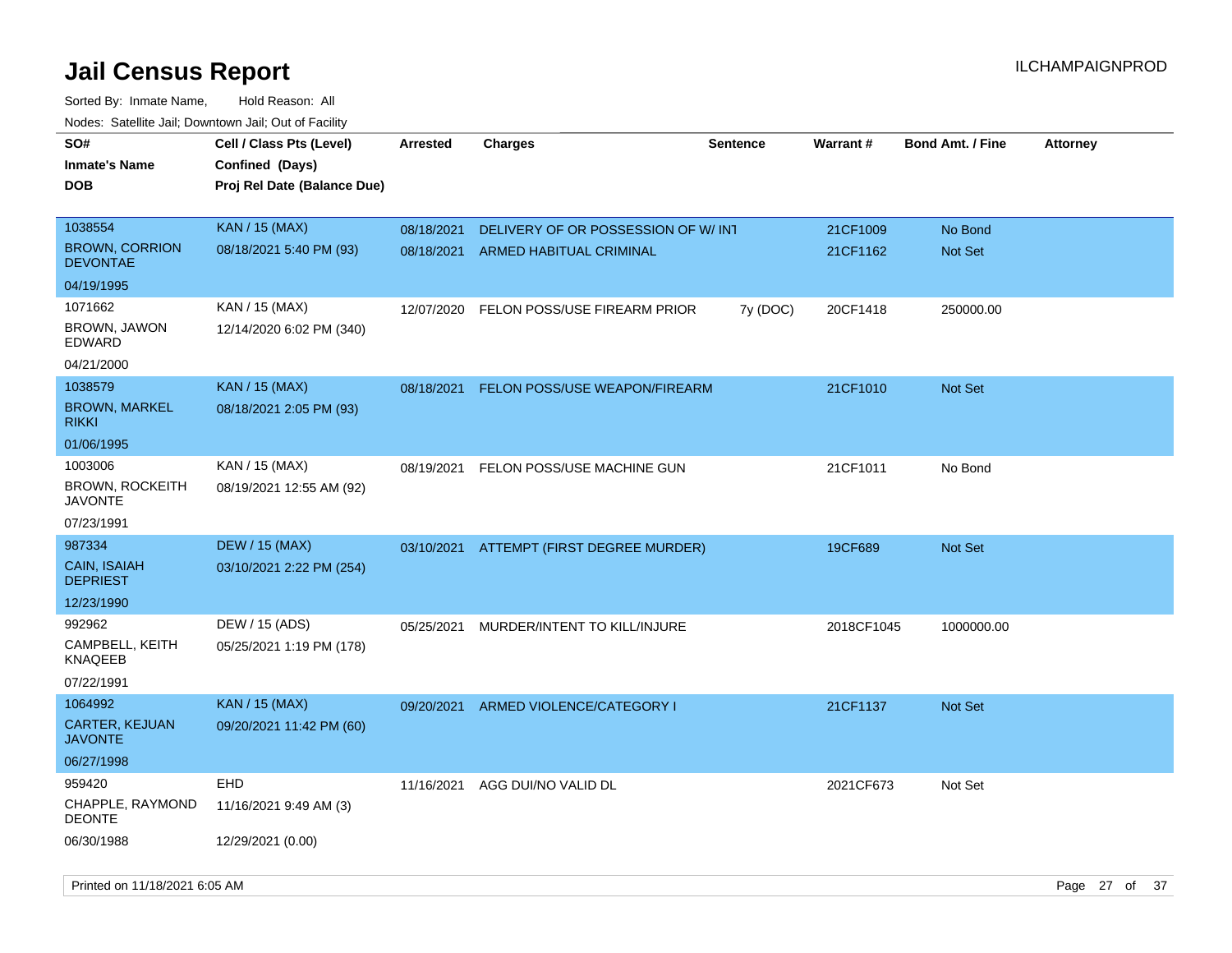# Jail Census Report

Sorted By: Inmate Name, Hold Reason: All

Nodes: Satellite Jail; Downtown Jail; Out of Facility

| SO# / Inmate's Name / DOB | Cell / Class Pts (Level) / Confined (Days) / Proj Rel Date (Balance Due) | Arrested | Charges | Sentence | Warrant # | Bond Amt. / Fine | Attorney |
|---|---|---|---|---|---|---|---|
| 1038554<br>BROWN, CORRION DEVONTAE<br>04/19/1995 | KAN / 15 (MAX)<br>08/18/2021 5:40 PM (93) | 08/18/2021<br>08/18/2021 | DELIVERY OF OR POSSESSION OF W/ INT<br>ARMED HABITUAL CRIMINAL | | 21CF1009<br>21CF1162 | No Bond<br>Not Set | |
| 1071662<br>BROWN, JAWON EDWARD<br>04/21/2000 | KAN / 15 (MAX)<br>12/14/2020 6:02 PM (340) | 12/07/2020 | FELON POSS/USE FIREARM PRIOR | 7y (DOC) | 20CF1418 | 250000.00 | |
| 1038579<br>BROWN, MARKEL RIKKI<br>01/06/1995 | KAN / 15 (MAX)<br>08/18/2021 2:05 PM (93) | 08/18/2021 | FELON POSS/USE WEAPON/FIREARM | | 21CF1010 | Not Set | |
| 1003006<br>BROWN, ROCKEITH JAVONTE<br>07/23/1991 | KAN / 15 (MAX)<br>08/19/2021 12:55 AM (92) | 08/19/2021 | FELON POSS/USE MACHINE GUN | | 21CF1011 | No Bond | |
| 987334<br>CAIN, ISAIAH DEPRIEST<br>12/23/1990 | DEW / 15 (MAX)<br>03/10/2021 2:22 PM (254) | 03/10/2021 | ATTEMPT (FIRST DEGREE MURDER) | | 19CF689 | Not Set | |
| 992962<br>CAMPBELL, KEITH KNAQEEB<br>07/22/1991 | DEW / 15 (ADS)<br>05/25/2021 1:19 PM (178) | 05/25/2021 | MURDER/INTENT TO KILL/INJURE | | 2018CF1045 | 1000000.00 | |
| 1064992<br>CARTER, KEJUAN JAVONTE<br>06/27/1998 | KAN / 15 (MAX)<br>09/20/2021 11:42 PM (60) | 09/20/2021 | ARMED VIOLENCE/CATEGORY I | | 21CF1137 | Not Set | |
| 959420<br>CHAPPLE, RAYMOND DEONTE<br>06/30/1988 | EHD<br>11/16/2021 9:49 AM (3)<br>12/29/2021 (0.00) | 11/16/2021 | AGG DUI/NO VALID DL | | 2021CF673 | Not Set | |

Printed on 11/18/2021 6:05 AM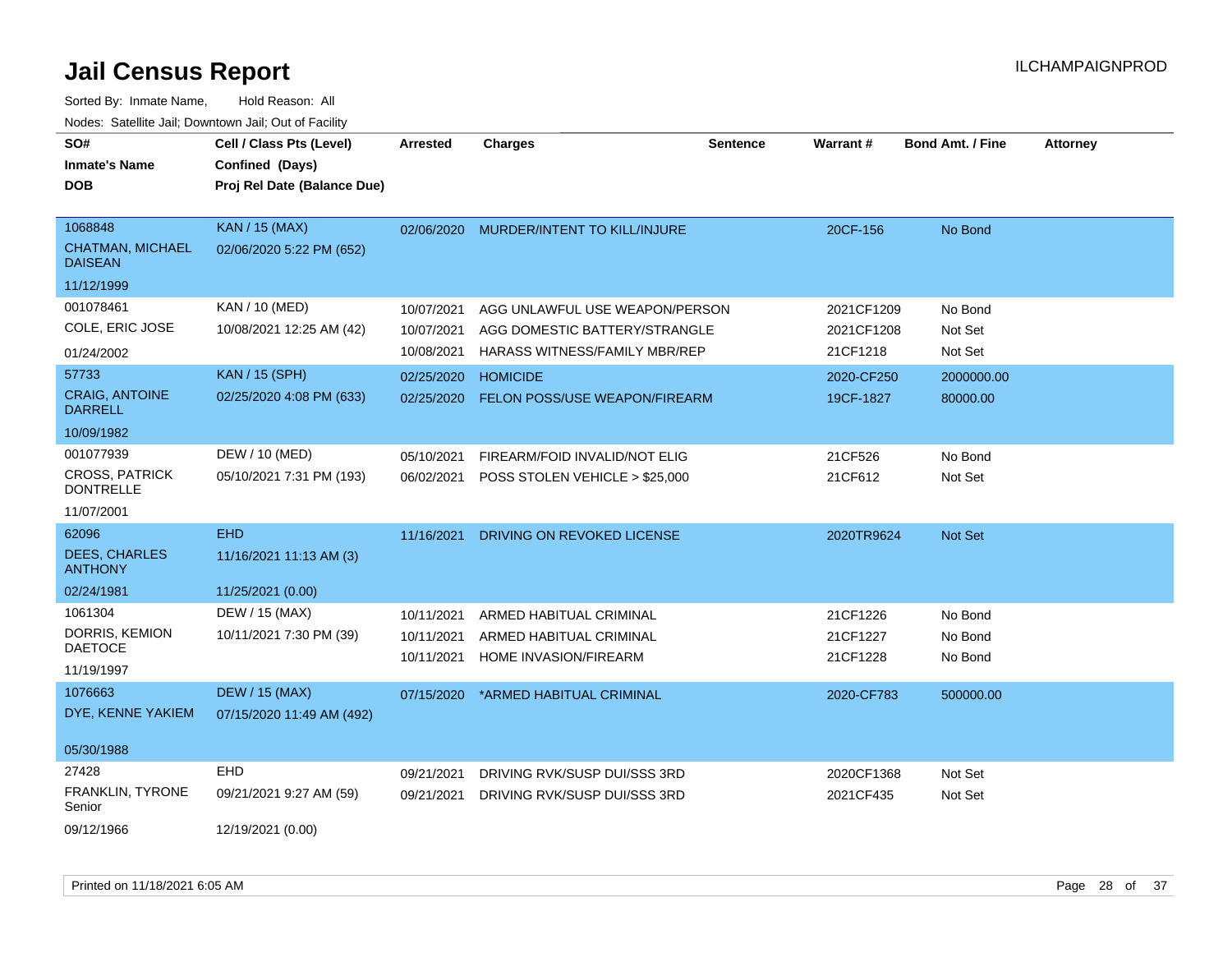# Jail Census Report

Sorted By: Inmate Name, Hold Reason: All

Nodes: Satellite Jail; Downtown Jail; Out of Facility

| SO# / Inmate's Name / DOB | Cell / Class Pts (Level) / Confined (Days) / Proj Rel Date (Balance Due) | Arrested | Charges | Sentence | Warrant # | Bond Amt. / Fine | Attorney |
|---|---|---|---|---|---|---|---|
| 1068848<br>CHATMAN, MICHAEL DAISEAN<br>11/12/1999 | KAN / 15 (MAX)<br>02/06/2020 5:22 PM (652) | 02/06/2020 | MURDER/INTENT TO KILL/INJURE | | 20CF-156 | No Bond | |
| 001078461<br>COLE, ERIC JOSE<br>01/24/2002 | KAN / 10 (MED)<br>10/08/2021 12:25 AM (42) | 10/07/2021<br>10/07/2021<br>10/08/2021 | AGG UNLAWFUL USE WEAPON/PERSON<br>AGG DOMESTIC BATTERY/STRANGLE<br>HARASS WITNESS/FAMILY MBR/REP | | 2021CF1209<br>2021CF1208<br>21CF1218 | No Bond<br>Not Set<br>Not Set | |
| 57733<br>CRAIG, ANTOINE DARRELL<br>10/09/1982 | KAN / 15 (SPH)<br>02/25/2020 4:08 PM (633) | 02/25/2020<br>02/25/2020 | HOMICIDE<br>FELON POSS/USE WEAPON/FIREARM | | 2020-CF250<br>19CF-1827 | 2000000.00<br>80000.00 | |
| 001077939<br>CROSS, PATRICK DONTRELLE<br>11/07/2001 | DEW / 10 (MED)<br>05/10/2021 7:31 PM (193) | 05/10/2021<br>06/02/2021 | FIREARM/FOID INVALID/NOT ELIG<br>POSS STOLEN VEHICLE > $25,000 | | 21CF526<br>21CF612 | No Bond<br>Not Set | |
| 62096<br>DEES, CHARLES ANTHONY<br>02/24/1981 | EHD<br>11/16/2021 11:13 AM (3)<br>11/25/2021 (0.00) | 11/16/2021 | DRIVING ON REVOKED LICENSE | | 2020TR9624 | Not Set | |
| 1061304<br>DORRIS, KEMION DAETOCE<br>11/19/1997 | DEW / 15 (MAX)<br>10/11/2021 7:30 PM (39) | 10/11/2021<br>10/11/2021<br>10/11/2021 | ARMED HABITUAL CRIMINAL<br>ARMED HABITUAL CRIMINAL<br>HOME INVASION/FIREARM | | 21CF1226<br>21CF1227<br>21CF1228 | No Bond<br>No Bond<br>No Bond | |
| 1076663<br>DYE, KENNE YAKIEM<br>05/30/1988 | DEW / 15 (MAX)<br>07/15/2020 11:49 AM (492) | 07/15/2020 | *ARMED HABITUAL CRIMINAL | | 2020-CF783 | 500000.00 | |
| 27428<br>FRANKLIN, TYRONE Senior<br>09/12/1966 | EHD<br>09/21/2021 9:27 AM (59)<br>12/19/2021 (0.00) | 09/21/2021<br>09/21/2021 | DRIVING RVK/SUSP DUI/SSS 3RD<br>DRIVING RVK/SUSP DUI/SSS 3RD | | 2020CF1368<br>2021CF435 | Not Set<br>Not Set | |

Printed on 11/18/2021 6:05 AM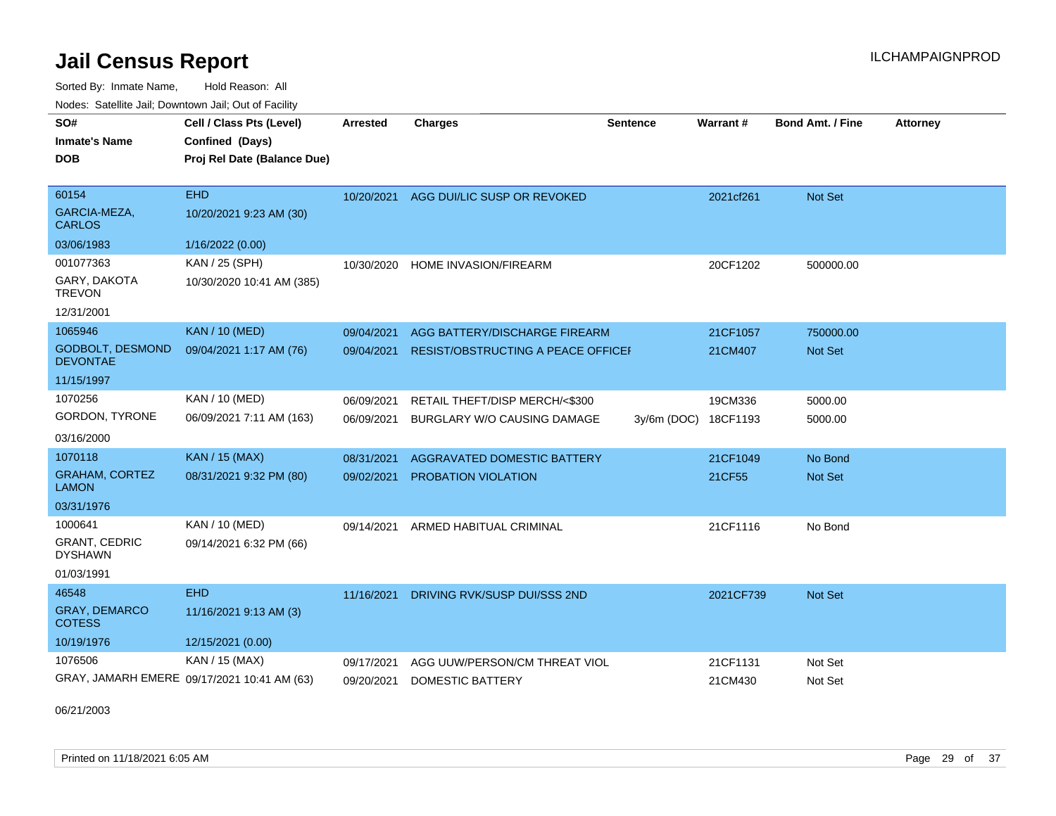# Jail Census Report

Sorted By: Inmate Name, Hold Reason: All

Nodes: Satellite Jail; Downtown Jail; Out of Facility

| SO# / Inmate's Name / DOB | Cell / Class Pts (Level) / Confined (Days) / Proj Rel Date (Balance Due) | Arrested | Charges | Sentence | Warrant # | Bond Amt. / Fine | Attorney |
|---|---|---|---|---|---|---|---|
| 60154 / GARCIA-MEZA, CARLOS / 03/06/1983 | EHD / 10/20/2021 9:23 AM (30) / 1/16/2022 (0.00) | 10/20/2021 | AGG DUI/LIC SUSP OR REVOKED | | 2021cf261 | Not Set | |
| 001077363 / GARY, DAKOTA TREVON / 12/31/2001 | KAN / 25 (SPH) / 10/30/2020 10:41 AM (385) | 10/30/2020 | HOME INVASION/FIREARM | | 20CF1202 | 500000.00 | |
| 1065946 / GODBOLT, DESMOND DEVONTAE / 11/15/1997 | KAN / 10 (MED) / 09/04/2021 1:17 AM (76) | 09/04/2021 | AGG BATTERY/DISCHARGE FIREARM | | 21CF1057 | 750000.00 | |
| | | 09/04/2021 | RESIST/OBSTRUCTING A PEACE OFFICEI | | 21CM407 | Not Set | |
| 1070256 / GORDON, TYRONE / 03/16/2000 | KAN / 10 (MED) / 06/09/2021 7:11 AM (163) | 06/09/2021 | RETAIL THEFT/DISP MERCH/<$300 | | 19CM336 | 5000.00 | |
| | | 06/09/2021 | BURGLARY W/O CAUSING DAMAGE | 3y/6m (DOC) | 18CF1193 | 5000.00 | |
| 1070118 / GRAHAM, CORTEZ LAMON / 03/31/1976 | KAN / 15 (MAX) / 08/31/2021 9:32 PM (80) | 08/31/2021 | AGGRAVATED DOMESTIC BATTERY | | 21CF1049 | No Bond | |
| | | 09/02/2021 | PROBATION VIOLATION | | 21CF55 | Not Set | |
| 1000641 / GRANT, CEDRIC DYSHAWN / 01/03/1991 | KAN / 10 (MED) / 09/14/2021 6:32 PM (66) | 09/14/2021 | ARMED HABITUAL CRIMINAL | | 21CF1116 | No Bond | |
| 46548 / GRAY, DEMARCO COTESS / 10/19/1976 | EHD / 11/16/2021 9:13 AM (3) / 12/15/2021 (0.00) | 11/16/2021 | DRIVING RVK/SUSP DUI/SSS 2ND | | 2021CF739 | Not Set | |
| 1076506 / GRAY, JAMARH EMERE / 06/21/2003 | KAN / 15 (MAX) / 09/17/2021 10:41 AM (63) | 09/17/2021 | AGG UUW/PERSON/CM THREAT VIOL | | 21CF1131 | Not Set | |
| | | 09/20/2021 | DOMESTIC BATTERY | | 21CM430 | Not Set | |

Printed on 11/18/2021 6:05 AM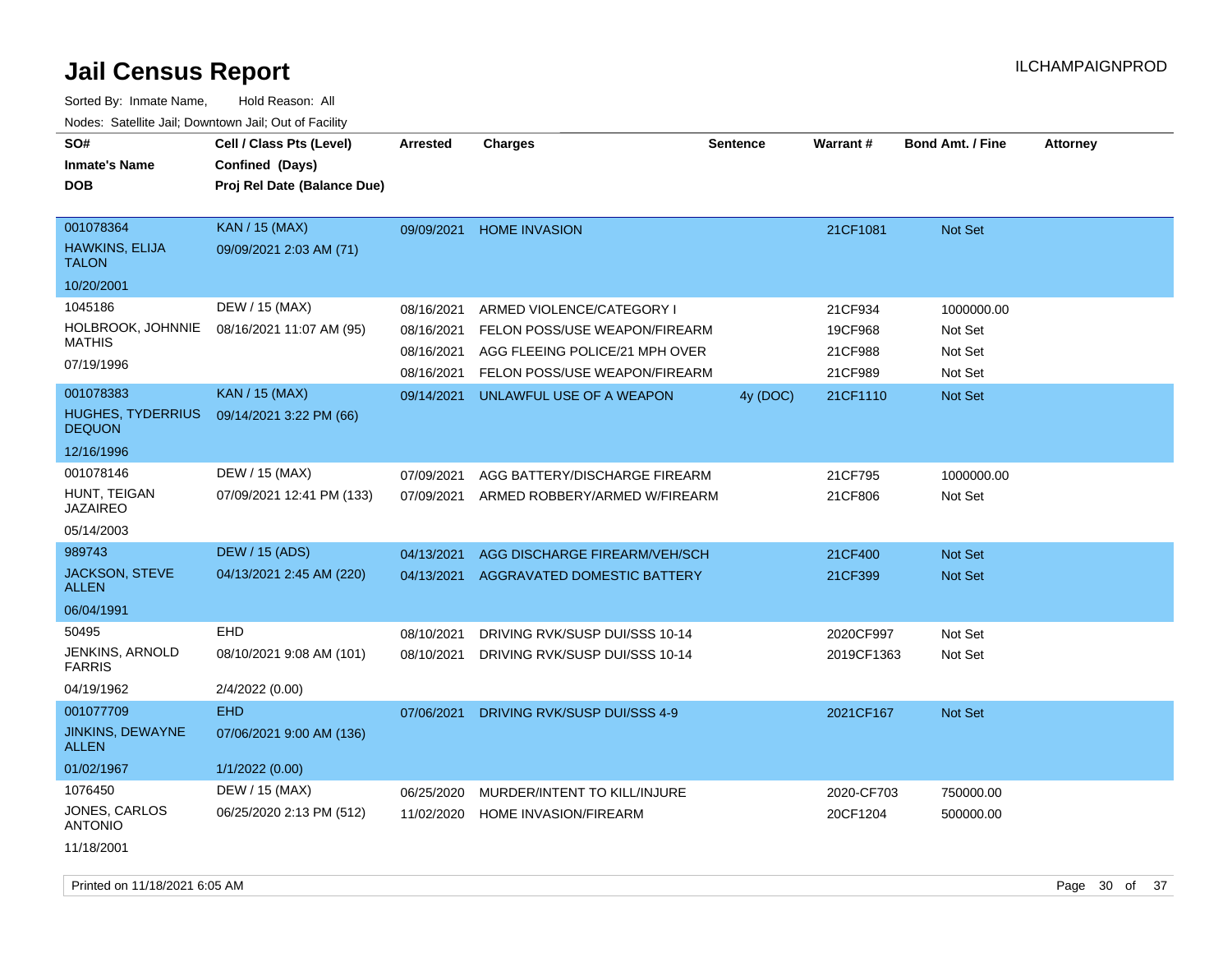# Jail Census Report

ILCHAMPAIGNPROD

Sorted By: Inmate Name, Hold Reason: All

Nodes: Satellite Jail; Downtown Jail; Out of Facility

| SO# / Inmate's Name / DOB | Cell / Class Pts (Level) / Confined (Days) / Proj Rel Date (Balance Due) | Arrested | Charges | Sentence | Warrant # | Bond Amt. / Fine | Attorney |
|---|---|---|---|---|---|---|---|
| 001078364 HAWKINS, ELIJA TALON 10/20/2001 | KAN / 15 (MAX) 09/09/2021 2:03 AM (71) | 09/09/2021 | HOME INVASION | | 21CF1081 | Not Set | |
| 1045186 HOLBROOK, JOHNNIE MATHIS 07/19/1996 | DEW / 15 (MAX) 08/16/2021 11:07 AM (95) | 08/16/2021 | ARMED VIOLENCE/CATEGORY I | | 21CF934 | 1000000.00 | |
| | | 08/16/2021 | FELON POSS/USE WEAPON/FIREARM | | 19CF968 | Not Set | |
| | | 08/16/2021 | AGG FLEEING POLICE/21 MPH OVER | | 21CF988 | Not Set | |
| | | 08/16/2021 | FELON POSS/USE WEAPON/FIREARM | | 21CF989 | Not Set | |
| 001078383 HUGHES, TYDERRIUS DEQUON 12/16/1996 | KAN / 15 (MAX) 09/14/2021 3:22 PM (66) | 09/14/2021 | UNLAWFUL USE OF A WEAPON | 4y (DOC) | 21CF1110 | Not Set | |
| 001078146 HUNT, TEIGAN JAZAIREO 05/14/2003 | DEW / 15 (MAX) 07/09/2021 12:41 PM (133) | 07/09/2021 | AGG BATTERY/DISCHARGE FIREARM | | 21CF795 | 1000000.00 | |
| | | 07/09/2021 | ARMED ROBBERY/ARMED W/FIREARM | | 21CF806 | Not Set | |
| 989743 JACKSON, STEVE ALLEN 06/04/1991 | DEW / 15 (ADS) 04/13/2021 2:45 AM (220) | 04/13/2021 | AGG DISCHARGE FIREARM/VEH/SCH | | 21CF400 | Not Set | |
| | | 04/13/2021 | AGGRAVATED DOMESTIC BATTERY | | 21CF399 | Not Set | |
| 50495 JENKINS, ARNOLD FARRIS 04/19/1962 | EHD 08/10/2021 9:08 AM (101) 2/4/2022 (0.00) | 08/10/2021 | DRIVING RVK/SUSP DUI/SSS 10-14 | | 2020CF997 | Not Set | |
| | | 08/10/2021 | DRIVING RVK/SUSP DUI/SSS 10-14 | | 2019CF1363 | Not Set | |
| 001077709 JINKINS, DEWAYNE ALLEN 01/02/1967 | EHD 07/06/2021 9:00 AM (136) 1/1/2022 (0.00) | 07/06/2021 | DRIVING RVK/SUSP DUI/SSS 4-9 | | 2021CF167 | Not Set | |
| 1076450 JONES, CARLOS ANTONIO 11/18/2001 | DEW / 15 (MAX) 06/25/2020 2:13 PM (512) | 06/25/2020 | MURDER/INTENT TO KILL/INJURE | | 2020-CF703 | 750000.00 | |
| | | 11/02/2020 | HOME INVASION/FIREARM | | 20CF1204 | 500000.00 | |

Printed on 11/18/2021 6:05 AM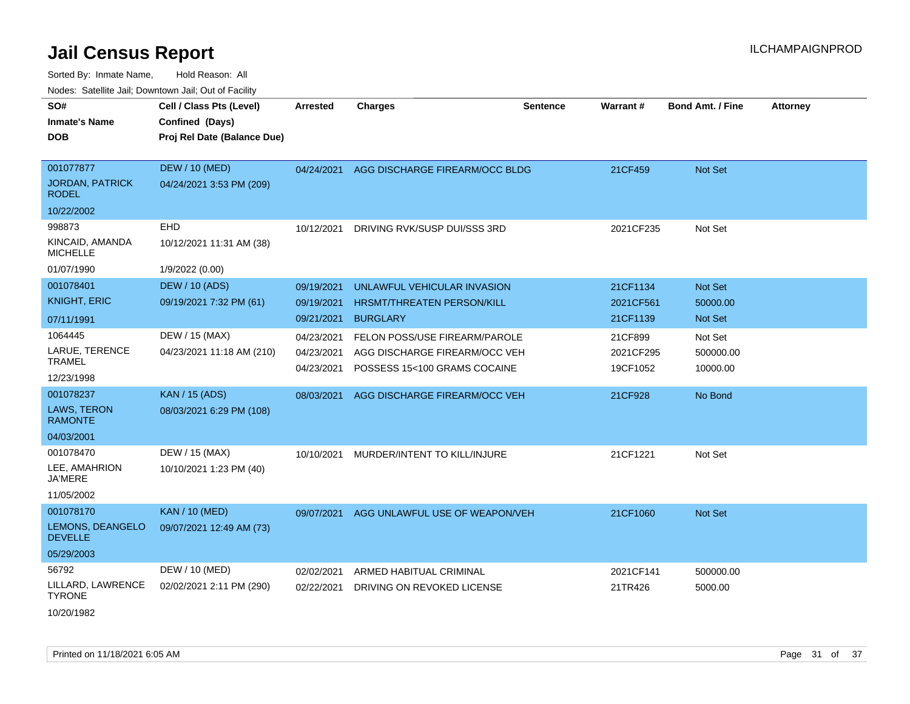# Jail Census Report

Sorted By: Inmate Name, Hold Reason: All

Nodes: Satellite Jail; Downtown Jail; Out of Facility

| SO# / Inmate's Name / DOB | Cell / Class Pts (Level) / Confined (Days) / Proj Rel Date (Balance Due) | Arrested | Charges | Sentence | Warrant # | Bond Amt. / Fine | Attorney |
|---|---|---|---|---|---|---|---|
| 001077877<br>JORDAN, PATRICK RODEL<br>10/22/2002 | DEW / 10 (MED)<br>04/24/2021 3:53 PM (209) | 04/24/2021 | AGG DISCHARGE FIREARM/OCC BLDG | | 21CF459 | Not Set | |
| 998873<br>KINCAID, AMANDA MICHELLE<br>01/07/1990 | EHD<br>10/12/2021 11:31 AM (38)<br>1/9/2022 (0.00) | 10/12/2021 | DRIVING RVK/SUSP DUI/SSS 3RD | | 2021CF235 | Not Set | |
| 001078401<br>KNIGHT, ERIC<br>07/11/1991 | DEW / 10 (ADS)<br>09/19/2021 7:32 PM (61) | 09/19/2021 | UNLAWFUL VEHICULAR INVASION | | 21CF1134 | Not Set | |
| | | 09/19/2021 | HRSMT/THREATEN PERSON/KILL | | 2021CF561 | 50000.00 | |
| | | 09/21/2021 | BURGLARY | | 21CF1139 | Not Set | |
| 1064445<br>LARUE, TERENCE TRAMEL<br>12/23/1998 | DEW / 15 (MAX)<br>04/23/2021 11:18 AM (210) | 04/23/2021 | FELON POSS/USE FIREARM/PAROLE | | 21CF899 | Not Set | |
| | | 04/23/2021 | AGG DISCHARGE FIREARM/OCC VEH | | 2021CF295 | 500000.00 | |
| | | 04/23/2021 | POSSESS 15<100 GRAMS COCAINE | | 19CF1052 | 10000.00 | |
| 001078237<br>LAWS, TERON RAMONTE<br>04/03/2001 | KAN / 15 (ADS)<br>08/03/2021 6:29 PM (108) | 08/03/2021 | AGG DISCHARGE FIREARM/OCC VEH | | 21CF928 | No Bond | |
| 001078470<br>LEE, AMAHRION JA'MERE<br>11/05/2002 | DEW / 15 (MAX)<br>10/10/2021 1:23 PM (40) | 10/10/2021 | MURDER/INTENT TO KILL/INJURE | | 21CF1221 | Not Set | |
| 001078170<br>LEMONS, DEANGELO DEVELLE<br>05/29/2003 | KAN / 10 (MED)<br>09/07/2021 12:49 AM (73) | 09/07/2021 | AGG UNLAWFUL USE OF WEAPON/VEH | | 21CF1060 | Not Set | |
| 56792<br>LILLARD, LAWRENCE TYRONE<br>10/20/1982 | DEW / 10 (MED)<br>02/02/2021 2:11 PM (290) | 02/02/2021 | ARMED HABITUAL CRIMINAL | | 2021CF141 | 500000.00 | |
| | | 02/22/2021 | DRIVING ON REVOKED LICENSE | | 21TR426 | 5000.00 | |

Printed on 11/18/2021 6:05 AM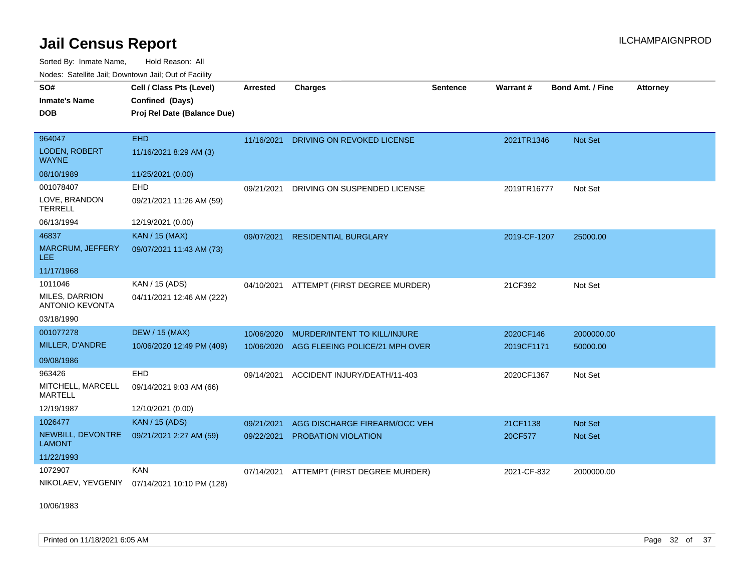# Jail Census Report

ILCHAMPAIGNPROD

Sorted By: Inmate Name, Hold Reason: All

Nodes: Satellite Jail; Downtown Jail; Out of Facility

| SO# / Inmate's Name / DOB | Cell / Class Pts (Level) / Confined (Days) / Proj Rel Date (Balance Due) | Arrested | Charges | Sentence | Warrant # | Bond Amt. / Fine | Attorney |
|---|---|---|---|---|---|---|---|
| 964047<br>LODEN, ROBERT WAYNE<br>08/10/1989 | EHD<br>11/16/2021 8:29 AM (3)<br>11/25/2021 (0.00) | 11/16/2021 | DRIVING ON REVOKED LICENSE | | 2021TR1346 | Not Set | |
| 001078407<br>LOVE, BRANDON TERRELL<br>06/13/1994 | EHD<br>09/21/2021 11:26 AM (59)<br>12/19/2021 (0.00) | 09/21/2021 | DRIVING ON SUSPENDED LICENSE | | 2019TR16777 | Not Set | |
| 46837<br>MARCRUM, JEFFERY LEE<br>11/17/1968 | KAN / 15 (MAX)<br>09/07/2021 11:43 AM (73) | 09/07/2021 | RESIDENTIAL BURGLARY | | 2019-CF-1207 | 25000.00 | |
| 1011046<br>MILES, DARRION ANTONIO KEVONTA<br>03/18/1990 | KAN / 15 (ADS)<br>04/11/2021 12:46 AM (222) | 04/10/2021 | ATTEMPT (FIRST DEGREE MURDER) | | 21CF392 | Not Set | |
| 001077278<br>MILLER, D'ANDRE<br>09/08/1986 | DEW / 15 (MAX)<br>10/06/2020 12:49 PM (409) | 10/06/2020<br>10/06/2020 | MURDER/INTENT TO KILL/INJURE<br>AGG FLEEING POLICE/21 MPH OVER | | 2020CF146<br>2019CF1171 | 2000000.00<br>50000.00 | |
| 963426<br>MITCHELL, MARCELL MARTELL<br>12/19/1987 | EHD<br>09/14/2021 9:03 AM (66)<br>12/10/2021 (0.00) | 09/14/2021 | ACCIDENT INJURY/DEATH/11-403 | | 2020CF1367 | Not Set | |
| 1026477<br>NEWBILL, DEVONTRE LAMONT<br>11/22/1993 | KAN / 15 (ADS)<br>09/21/2021 2:27 AM (59) | 09/21/2021<br>09/22/2021 | AGG DISCHARGE FIREARM/OCC VEH<br>PROBATION VIOLATION | | 21CF1138<br>20CF577 | Not Set<br>Not Set | |
| 1072907<br>NIKOLAEV, YEVGENIY<br>10/06/1983 | KAN<br>07/14/2021 10:10 PM (128) | 07/14/2021 | ATTEMPT (FIRST DEGREE MURDER) | | 2021-CF-832 | 2000000.00 | |

Printed on 11/18/2021 6:05 AM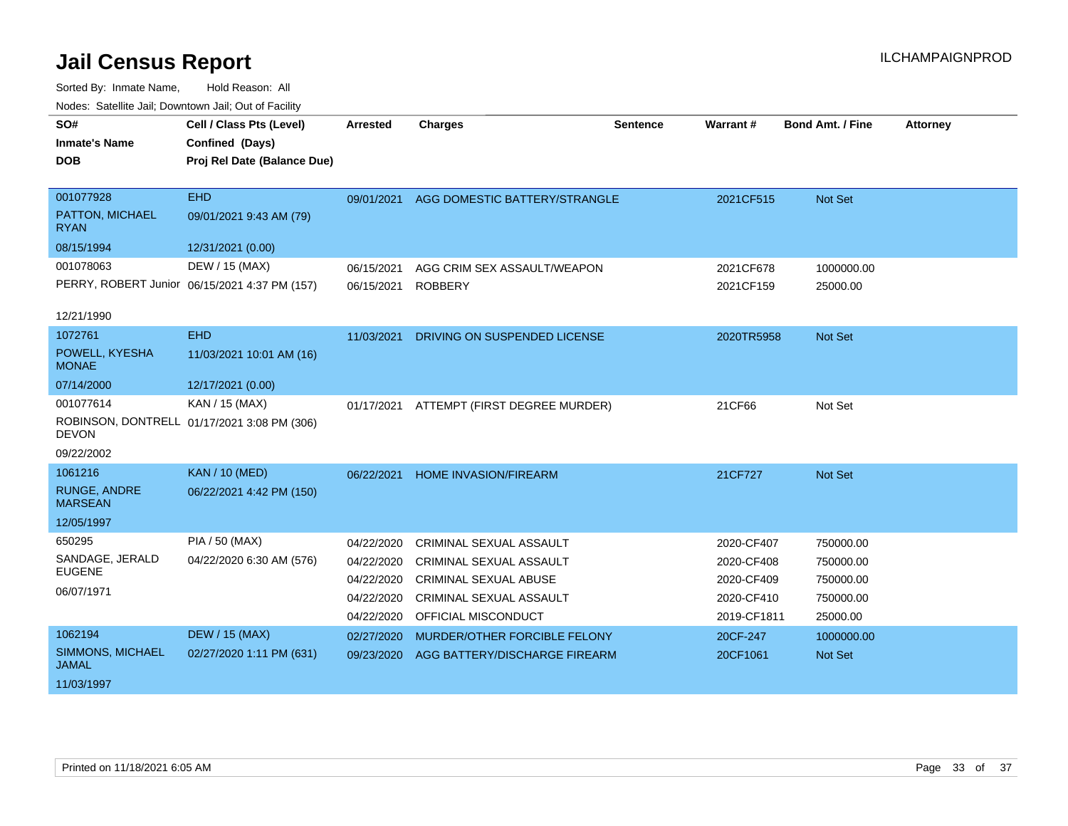# Jail Census Report

ILCHAMPAIGNPROD

Sorted By: Inmate Name, Hold Reason: All

Nodes: Satellite Jail; Downtown Jail; Out of Facility

| SO# / Inmate's Name / DOB | Cell / Class Pts (Level) / Confined (Days) / Proj Rel Date (Balance Due) | Arrested | Charges | Sentence | Warrant # | Bond Amt. / Fine | Attorney |
|---|---|---|---|---|---|---|---|
| 001077928 PATTON, MICHAEL RYAN 08/15/1994 | EHD 09/01/2021 9:43 AM (79) 12/31/2021 (0.00) | 09/01/2021 | AGG DOMESTIC BATTERY/STRANGLE | | 2021CF515 | Not Set | |
| 001078063 PERRY, ROBERT Junior 12/21/1990 | DEW / 15 (MAX) 06/15/2021 4:37 PM (157) | 06/15/2021 | AGG CRIM SEX ASSAULT/WEAPON | | 2021CF678 | 1000000.00 | |
| | | 06/15/2021 | ROBBERY | | 2021CF159 | 25000.00 | |
| 1072761 POWELL, KYESHA MONAE 07/14/2000 | EHD 11/03/2021 10:01 AM (16) 12/17/2021 (0.00) | 11/03/2021 | DRIVING ON SUSPENDED LICENSE | | 2020TR5958 | Not Set | |
| 001077614 ROBINSON, DONTRELL DEVON 09/22/2002 | KAN / 15 (MAX) 01/17/2021 3:08 PM (306) | 01/17/2021 | ATTEMPT (FIRST DEGREE MURDER) | | 21CF66 | Not Set | |
| 1061216 RUNGE, ANDRE MARSEAN 12/05/1997 | KAN / 10 (MED) 06/22/2021 4:42 PM (150) | 06/22/2021 | HOME INVASION/FIREARM | | 21CF727 | Not Set | |
| 650295 SANDAGE, JERALD EUGENE 06/07/1971 | PIA / 50 (MAX) 04/22/2020 6:30 AM (576) | 04/22/2020 | CRIMINAL SEXUAL ASSAULT | | 2020-CF407 | 750000.00 | |
| | | 04/22/2020 | CRIMINAL SEXUAL ASSAULT | | 2020-CF408 | 750000.00 | |
| | | 04/22/2020 | CRIMINAL SEXUAL ABUSE | | 2020-CF409 | 750000.00 | |
| | | 04/22/2020 | CRIMINAL SEXUAL ASSAULT | | 2020-CF410 | 750000.00 | |
| | | 04/22/2020 | OFFICIAL MISCONDUCT | | 2019-CF1811 | 25000.00 | |
| 1062194 SIMMONS, MICHAEL JAMAL 11/03/1997 | DEW / 15 (MAX) 02/27/2020 1:11 PM (631) | 02/27/2020 | MURDER/OTHER FORCIBLE FELONY | | 20CF-247 | 1000000.00 | |
| | | 09/23/2020 | AGG BATTERY/DISCHARGE FIREARM | | 20CF1061 | Not Set | |

Printed on 11/18/2021 6:05 AM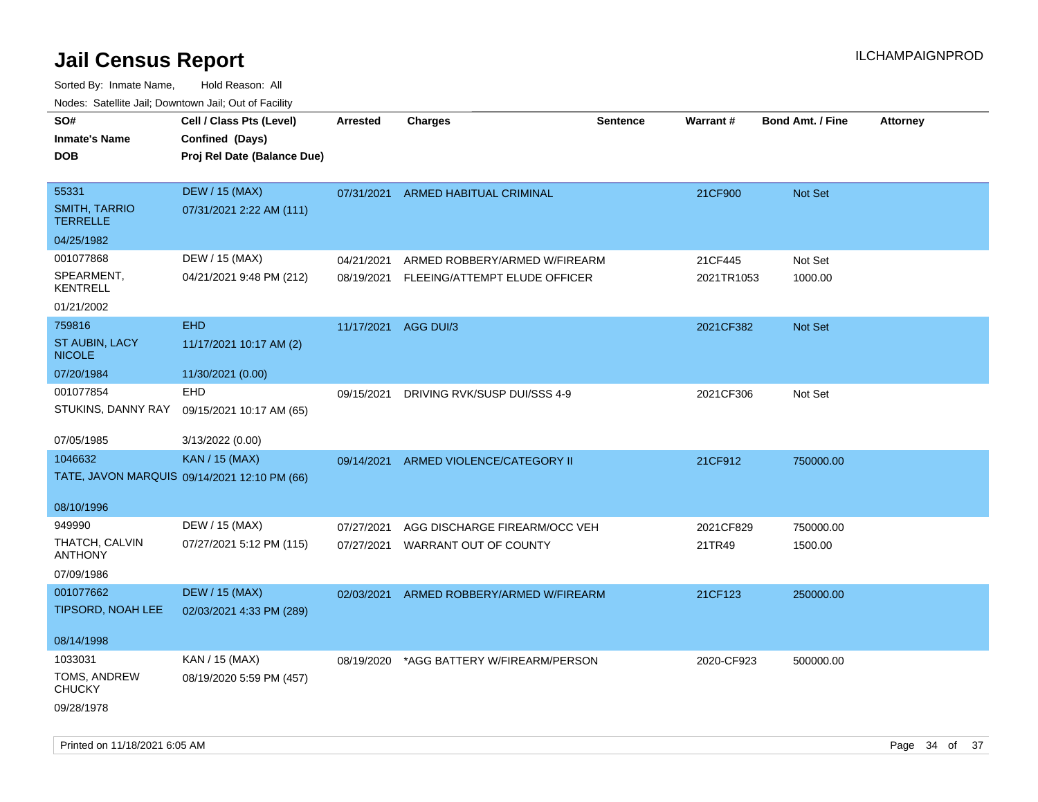# Jail Census Report

Sorted By: Inmate Name,     Hold Reason: All

Nodes: Satellite Jail; Downtown Jail; Out of Facility

| SO# / Inmate's Name / DOB | Cell / Class Pts (Level) / Confined (Days) / Proj Rel Date (Balance Due) | Arrested | Charges | Sentence | Warrant # | Bond Amt. / Fine | Attorney |
|---|---|---|---|---|---|---|---|
| 55331<br>SMITH, TARRIO TERRELLE<br>04/25/1982 | DEW / 15 (MAX)<br>07/31/2021 2:22 AM (111) | 07/31/2021 | ARMED HABITUAL CRIMINAL | | 21CF900 | Not Set | |
| 001077868<br>SPEARMENT, KENTRELL<br>01/21/2002 | DEW / 15 (MAX)<br>04/21/2021 9:48 PM (212) | 04/21/2021 | ARMED ROBBERY/ARMED W/FIREARM | | 21CF445 | Not Set | |
| | | 08/19/2021 | FLEEING/ATTEMPT ELUDE OFFICER | | 2021TR1053 | 1000.00 | |
| 759816<br>ST AUBIN, LACY NICOLE<br>07/20/1984 | EHD<br>11/17/2021 10:17 AM (2)<br>11/30/2021 (0.00) | 11/17/2021 | AGG DUI/3 | | 2021CF382 | Not Set | |
| 001077854<br>STUKINS, DANNY RAY<br>07/05/1985 | EHD<br>09/15/2021 10:17 AM (65)<br>3/13/2022 (0.00) | 09/15/2021 | DRIVING RVK/SUSP DUI/SSS 4-9 | | 2021CF306 | Not Set | |
| 1046632<br>TATE, JAVON MARQUIS<br>08/10/1996 | KAN / 15 (MAX)<br>09/14/2021 12:10 PM (66) | 09/14/2021 | ARMED VIOLENCE/CATEGORY II | | 21CF912 | 750000.00 | |
| 949990<br>THATCH, CALVIN ANTHONY<br>07/09/1986 | DEW / 15 (MAX)<br>07/27/2021 5:12 PM (115) | 07/27/2021 | AGG DISCHARGE FIREARM/OCC VEH | | 2021CF829 | 750000.00 | |
| | | 07/27/2021 | WARRANT OUT OF COUNTY | | 21TR49 | 1500.00 | |
| 001077662<br>TIPSORD, NOAH LEE<br>08/14/1998 | DEW / 15 (MAX)<br>02/03/2021 4:33 PM (289) | 02/03/2021 | ARMED ROBBERY/ARMED W/FIREARM | | 21CF123 | 250000.00 | |
| 1033031<br>TOMS, ANDREW CHUCKY<br>09/28/1978 | KAN / 15 (MAX)<br>08/19/2020 5:59 PM (457) | 08/19/2020 | *AGG BATTERY W/FIREARM/PERSON | | 2020-CF923 | 500000.00 | |

Printed on 11/18/2021 6:05 AM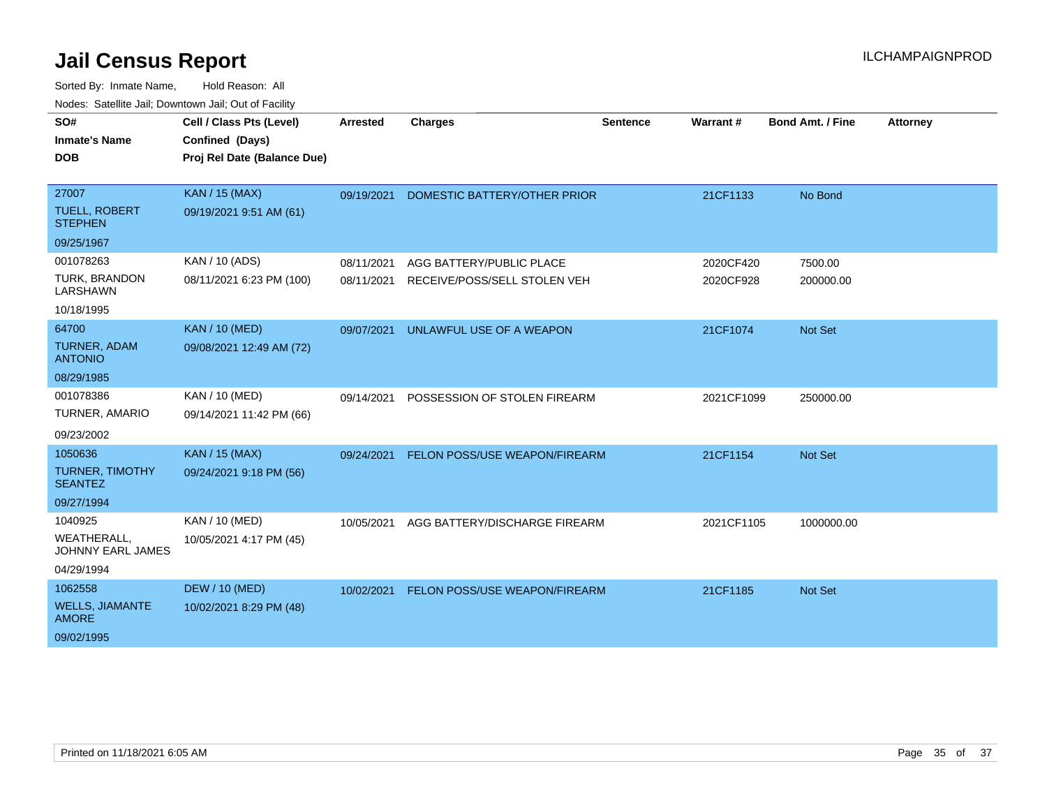# Jail Census Report

ILCHAMPAIGNPROD

Sorted By: Inmate Name,     Hold Reason: All

Nodes: Satellite Jail; Downtown Jail; Out of Facility

| SO#<br>Inmate's Name<br>DOB | Cell / Class Pts (Level)<br>Confined (Days)<br>Proj Rel Date (Balance Due) | Arrested | Charges | Sentence | Warrant # | Bond Amt. / Fine | Attorney |
|---|---|---|---|---|---|---|---|
| 27007<br>TUELL, ROBERT STEPHEN<br>09/25/1967 | KAN / 15 (MAX)<br>09/19/2021 9:51 AM (61) | 09/19/2021 | DOMESTIC BATTERY/OTHER PRIOR | | 21CF1133 | No Bond | |
| 001078263<br>TURK, BRANDON LARSHAWN<br>10/18/1995 | KAN / 10 (ADS)<br>08/11/2021 6:23 PM (100) | 08/11/2021<br>08/11/2021 | AGG BATTERY/PUBLIC PLACE<br>RECEIVE/POSS/SELL STOLEN VEH | | 2020CF420<br>2020CF928 | 7500.00<br>200000.00 | |
| 64700<br>TURNER, ADAM ANTONIO<br>08/29/1985 | KAN / 10 (MED)<br>09/08/2021 12:49 AM (72) | 09/07/2021 | UNLAWFUL USE OF A WEAPON | | 21CF1074 | Not Set | |
| 001078386<br>TURNER, AMARIO<br>09/23/2002 | KAN / 10 (MED)<br>09/14/2021 11:42 PM (66) | 09/14/2021 | POSSESSION OF STOLEN FIREARM | | 2021CF1099 | 250000.00 | |
| 1050636<br>TURNER, TIMOTHY SEANTEZ<br>09/27/1994 | KAN / 15 (MAX)<br>09/24/2021 9:18 PM (56) | 09/24/2021 | FELON POSS/USE WEAPON/FIREARM | | 21CF1154 | Not Set | |
| 1040925<br>WEATHERALL, JOHNNY EARL JAMES<br>04/29/1994 | KAN / 10 (MED)<br>10/05/2021 4:17 PM (45) | 10/05/2021 | AGG BATTERY/DISCHARGE FIREARM | | 2021CF1105 | 1000000.00 | |
| 1062558<br>WELLS, JIAMANTE AMORE<br>09/02/1995 | DEW / 10 (MED)<br>10/02/2021 8:29 PM (48) | 10/02/2021 | FELON POSS/USE WEAPON/FIREARM | | 21CF1185 | Not Set | |

Printed on 11/18/2021 6:05 AM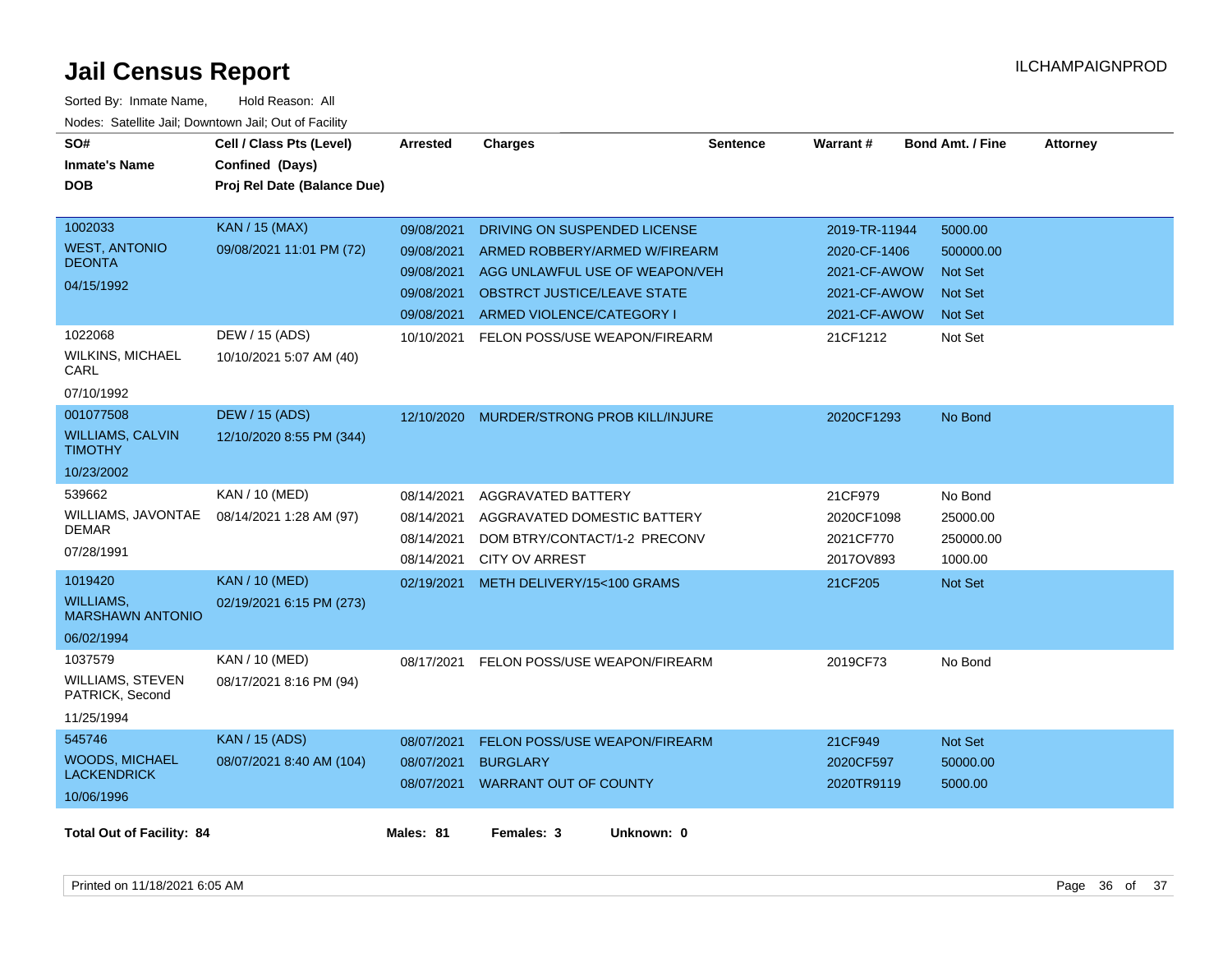# Jail Census Report

ILCHAMPAIGNPROD

Sorted By: Inmate Name, Hold Reason: All

Nodes: Satellite Jail; Downtown Jail; Out of Facility

| SO# / Inmate's Name / DOB | Cell / Class Pts (Level) / Confined (Days) / Proj Rel Date (Balance Due) | Arrested | Charges | Sentence | Warrant # | Bond Amt. / Fine | Attorney |
|---|---|---|---|---|---|---|---|
| 1002033<br>WEST, ANTONIO DEONTA<br>04/15/1992 | KAN / 15 (MAX)<br>09/08/2021 11:01 PM (72) | 09/08/2021 | DRIVING ON SUSPENDED LICENSE | | 2019-TR-11944 | 5000.00 | |
| | | 09/08/2021 | ARMED ROBBERY/ARMED W/FIREARM | | 2020-CF-1406 | 500000.00 | |
| | | 09/08/2021 | AGG UNLAWFUL USE OF WEAPON/VEH | | 2021-CF-AWOW | Not Set | |
| | | 09/08/2021 | OBSTRCT JUSTICE/LEAVE STATE | | 2021-CF-AWOW | Not Set | |
| | | 09/08/2021 | ARMED VIOLENCE/CATEGORY I | | 2021-CF-AWOW | Not Set | |
| 1022068<br>WILKINS, MICHAEL CARL<br>07/10/1992 | DEW / 15 (ADS)<br>10/10/2021 5:07 AM (40) | 10/10/2021 | FELON POSS/USE WEAPON/FIREARM | | 21CF1212 | Not Set | |
| 001077508<br>WILLIAMS, CALVIN TIMOTHY<br>10/23/2002 | DEW / 15 (ADS)<br>12/10/2020 8:55 PM (344) | 12/10/2020 | MURDER/STRONG PROB KILL/INJURE | | 2020CF1293 | No Bond | |
| 539662<br>WILLIAMS, JAVONTAE DEMAR<br>07/28/1991 | KAN / 10 (MED)<br>08/14/2021 1:28 AM (97) | 08/14/2021 | AGGRAVATED BATTERY | | 21CF979 | No Bond | |
| | | 08/14/2021 | AGGRAVATED DOMESTIC BATTERY | | 2020CF1098 | 25000.00 | |
| | | 08/14/2021 | DOM BTRY/CONTACT/1-2 PRECONV | | 2021CF770 | 250000.00 | |
| | | 08/14/2021 | CITY OV ARREST | | 2017OV893 | 1000.00 | |
| 1019420<br>WILLIAMS, MARSHAWN ANTONIO<br>06/02/1994 | KAN / 10 (MED)<br>02/19/2021 6:15 PM (273) | 02/19/2021 | METH DELIVERY/15<100 GRAMS | | 21CF205 | Not Set | |
| 1037579<br>WILLIAMS, STEVEN PATRICK, Second<br>11/25/1994 | KAN / 10 (MED)<br>08/17/2021 8:16 PM (94) | 08/17/2021 | FELON POSS/USE WEAPON/FIREARM | | 2019CF73 | No Bond | |
| 545746<br>WOODS, MICHAEL LACKENDRICK<br>10/06/1996 | KAN / 15 (ADS)<br>08/07/2021 8:40 AM (104) | 08/07/2021 | FELON POSS/USE WEAPON/FIREARM | | 21CF949 | Not Set | |
| | | 08/07/2021 | BURGLARY | | 2020CF597 | 50000.00 | |
| | | 08/07/2021 | WARRANT OUT OF COUNTY | | 2020TR9119 | 5000.00 | |

**Total Out of Facility: 84** **Males: 81** **Females: 3** **Unknown: 0**

Printed on 11/18/2021 6:05 AM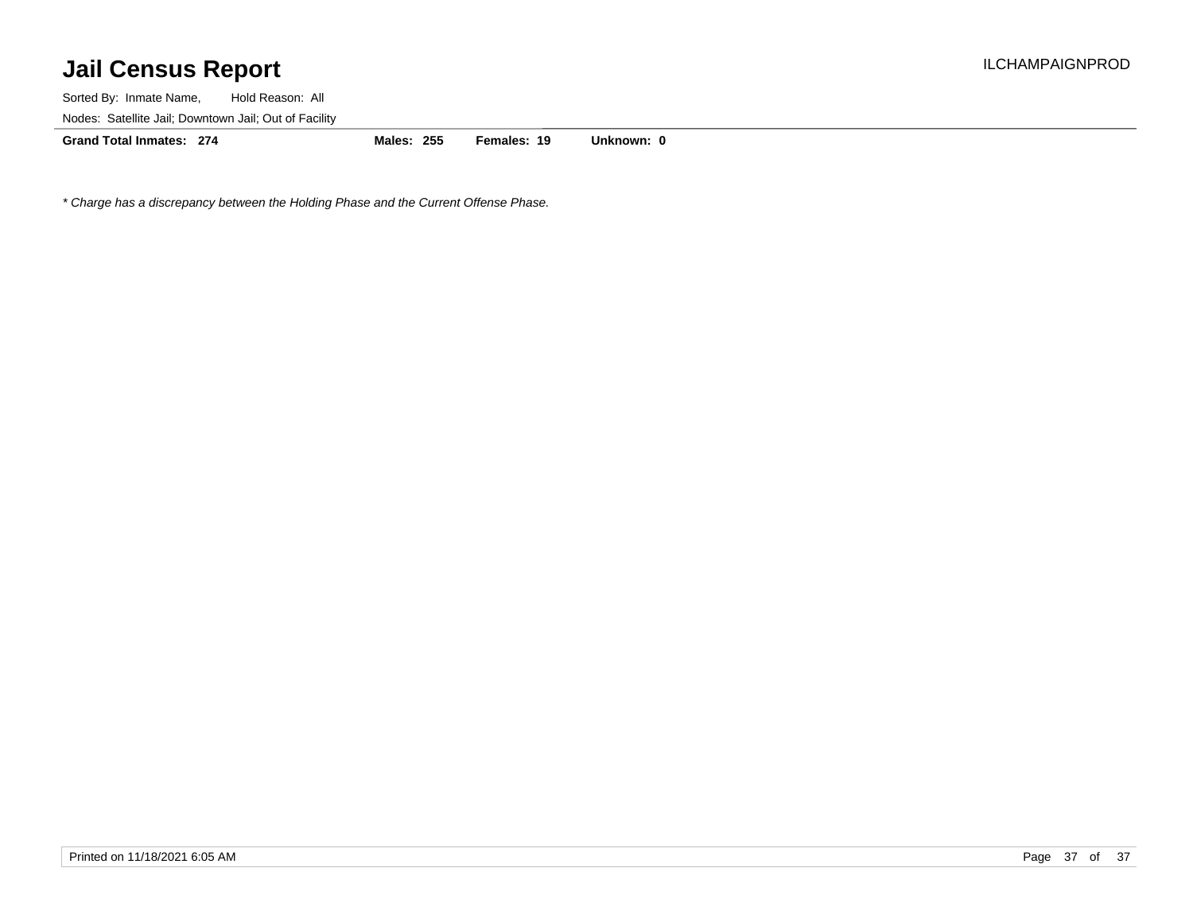# Jail Census Report

ILCHAMPAIGNPROD

Sorted By: Inmate Name, Hold Reason: All

Nodes: Satellite Jail; Downtown Jail; Out of Facility

**Grand Total Inmates: 274** **Males: 255** **Females: 19** **Unknown: 0**

*\* Charge has a discrepancy between the Holding Phase and the Current Offense Phase.*

Printed on 11/18/2021 6:05 AM